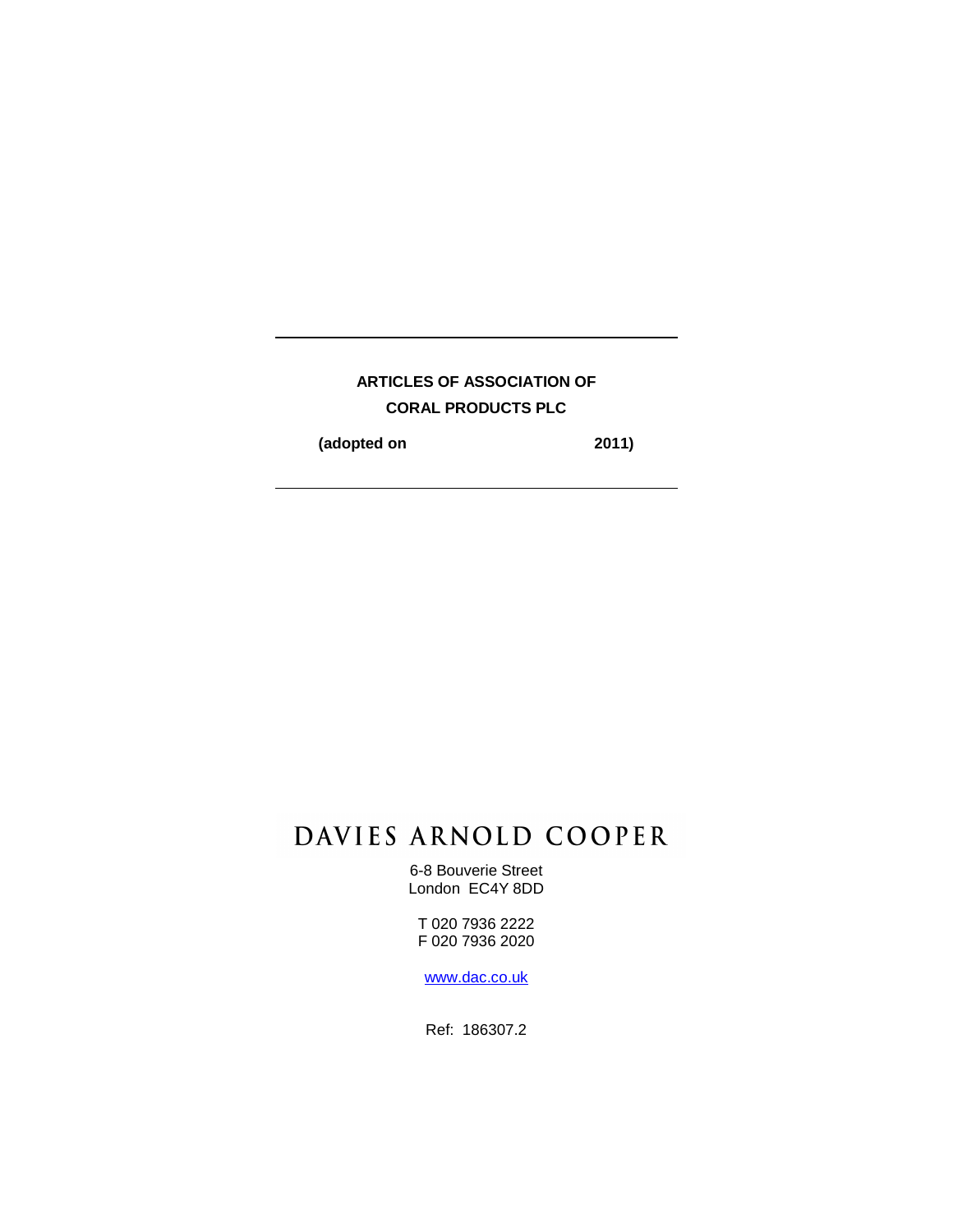---

**ARTICLES OF ASSOCIATION OF**

**CORAL PRODUCTS PLC**

**(adopted on                                   2011)**

---

DAVIES ARNOLD COOPER

6-8 Bouverie Street
London EC4Y 8DD

T 020 7936 2222
F 020 7936 2020

www.dac.co.uk

Ref: 186307.2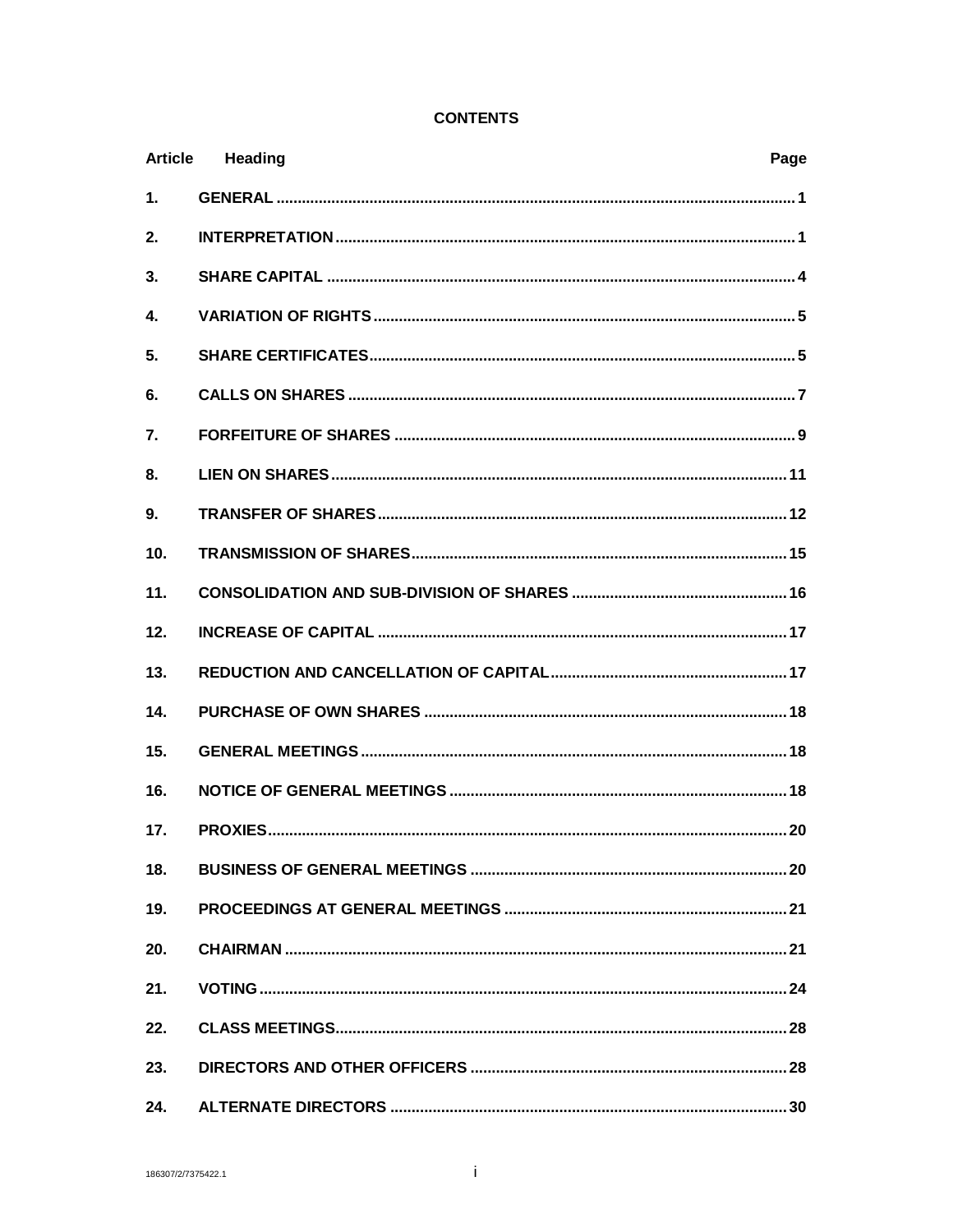# CONTENTS

| Article | Heading | Page |
|---|---|---|
| 1. | GENERAL | 1 |
| 2. | INTERPRETATION | 1 |
| 3. | SHARE CAPITAL | 4 |
| 4. | VARIATION OF RIGHTS | 5 |
| 5. | SHARE CERTIFICATES | 5 |
| 6. | CALLS ON SHARES | 7 |
| 7. | FORFEITURE OF SHARES | 9 |
| 8. | LIEN ON SHARES | 11 |
| 9. | TRANSFER OF SHARES | 12 |
| 10. | TRANSMISSION OF SHARES | 15 |
| 11. | CONSOLIDATION AND SUB-DIVISION OF SHARES | 16 |
| 12. | INCREASE OF CAPITAL | 17 |
| 13. | REDUCTION AND CANCELLATION OF CAPITAL | 17 |
| 14. | PURCHASE OF OWN SHARES | 18 |
| 15. | GENERAL MEETINGS | 18 |
| 16. | NOTICE OF GENERAL MEETINGS | 18 |
| 17. | PROXIES | 20 |
| 18. | BUSINESS OF GENERAL MEETINGS | 20 |
| 19. | PROCEEDINGS AT GENERAL MEETINGS | 21 |
| 20. | CHAIRMAN | 21 |
| 21. | VOTING | 24 |
| 22. | CLASS MEETINGS | 28 |
| 23. | DIRECTORS AND OTHER OFFICERS | 28 |
| 24. | ALTERNATE DIRECTORS | 30 |

186307/2/7375422.1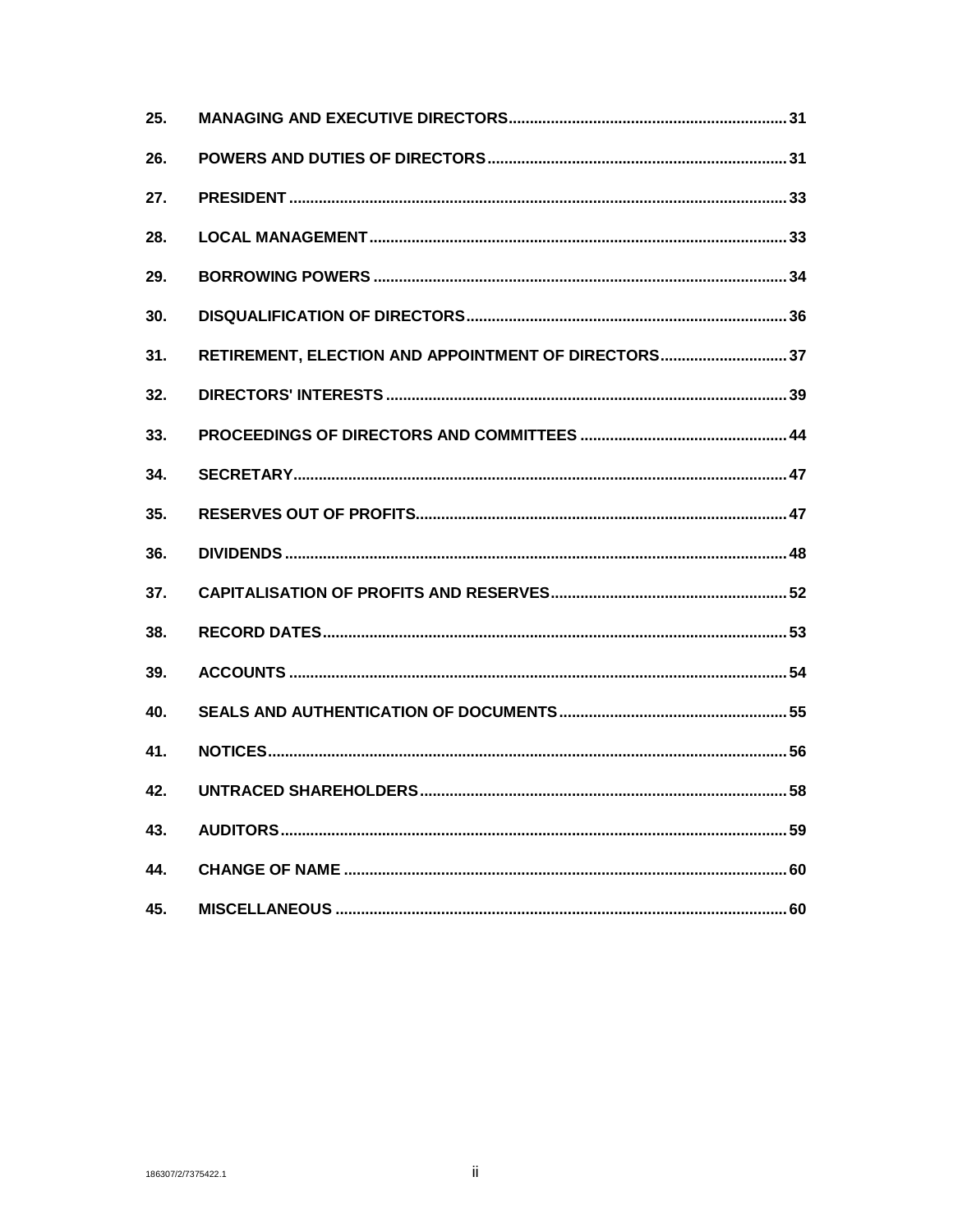| | | |
|---|---|---|
| 25. | **MANAGING AND EXECUTIVE DIRECTORS** | **31** |
| 26. | **POWERS AND DUTIES OF DIRECTORS** | **31** |
| 27. | **PRESIDENT** | **33** |
| 28. | **LOCAL MANAGEMENT** | **33** |
| 29. | **BORROWING POWERS** | **34** |
| 30. | **DISQUALIFICATION OF DIRECTORS** | **36** |
| 31. | **RETIREMENT, ELECTION AND APPOINTMENT OF DIRECTORS** | **37** |
| 32. | **DIRECTORS' INTERESTS** | **39** |
| 33. | **PROCEEDINGS OF DIRECTORS AND COMMITTEES** | **44** |
| 34. | **SECRETARY** | **47** |
| 35. | **RESERVES OUT OF PROFITS** | **47** |
| 36. | **DIVIDENDS** | **48** |
| 37. | **CAPITALISATION OF PROFITS AND RESERVES** | **52** |
| 38. | **RECORD DATES** | **53** |
| 39. | **ACCOUNTS** | **54** |
| 40. | **SEALS AND AUTHENTICATION OF DOCUMENTS** | **55** |
| 41. | **NOTICES** | **56** |
| 42. | **UNTRACED SHAREHOLDERS** | **58** |
| 43. | **AUDITORS** | **59** |
| 44. | **CHANGE OF NAME** | **60** |
| 45. | **MISCELLANEOUS** | **60** |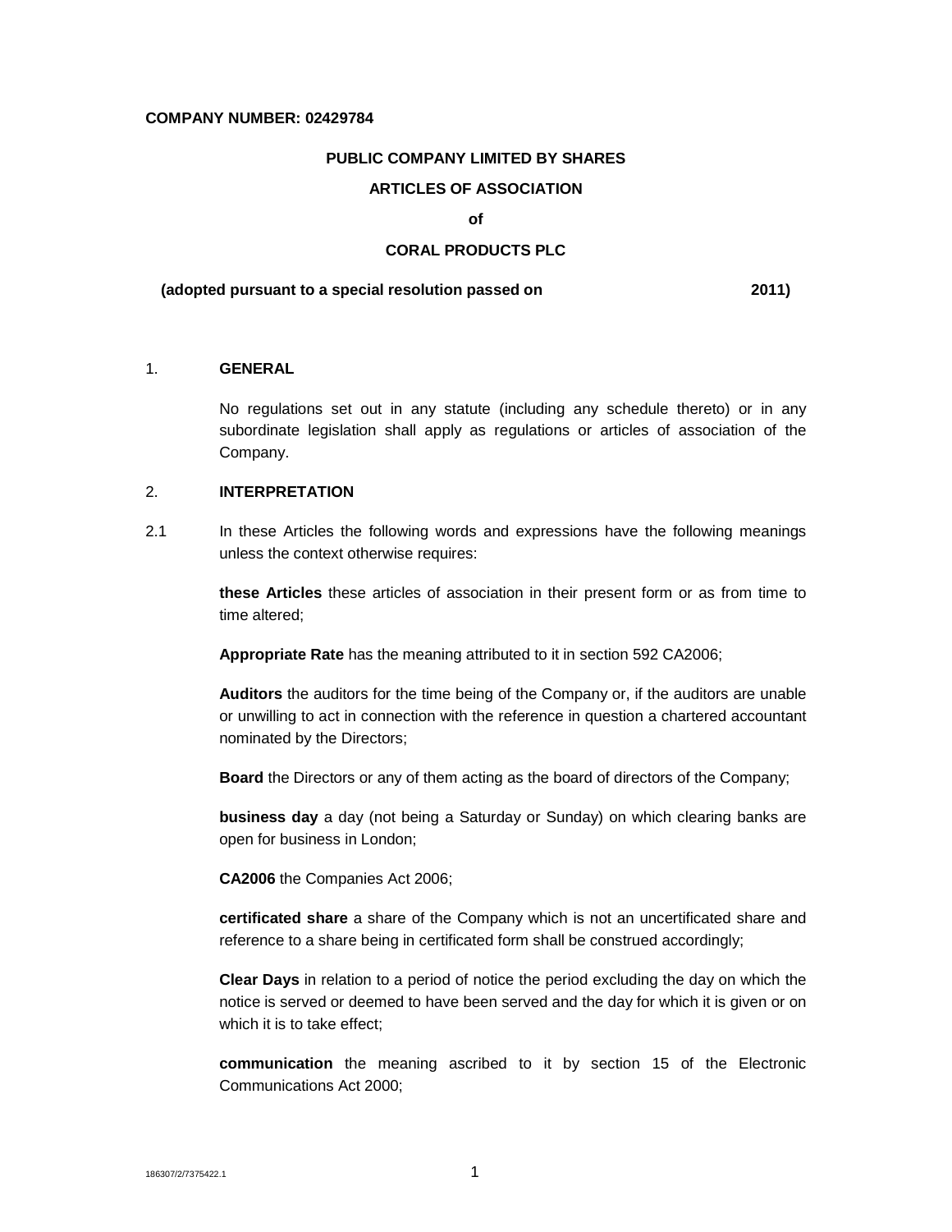**COMPANY NUMBER: 02429784**

**PUBLIC COMPANY LIMITED BY SHARES**

**ARTICLES OF ASSOCIATION**

**of**

**CORAL PRODUCTS PLC**

**(adopted pursuant to a special resolution passed on 2011)**

## 1. GENERAL

No regulations set out in any statute (including any schedule thereto) or in any subordinate legislation shall apply as regulations or articles of association of the Company.

## 2. INTERPRETATION

2.1 In these Articles the following words and expressions have the following meanings unless the context otherwise requires:

**these Articles** these articles of association in their present form or as from time to time altered;

**Appropriate Rate** has the meaning attributed to it in section 592 CA2006;

**Auditors** the auditors for the time being of the Company or, if the auditors are unable or unwilling to act in connection with the reference in question a chartered accountant nominated by the Directors;

**Board** the Directors or any of them acting as the board of directors of the Company;

**business day** a day (not being a Saturday or Sunday) on which clearing banks are open for business in London;

**CA2006** the Companies Act 2006;

**certificated share** a share of the Company which is not an uncertificated share and reference to a share being in certificated form shall be construed accordingly;

**Clear Days** in relation to a period of notice the period excluding the day on which the notice is served or deemed to have been served and the day for which it is given or on which it is to take effect;

**communication** the meaning ascribed to it by section 15 of the Electronic Communications Act 2000;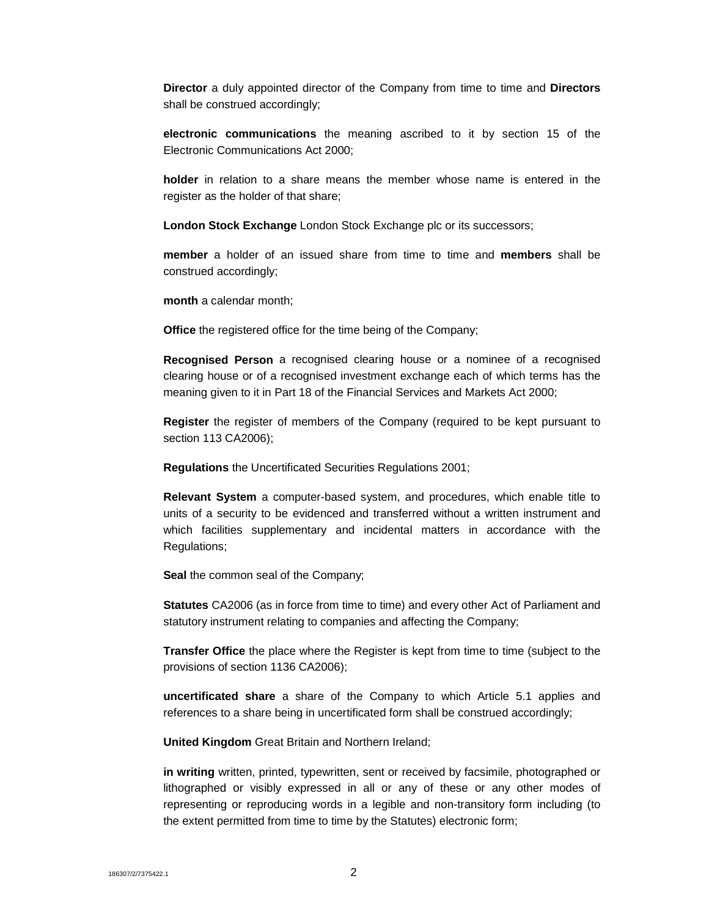**Director** a duly appointed director of the Company from time to time and **Directors** shall be construed accordingly;

**electronic communications** the meaning ascribed to it by section 15 of the Electronic Communications Act 2000;

**holder** in relation to a share means the member whose name is entered in the register as the holder of that share;

**London Stock Exchange** London Stock Exchange plc or its successors;

**member** a holder of an issued share from time to time and **members** shall be construed accordingly;

**month** a calendar month;

**Office** the registered office for the time being of the Company;

**Recognised Person** a recognised clearing house or a nominee of a recognised clearing house or of a recognised investment exchange each of which terms has the meaning given to it in Part 18 of the Financial Services and Markets Act 2000;

**Register** the register of members of the Company (required to be kept pursuant to section 113 CA2006);

**Regulations** the Uncertificated Securities Regulations 2001;

**Relevant System** a computer-based system, and procedures, which enable title to units of a security to be evidenced and transferred without a written instrument and which facilities supplementary and incidental matters in accordance with the Regulations;

**Seal** the common seal of the Company;

**Statutes** CA2006 (as in force from time to time) and every other Act of Parliament and statutory instrument relating to companies and affecting the Company;

**Transfer Office** the place where the Register is kept from time to time (subject to the provisions of section 1136 CA2006);

**uncertificated share** a share of the Company to which Article 5.1 applies and references to a share being in uncertificated form shall be construed accordingly;

**United Kingdom** Great Britain and Northern Ireland;

**in writing** written, printed, typewritten, sent or received by facsimile, photographed or lithographed or visibly expressed in all or any of these or any other modes of representing or reproducing words in a legible and non-transitory form including (to the extent permitted from time to time by the Statutes) electronic form;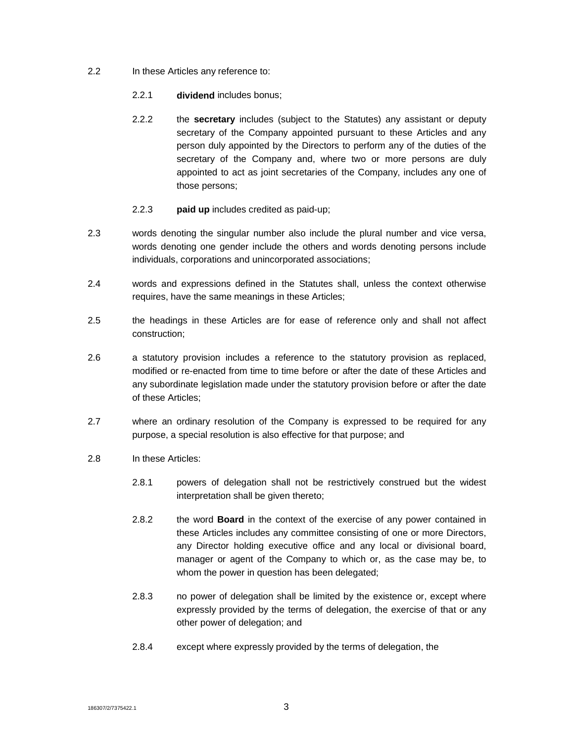2.2 In these Articles any reference to:

2.2.1 **dividend** includes bonus;

2.2.2 the **secretary** includes (subject to the Statutes) any assistant or deputy secretary of the Company appointed pursuant to these Articles and any person duly appointed by the Directors to perform any of the duties of the secretary of the Company and, where two or more persons are duly appointed to act as joint secretaries of the Company, includes any one of those persons;

2.2.3 **paid up** includes credited as paid-up;

2.3 words denoting the singular number also include the plural number and vice versa, words denoting one gender include the others and words denoting persons include individuals, corporations and unincorporated associations;

2.4 words and expressions defined in the Statutes shall, unless the context otherwise requires, have the same meanings in these Articles;

2.5 the headings in these Articles are for ease of reference only and shall not affect construction;

2.6 a statutory provision includes a reference to the statutory provision as replaced, modified or re-enacted from time to time before or after the date of these Articles and any subordinate legislation made under the statutory provision before or after the date of these Articles;

2.7 where an ordinary resolution of the Company is expressed to be required for any purpose, a special resolution is also effective for that purpose; and

2.8 In these Articles:

2.8.1 powers of delegation shall not be restrictively construed but the widest interpretation shall be given thereto;

2.8.2 the word **Board** in the context of the exercise of any power contained in these Articles includes any committee consisting of one or more Directors, any Director holding executive office and any local or divisional board, manager or agent of the Company to which or, as the case may be, to whom the power in question has been delegated;

2.8.3 no power of delegation shall be limited by the existence or, except where expressly provided by the terms of delegation, the exercise of that or any other power of delegation; and

2.8.4 except where expressly provided by the terms of delegation, the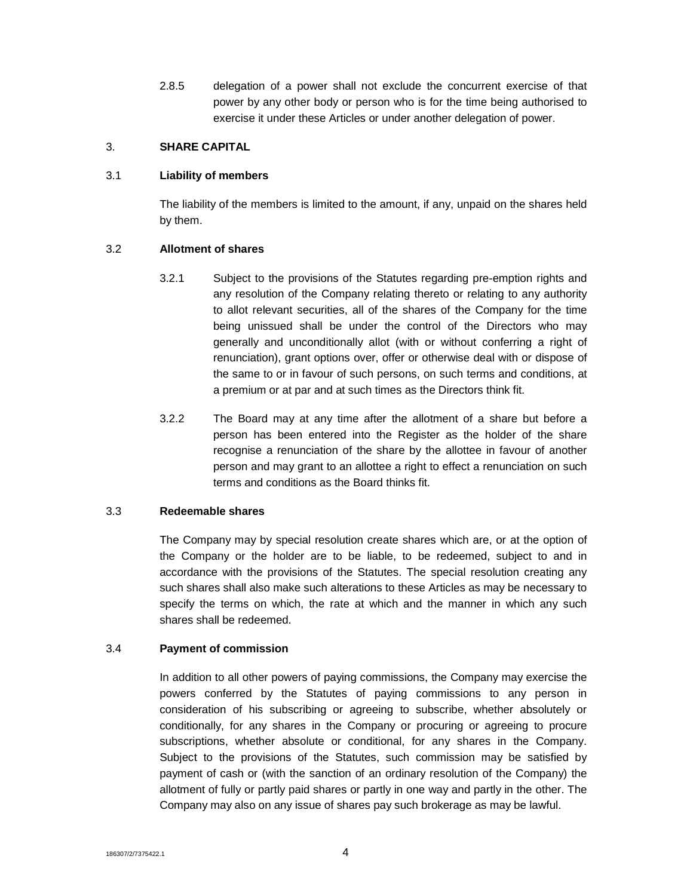2.8.5 delegation of a power shall not exclude the concurrent exercise of that power by any other body or person who is for the time being authorised to exercise it under these Articles or under another delegation of power.

## 3. SHARE CAPITAL

### 3.1 Liability of members

The liability of the members is limited to the amount, if any, unpaid on the shares held by them.

### 3.2 Allotment of shares

3.2.1 Subject to the provisions of the Statutes regarding pre-emption rights and any resolution of the Company relating thereto or relating to any authority to allot relevant securities, all of the shares of the Company for the time being unissued shall be under the control of the Directors who may generally and unconditionally allot (with or without conferring a right of renunciation), grant options over, offer or otherwise deal with or dispose of the same to or in favour of such persons, on such terms and conditions, at a premium or at par and at such times as the Directors think fit.

3.2.2 The Board may at any time after the allotment of a share but before a person has been entered into the Register as the holder of the share recognise a renunciation of the share by the allottee in favour of another person and may grant to an allottee a right to effect a renunciation on such terms and conditions as the Board thinks fit.

### 3.3 Redeemable shares

The Company may by special resolution create shares which are, or at the option of the Company or the holder are to be liable, to be redeemed, subject to and in accordance with the provisions of the Statutes. The special resolution creating any such shares shall also make such alterations to these Articles as may be necessary to specify the terms on which, the rate at which and the manner in which any such shares shall be redeemed.

### 3.4 Payment of commission

In addition to all other powers of paying commissions, the Company may exercise the powers conferred by the Statutes of paying commissions to any person in consideration of his subscribing or agreeing to subscribe, whether absolutely or conditionally, for any shares in the Company or procuring or agreeing to procure subscriptions, whether absolute or conditional, for any shares in the Company. Subject to the provisions of the Statutes, such commission may be satisfied by payment of cash or (with the sanction of an ordinary resolution of the Company) the allotment of fully or partly paid shares or partly in one way and partly in the other. The Company may also on any issue of shares pay such brokerage as may be lawful.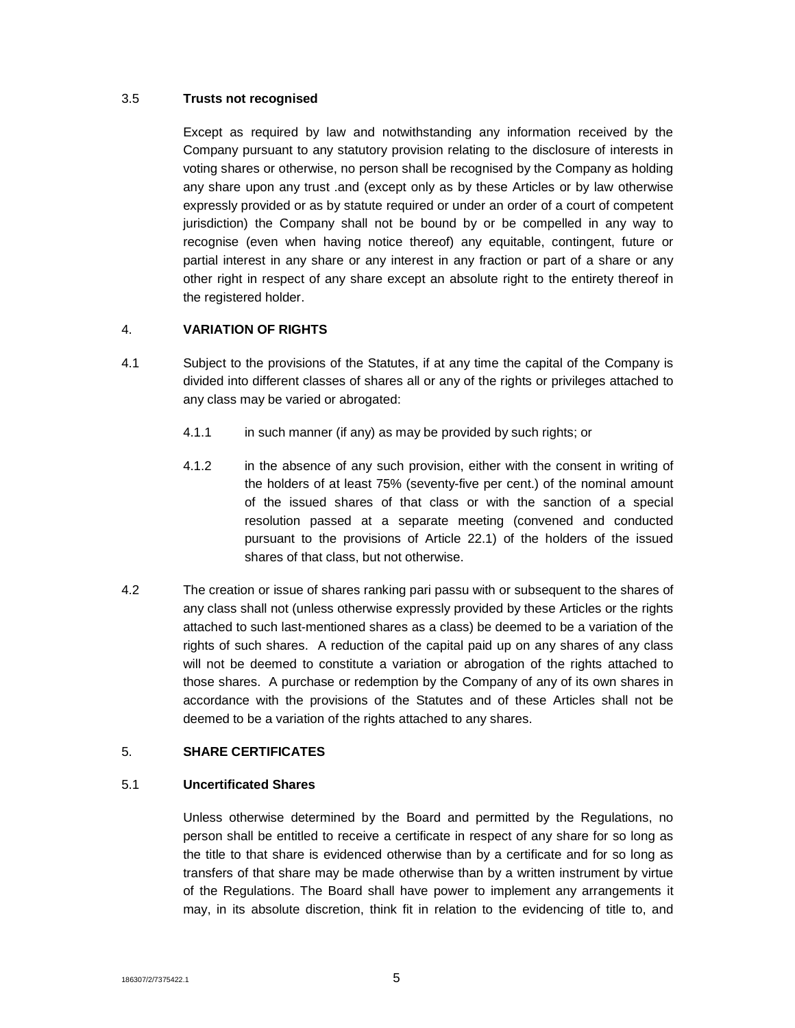3.5 **Trusts not recognised**

Except as required by law and notwithstanding any information received by the Company pursuant to any statutory provision relating to the disclosure of interests in voting shares or otherwise, no person shall be recognised by the Company as holding any share upon any trust .and (except only as by these Articles or by law otherwise expressly provided or as by statute required or under an order of a court of competent jurisdiction) the Company shall not be bound by or be compelled in any way to recognise (even when having notice thereof) any equitable, contingent, future or partial interest in any share or any interest in any fraction or part of a share or any other right in respect of any share except an absolute right to the entirety thereof in the registered holder.

## 4. VARIATION OF RIGHTS

4.1 Subject to the provisions of the Statutes, if at any time the capital of the Company is divided into different classes of shares all or any of the rights or privileges attached to any class may be varied or abrogated:

4.1.1 in such manner (if any) as may be provided by such rights; or

4.1.2 in the absence of any such provision, either with the consent in writing of the holders of at least 75% (seventy-five per cent.) of the nominal amount of the issued shares of that class or with the sanction of a special resolution passed at a separate meeting (convened and conducted pursuant to the provisions of Article 22.1) of the holders of the issued shares of that class, but not otherwise.

4.2 The creation or issue of shares ranking pari passu with or subsequent to the shares of any class shall not (unless otherwise expressly provided by these Articles or the rights attached to such last-mentioned shares as a class) be deemed to be a variation of the rights of such shares. A reduction of the capital paid up on any shares of any class will not be deemed to constitute a variation or abrogation of the rights attached to those shares. A purchase or redemption by the Company of any of its own shares in accordance with the provisions of the Statutes and of these Articles shall not be deemed to be a variation of the rights attached to any shares.

## 5. SHARE CERTIFICATES

5.1 **Uncertificated Shares**

Unless otherwise determined by the Board and permitted by the Regulations, no person shall be entitled to receive a certificate in respect of any share for so long as the title to that share is evidenced otherwise than by a certificate and for so long as transfers of that share may be made otherwise than by a written instrument by virtue of the Regulations. The Board shall have power to implement any arrangements it may, in its absolute discretion, think fit in relation to the evidencing of title to, and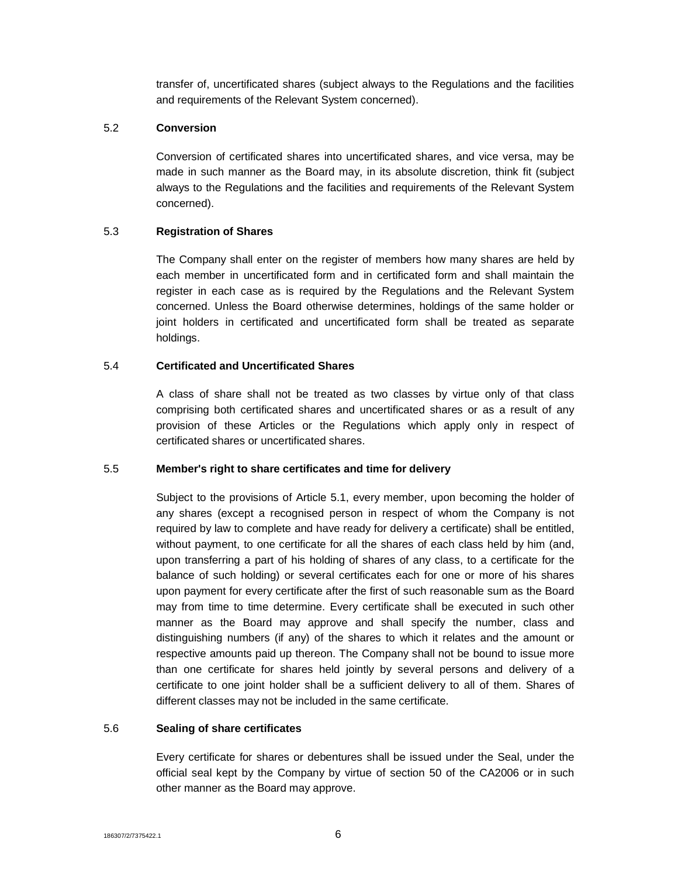transfer of, uncertificated shares (subject always to the Regulations and the facilities and requirements of the Relevant System concerned).

5.2 **Conversion**

Conversion of certificated shares into uncertificated shares, and vice versa, may be made in such manner as the Board may, in its absolute discretion, think fit (subject always to the Regulations and the facilities and requirements of the Relevant System concerned).

5.3 **Registration of Shares**

The Company shall enter on the register of members how many shares are held by each member in uncertificated form and in certificated form and shall maintain the register in each case as is required by the Regulations and the Relevant System concerned. Unless the Board otherwise determines, holdings of the same holder or joint holders in certificated and uncertificated form shall be treated as separate holdings.

5.4 **Certificated and Uncertificated Shares**

A class of share shall not be treated as two classes by virtue only of that class comprising both certificated shares and uncertificated shares or as a result of any provision of these Articles or the Regulations which apply only in respect of certificated shares or uncertificated shares.

5.5 **Member's right to share certificates and time for delivery**

Subject to the provisions of Article 5.1, every member, upon becoming the holder of any shares (except a recognised person in respect of whom the Company is not required by law to complete and have ready for delivery a certificate) shall be entitled, without payment, to one certificate for all the shares of each class held by him (and, upon transferring a part of his holding of shares of any class, to a certificate for the balance of such holding) or several certificates each for one or more of his shares upon payment for every certificate after the first of such reasonable sum as the Board may from time to time determine. Every certificate shall be executed in such other manner as the Board may approve and shall specify the number, class and distinguishing numbers (if any) of the shares to which it relates and the amount or respective amounts paid up thereon. The Company shall not be bound to issue more than one certificate for shares held jointly by several persons and delivery of a certificate to one joint holder shall be a sufficient delivery to all of them. Shares of different classes may not be included in the same certificate.

5.6 **Sealing of share certificates**

Every certificate for shares or debentures shall be issued under the Seal, under the official seal kept by the Company by virtue of section 50 of the CA2006 or in such other manner as the Board may approve.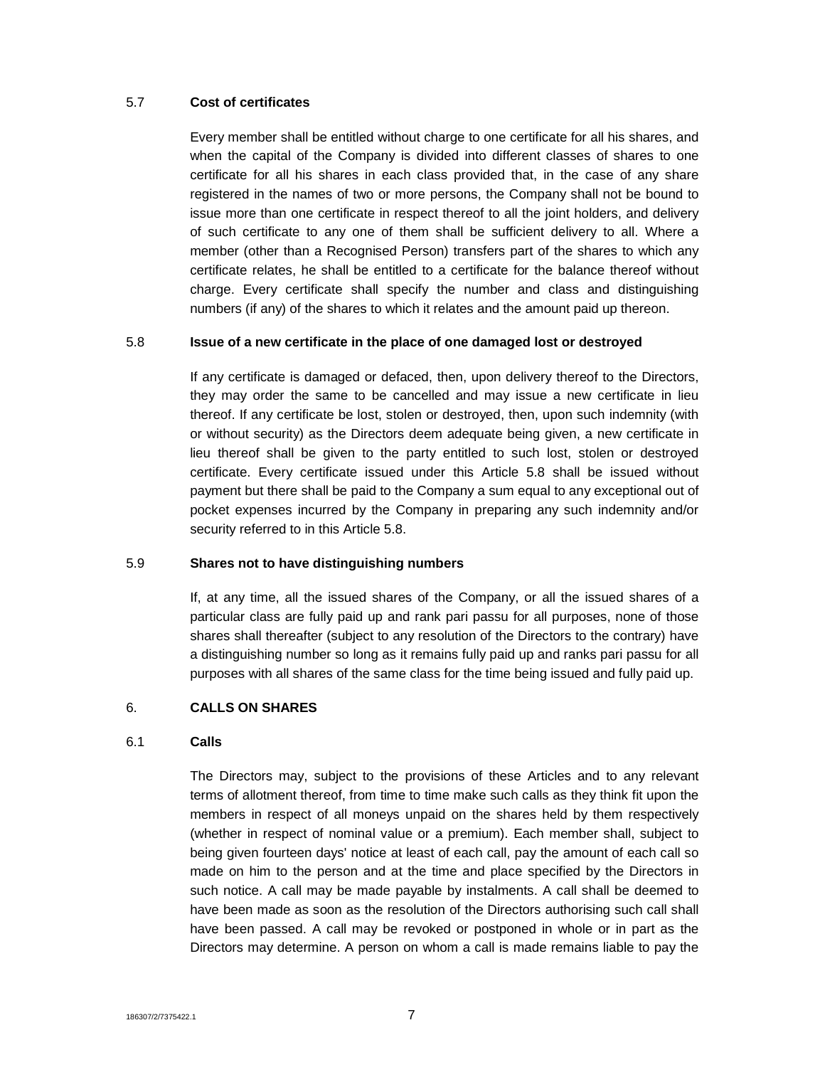5.7 **Cost of certificates**

Every member shall be entitled without charge to one certificate for all his shares, and when the capital of the Company is divided into different classes of shares to one certificate for all his shares in each class provided that, in the case of any share registered in the names of two or more persons, the Company shall not be bound to issue more than one certificate in respect thereof to all the joint holders, and delivery of such certificate to any one of them shall be sufficient delivery to all. Where a member (other than a Recognised Person) transfers part of the shares to which any certificate relates, he shall be entitled to a certificate for the balance thereof without charge. Every certificate shall specify the number and class and distinguishing numbers (if any) of the shares to which it relates and the amount paid up thereon.

5.8 **Issue of a new certificate in the place of one damaged lost or destroyed**

If any certificate is damaged or defaced, then, upon delivery thereof to the Directors, they may order the same to be cancelled and may issue a new certificate in lieu thereof. If any certificate be lost, stolen or destroyed, then, upon such indemnity (with or without security) as the Directors deem adequate being given, a new certificate in lieu thereof shall be given to the party entitled to such lost, stolen or destroyed certificate. Every certificate issued under this Article 5.8 shall be issued without payment but there shall be paid to the Company a sum equal to any exceptional out of pocket expenses incurred by the Company in preparing any such indemnity and/or security referred to in this Article 5.8.

5.9 **Shares not to have distinguishing numbers**

If, at any time, all the issued shares of the Company, or all the issued shares of a particular class are fully paid up and rank pari passu for all purposes, none of those shares shall thereafter (subject to any resolution of the Directors to the contrary) have a distinguishing number so long as it remains fully paid up and ranks pari passu for all purposes with all shares of the same class for the time being issued and fully paid up.

## 6. CALLS ON SHARES

6.1 **Calls**

The Directors may, subject to the provisions of these Articles and to any relevant terms of allotment thereof, from time to time make such calls as they think fit upon the members in respect of all moneys unpaid on the shares held by them respectively (whether in respect of nominal value or a premium). Each member shall, subject to being given fourteen days' notice at least of each call, pay the amount of each call so made on him to the person and at the time and place specified by the Directors in such notice. A call may be made payable by instalments. A call shall be deemed to have been made as soon as the resolution of the Directors authorising such call shall have been passed. A call may be revoked or postponed in whole or in part as the Directors may determine. A person on whom a call is made remains liable to pay the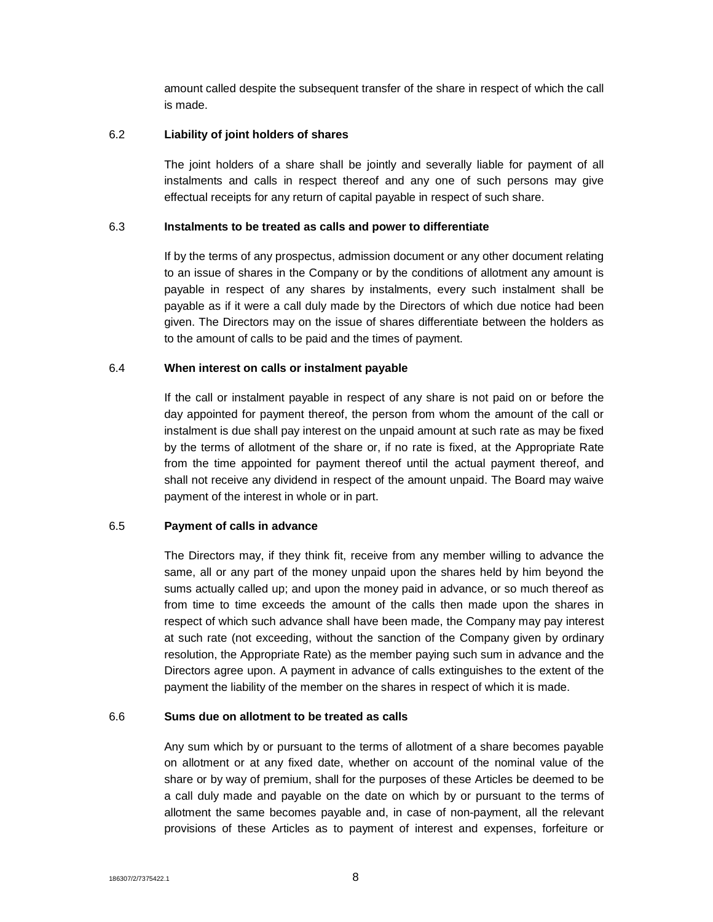amount called despite the subsequent transfer of the share in respect of which the call is made.

6.2 **Liability of joint holders of shares**

The joint holders of a share shall be jointly and severally liable for payment of all instalments and calls in respect thereof and any one of such persons may give effectual receipts for any return of capital payable in respect of such share.

6.3 **Instalments to be treated as calls and power to differentiate**

If by the terms of any prospectus, admission document or any other document relating to an issue of shares in the Company or by the conditions of allotment any amount is payable in respect of any shares by instalments, every such instalment shall be payable as if it were a call duly made by the Directors of which due notice had been given. The Directors may on the issue of shares differentiate between the holders as to the amount of calls to be paid and the times of payment.

6.4 **When interest on calls or instalment payable**

If the call or instalment payable in respect of any share is not paid on or before the day appointed for payment thereof, the person from whom the amount of the call or instalment is due shall pay interest on the unpaid amount at such rate as may be fixed by the terms of allotment of the share or, if no rate is fixed, at the Appropriate Rate from the time appointed for payment thereof until the actual payment thereof, and shall not receive any dividend in respect of the amount unpaid. The Board may waive payment of the interest in whole or in part.

6.5 **Payment of calls in advance**

The Directors may, if they think fit, receive from any member willing to advance the same, all or any part of the money unpaid upon the shares held by him beyond the sums actually called up; and upon the money paid in advance, or so much thereof as from time to time exceeds the amount of the calls then made upon the shares in respect of which such advance shall have been made, the Company may pay interest at such rate (not exceeding, without the sanction of the Company given by ordinary resolution, the Appropriate Rate) as the member paying such sum in advance and the Directors agree upon. A payment in advance of calls extinguishes to the extent of the payment the liability of the member on the shares in respect of which it is made.

6.6 **Sums due on allotment to be treated as calls**

Any sum which by or pursuant to the terms of allotment of a share becomes payable on allotment or at any fixed date, whether on account of the nominal value of the share or by way of premium, shall for the purposes of these Articles be deemed to be a call duly made and payable on the date on which by or pursuant to the terms of allotment the same becomes payable and, in case of non-payment, all the relevant provisions of these Articles as to payment of interest and expenses, forfeiture or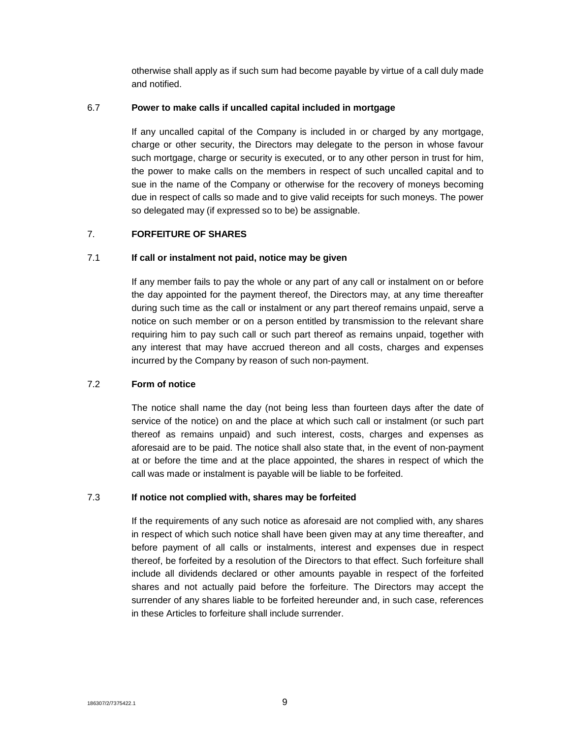otherwise shall apply as if such sum had become payable by virtue of a call duly made and notified.

### 6.7 Power to make calls if uncalled capital included in mortgage

If any uncalled capital of the Company is included in or charged by any mortgage, charge or other security, the Directors may delegate to the person in whose favour such mortgage, charge or security is executed, or to any other person in trust for him, the power to make calls on the members in respect of such uncalled capital and to sue in the name of the Company or otherwise for the recovery of moneys becoming due in respect of calls so made and to give valid receipts for such moneys. The power so delegated may (if expressed so to be) be assignable.

## 7. FORFEITURE OF SHARES

### 7.1 If call or instalment not paid, notice may be given

If any member fails to pay the whole or any part of any call or instalment on or before the day appointed for the payment thereof, the Directors may, at any time thereafter during such time as the call or instalment or any part thereof remains unpaid, serve a notice on such member or on a person entitled by transmission to the relevant share requiring him to pay such call or such part thereof as remains unpaid, together with any interest that may have accrued thereon and all costs, charges and expenses incurred by the Company by reason of such non-payment.

### 7.2 Form of notice

The notice shall name the day (not being less than fourteen days after the date of service of the notice) on and the place at which such call or instalment (or such part thereof as remains unpaid) and such interest, costs, charges and expenses as aforesaid are to be paid. The notice shall also state that, in the event of non-payment at or before the time and at the place appointed, the shares in respect of which the call was made or instalment is payable will be liable to be forfeited.

### 7.3 If notice not complied with, shares may be forfeited

If the requirements of any such notice as aforesaid are not complied with, any shares in respect of which such notice shall have been given may at any time thereafter, and before payment of all calls or instalments, interest and expenses due in respect thereof, be forfeited by a resolution of the Directors to that effect. Such forfeiture shall include all dividends declared or other amounts payable in respect of the forfeited shares and not actually paid before the forfeiture. The Directors may accept the surrender of any shares liable to be forfeited hereunder and, in such case, references in these Articles to forfeiture shall include surrender.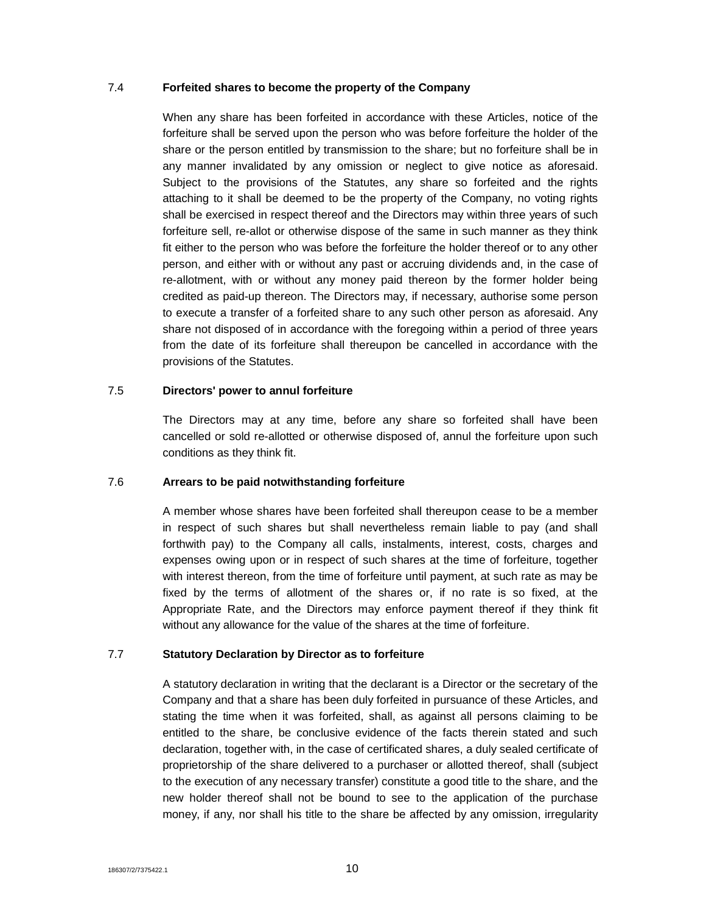### 7.4 **Forfeited shares to become the property of the Company**

When any share has been forfeited in accordance with these Articles, notice of the forfeiture shall be served upon the person who was before forfeiture the holder of the share or the person entitled by transmission to the share; but no forfeiture shall be in any manner invalidated by any omission or neglect to give notice as aforesaid. Subject to the provisions of the Statutes, any share so forfeited and the rights attaching to it shall be deemed to be the property of the Company, no voting rights shall be exercised in respect thereof and the Directors may within three years of such forfeiture sell, re-allot or otherwise dispose of the same in such manner as they think fit either to the person who was before the forfeiture the holder thereof or to any other person, and either with or without any past or accruing dividends and, in the case of re-allotment, with or without any money paid thereon by the former holder being credited as paid-up thereon. The Directors may, if necessary, authorise some person to execute a transfer of a forfeited share to any such other person as aforesaid. Any share not disposed of in accordance with the foregoing within a period of three years from the date of its forfeiture shall thereupon be cancelled in accordance with the provisions of the Statutes.

### 7.5 **Directors' power to annul forfeiture**

The Directors may at any time, before any share so forfeited shall have been cancelled or sold re-allotted or otherwise disposed of, annul the forfeiture upon such conditions as they think fit.

### 7.6 **Arrears to be paid notwithstanding forfeiture**

A member whose shares have been forfeited shall thereupon cease to be a member in respect of such shares but shall nevertheless remain liable to pay (and shall forthwith pay) to the Company all calls, instalments, interest, costs, charges and expenses owing upon or in respect of such shares at the time of forfeiture, together with interest thereon, from the time of forfeiture until payment, at such rate as may be fixed by the terms of allotment of the shares or, if no rate is so fixed, at the Appropriate Rate, and the Directors may enforce payment thereof if they think fit without any allowance for the value of the shares at the time of forfeiture.

### 7.7 **Statutory Declaration by Director as to forfeiture**

A statutory declaration in writing that the declarant is a Director or the secretary of the Company and that a share has been duly forfeited in pursuance of these Articles, and stating the time when it was forfeited, shall, as against all persons claiming to be entitled to the share, be conclusive evidence of the facts therein stated and such declaration, together with, in the case of certificated shares, a duly sealed certificate of proprietorship of the share delivered to a purchaser or allotted thereof, shall (subject to the execution of any necessary transfer) constitute a good title to the share, and the new holder thereof shall not be bound to see to the application of the purchase money, if any, nor shall his title to the share be affected by any omission, irregularity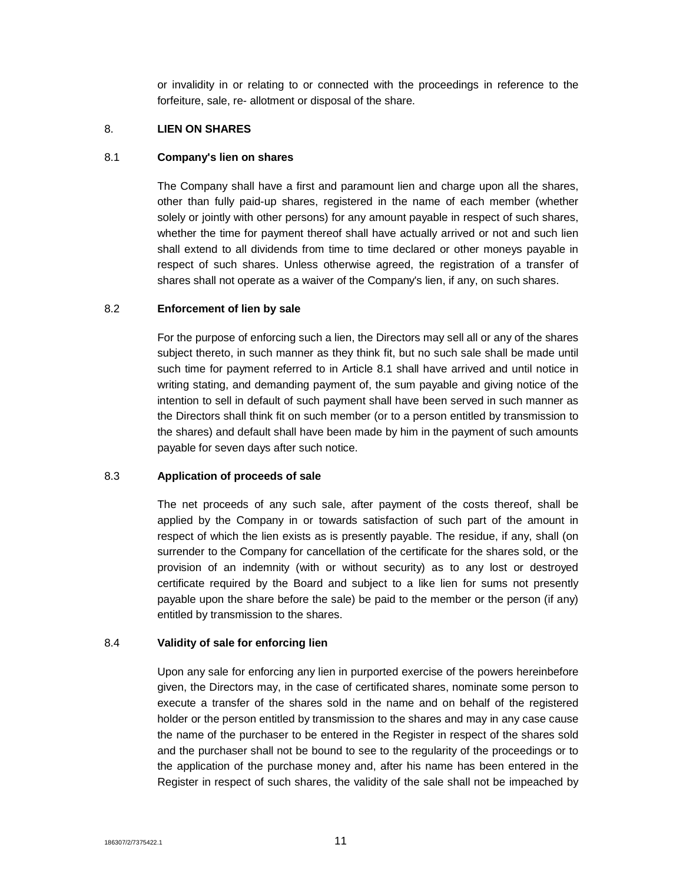or invalidity in or relating to or connected with the proceedings in reference to the forfeiture, sale, re- allotment or disposal of the share.

## 8. LIEN ON SHARES

### 8.1 Company's lien on shares

The Company shall have a first and paramount lien and charge upon all the shares, other than fully paid-up shares, registered in the name of each member (whether solely or jointly with other persons) for any amount payable in respect of such shares, whether the time for payment thereof shall have actually arrived or not and such lien shall extend to all dividends from time to time declared or other moneys payable in respect of such shares. Unless otherwise agreed, the registration of a transfer of shares shall not operate as a waiver of the Company's lien, if any, on such shares.

### 8.2 Enforcement of lien by sale

For the purpose of enforcing such a lien, the Directors may sell all or any of the shares subject thereto, in such manner as they think fit, but no such sale shall be made until such time for payment referred to in Article 8.1 shall have arrived and until notice in writing stating, and demanding payment of, the sum payable and giving notice of the intention to sell in default of such payment shall have been served in such manner as the Directors shall think fit on such member (or to a person entitled by transmission to the shares) and default shall have been made by him in the payment of such amounts payable for seven days after such notice.

### 8.3 Application of proceeds of sale

The net proceeds of any such sale, after payment of the costs thereof, shall be applied by the Company in or towards satisfaction of such part of the amount in respect of which the lien exists as is presently payable. The residue, if any, shall (on surrender to the Company for cancellation of the certificate for the shares sold, or the provision of an indemnity (with or without security) as to any lost or destroyed certificate required by the Board and subject to a like lien for sums not presently payable upon the share before the sale) be paid to the member or the person (if any) entitled by transmission to the shares.

### 8.4 Validity of sale for enforcing lien

Upon any sale for enforcing any lien in purported exercise of the powers hereinbefore given, the Directors may, in the case of certificated shares, nominate some person to execute a transfer of the shares sold in the name and on behalf of the registered holder or the person entitled by transmission to the shares and may in any case cause the name of the purchaser to be entered in the Register in respect of the shares sold and the purchaser shall not be bound to see to the regularity of the proceedings or to the application of the purchase money and, after his name has been entered in the Register in respect of such shares, the validity of the sale shall not be impeached by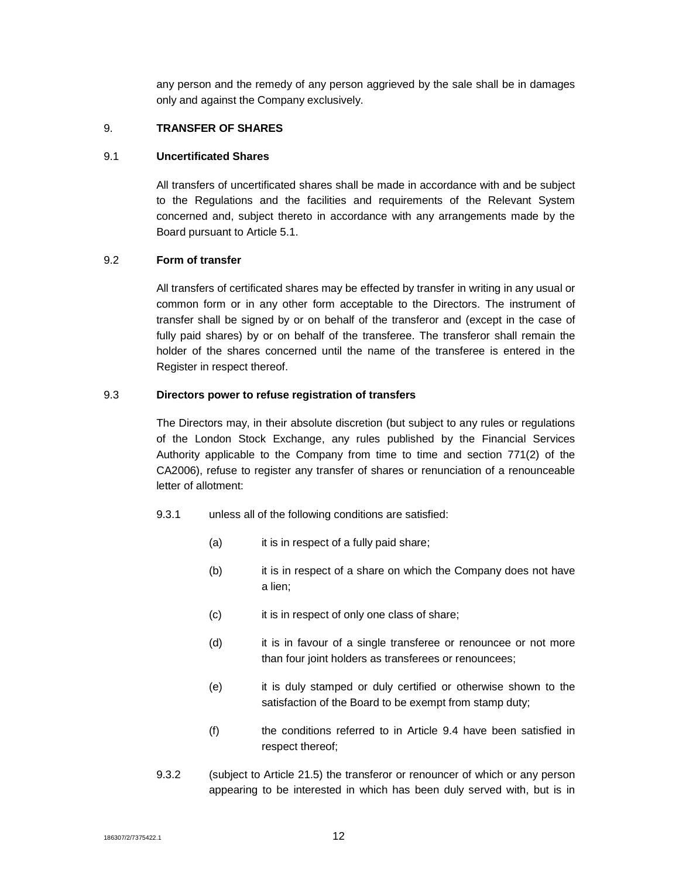any person and the remedy of any person aggrieved by the sale shall be in damages only and against the Company exclusively.

## 9. TRANSFER OF SHARES

### 9.1 Uncertificated Shares

All transfers of uncertificated shares shall be made in accordance with and be subject to the Regulations and the facilities and requirements of the Relevant System concerned and, subject thereto in accordance with any arrangements made by the Board pursuant to Article 5.1.

### 9.2 Form of transfer

All transfers of certificated shares may be effected by transfer in writing in any usual or common form or in any other form acceptable to the Directors. The instrument of transfer shall be signed by or on behalf of the transferor and (except in the case of fully paid shares) by or on behalf of the transferee. The transferor shall remain the holder of the shares concerned until the name of the transferee is entered in the Register in respect thereof.

### 9.3 Directors power to refuse registration of transfers

The Directors may, in their absolute discretion (but subject to any rules or regulations of the London Stock Exchange, any rules published by the Financial Services Authority applicable to the Company from time to time and section 771(2) of the CA2006), refuse to register any transfer of shares or renunciation of a renounceable letter of allotment:

9.3.1 unless all of the following conditions are satisfied:

(a) it is in respect of a fully paid share;

(b) it is in respect of a share on which the Company does not have a lien;

(c) it is in respect of only one class of share;

(d) it is in favour of a single transferee or renouncee or not more than four joint holders as transferees or renouncees;

(e) it is duly stamped or duly certified or otherwise shown to the satisfaction of the Board to be exempt from stamp duty;

(f) the conditions referred to in Article 9.4 have been satisfied in respect thereof;

9.3.2 (subject to Article 21.5) the transferor or renouncer of which or any person appearing to be interested in which has been duly served with, but is in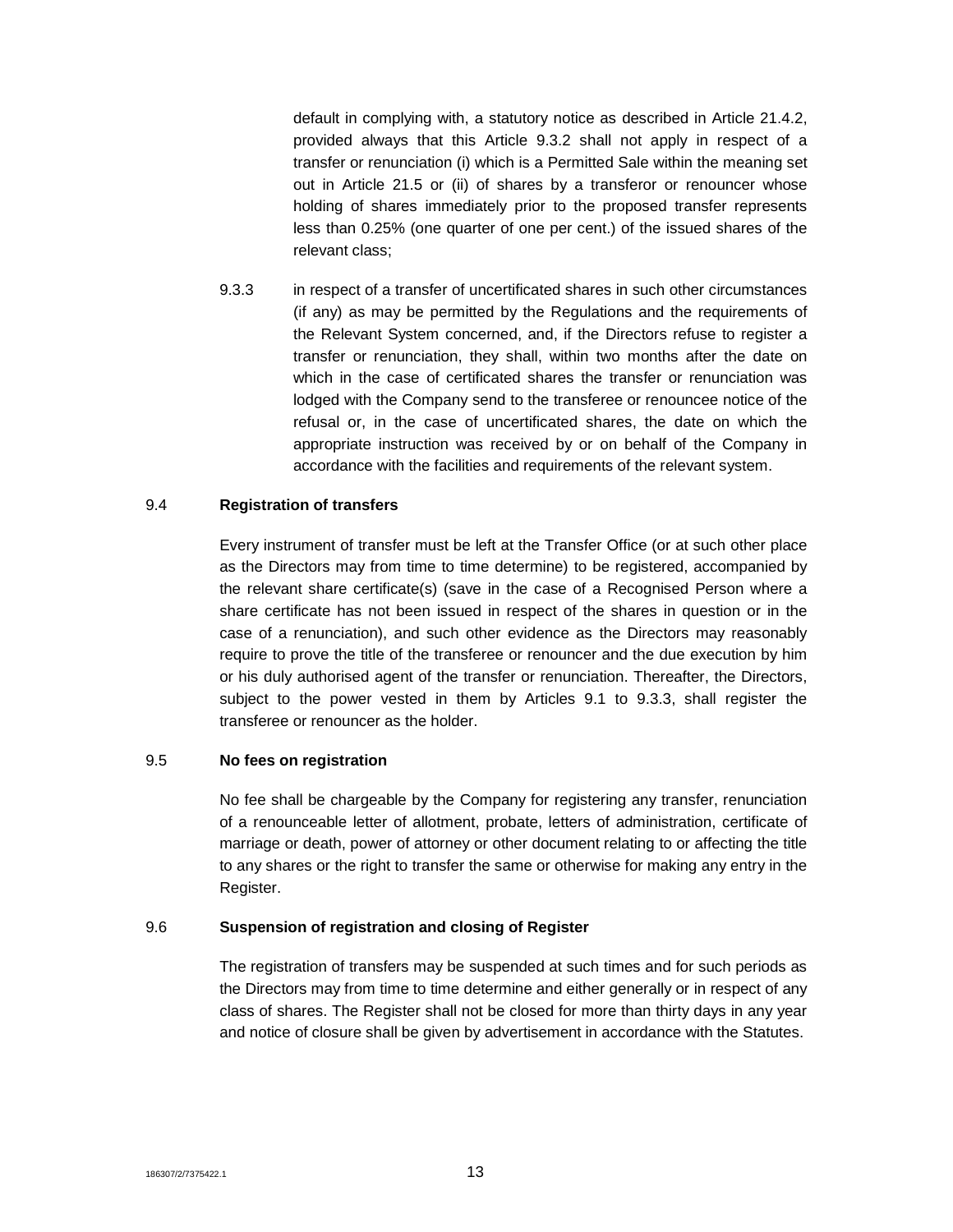default in complying with, a statutory notice as described in Article 21.4.2, provided always that this Article 9.3.2 shall not apply in respect of a transfer or renunciation (i) which is a Permitted Sale within the meaning set out in Article 21.5 or (ii) of shares by a transferor or renouncer whose holding of shares immediately prior to the proposed transfer represents less than 0.25% (one quarter of one per cent.) of the issued shares of the relevant class;

9.3.3 in respect of a transfer of uncertificated shares in such other circumstances (if any) as may be permitted by the Regulations and the requirements of the Relevant System concerned, and, if the Directors refuse to register a transfer or renunciation, they shall, within two months after the date on which in the case of certificated shares the transfer or renunciation was lodged with the Company send to the transferee or renouncee notice of the refusal or, in the case of uncertificated shares, the date on which the appropriate instruction was received by or on behalf of the Company in accordance with the facilities and requirements of the relevant system.

9.4 **Registration of transfers**

Every instrument of transfer must be left at the Transfer Office (or at such other place as the Directors may from time to time determine) to be registered, accompanied by the relevant share certificate(s) (save in the case of a Recognised Person where a share certificate has not been issued in respect of the shares in question or in the case of a renunciation), and such other evidence as the Directors may reasonably require to prove the title of the transferee or renouncer and the due execution by him or his duly authorised agent of the transfer or renunciation. Thereafter, the Directors, subject to the power vested in them by Articles 9.1 to 9.3.3, shall register the transferee or renouncer as the holder.

9.5 **No fees on registration**

No fee shall be chargeable by the Company for registering any transfer, renunciation of a renounceable letter of allotment, probate, letters of administration, certificate of marriage or death, power of attorney or other document relating to or affecting the title to any shares or the right to transfer the same or otherwise for making any entry in the Register.

9.6 **Suspension of registration and closing of Register**

The registration of transfers may be suspended at such times and for such periods as the Directors may from time to time determine and either generally or in respect of any class of shares. The Register shall not be closed for more than thirty days in any year and notice of closure shall be given by advertisement in accordance with the Statutes.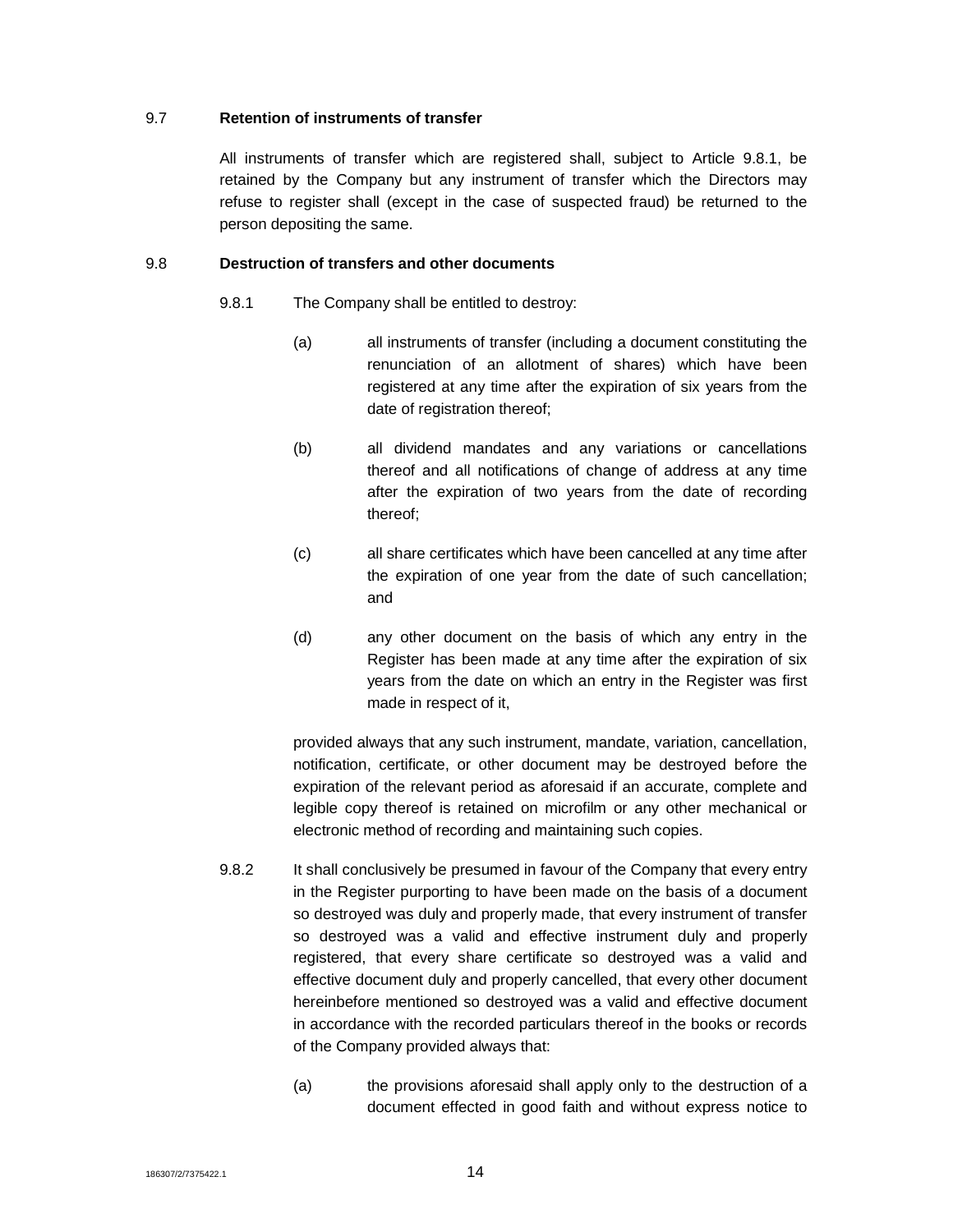### 9.7 Retention of instruments of transfer

All instruments of transfer which are registered shall, subject to Article 9.8.1, be retained by the Company but any instrument of transfer which the Directors may refuse to register shall (except in the case of suspected fraud) be returned to the person depositing the same.

### 9.8 Destruction of transfers and other documents

9.8.1 The Company shall be entitled to destroy:

(a) all instruments of transfer (including a document constituting the renunciation of an allotment of shares) which have been registered at any time after the expiration of six years from the date of registration thereof;

(b) all dividend mandates and any variations or cancellations thereof and all notifications of change of address at any time after the expiration of two years from the date of recording thereof;

(c) all share certificates which have been cancelled at any time after the expiration of one year from the date of such cancellation; and

(d) any other document on the basis of which any entry in the Register has been made at any time after the expiration of six years from the date on which an entry in the Register was first made in respect of it,

provided always that any such instrument, mandate, variation, cancellation, notification, certificate, or other document may be destroyed before the expiration of the relevant period as aforesaid if an accurate, complete and legible copy thereof is retained on microfilm or any other mechanical or electronic method of recording and maintaining such copies.

9.8.2 It shall conclusively be presumed in favour of the Company that every entry in the Register purporting to have been made on the basis of a document so destroyed was duly and properly made, that every instrument of transfer so destroyed was a valid and effective instrument duly and properly registered, that every share certificate so destroyed was a valid and effective document duly and properly cancelled, that every other document hereinbefore mentioned so destroyed was a valid and effective document in accordance with the recorded particulars thereof in the books or records of the Company provided always that:

(a) the provisions aforesaid shall apply only to the destruction of a document effected in good faith and without express notice to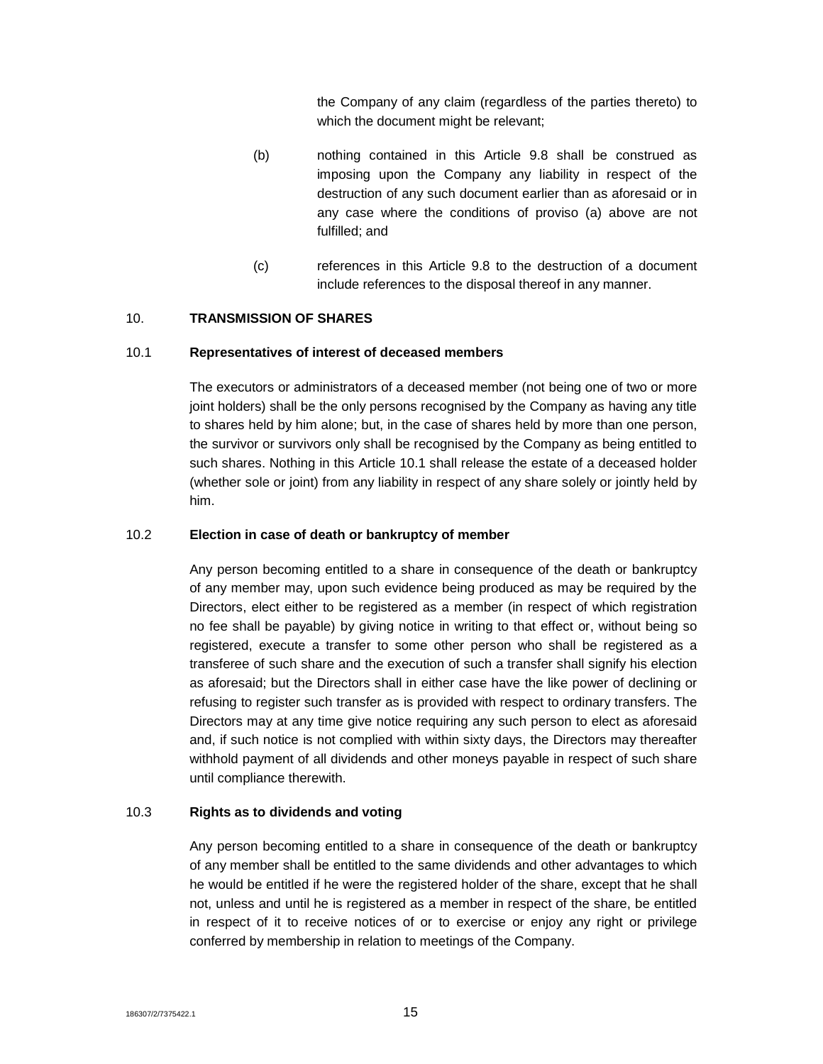the Company of any claim (regardless of the parties thereto) to which the document might be relevant;

(b) nothing contained in this Article 9.8 shall be construed as imposing upon the Company any liability in respect of the destruction of any such document earlier than as aforesaid or in any case where the conditions of proviso (a) above are not fulfilled; and

(c) references in this Article 9.8 to the destruction of a document include references to the disposal thereof in any manner.

## 10. TRANSMISSION OF SHARES

### 10.1 Representatives of interest of deceased members

The executors or administrators of a deceased member (not being one of two or more joint holders) shall be the only persons recognised by the Company as having any title to shares held by him alone; but, in the case of shares held by more than one person, the survivor or survivors only shall be recognised by the Company as being entitled to such shares. Nothing in this Article 10.1 shall release the estate of a deceased holder (whether sole or joint) from any liability in respect of any share solely or jointly held by him.

### 10.2 Election in case of death or bankruptcy of member

Any person becoming entitled to a share in consequence of the death or bankruptcy of any member may, upon such evidence being produced as may be required by the Directors, elect either to be registered as a member (in respect of which registration no fee shall be payable) by giving notice in writing to that effect or, without being so registered, execute a transfer to some other person who shall be registered as a transferee of such share and the execution of such a transfer shall signify his election as aforesaid; but the Directors shall in either case have the like power of declining or refusing to register such transfer as is provided with respect to ordinary transfers. The Directors may at any time give notice requiring any such person to elect as aforesaid and, if such notice is not complied with within sixty days, the Directors may thereafter withhold payment of all dividends and other moneys payable in respect of such share until compliance therewith.

### 10.3 Rights as to dividends and voting

Any person becoming entitled to a share in consequence of the death or bankruptcy of any member shall be entitled to the same dividends and other advantages to which he would be entitled if he were the registered holder of the share, except that he shall not, unless and until he is registered as a member in respect of the share, be entitled in respect of it to receive notices of or to exercise or enjoy any right or privilege conferred by membership in relation to meetings of the Company.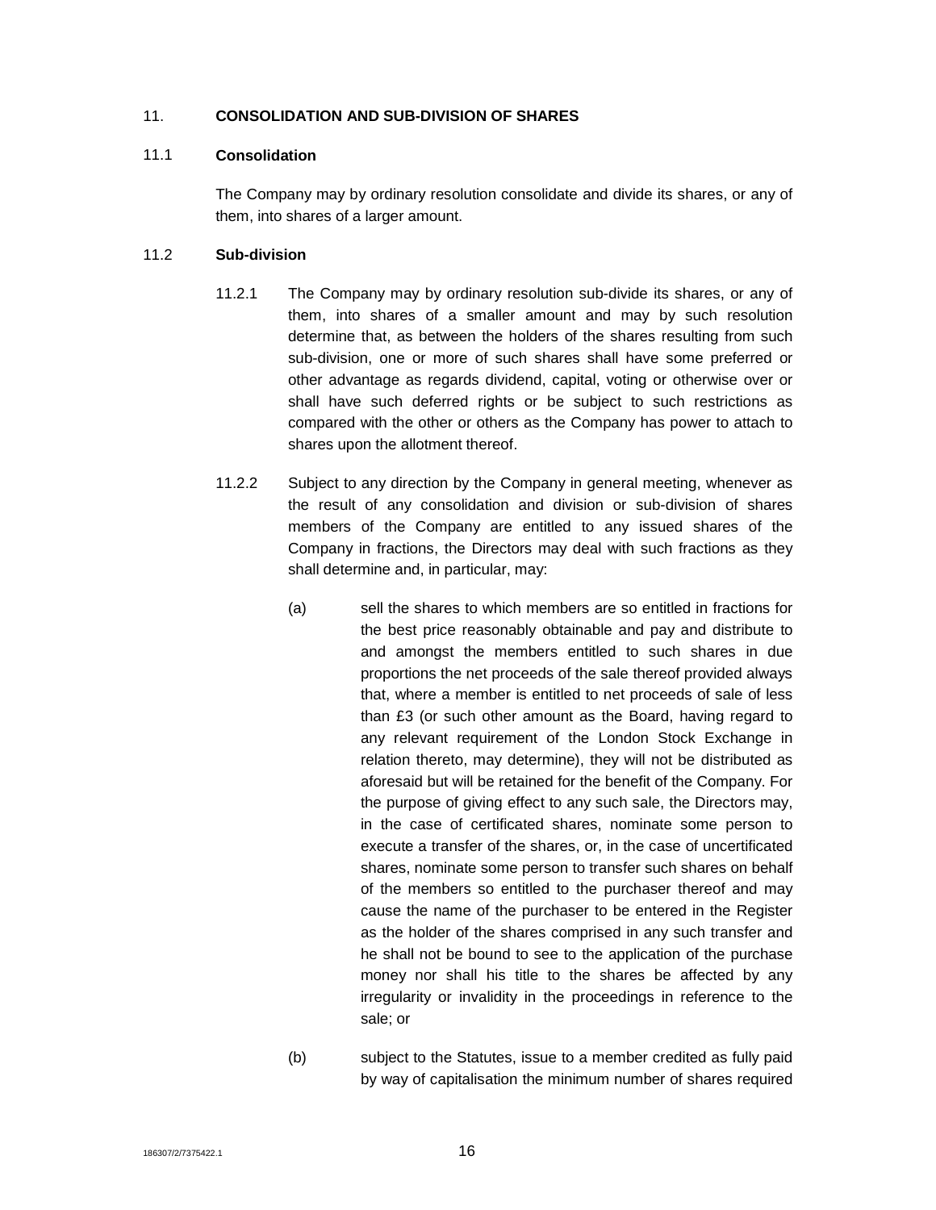## 11. CONSOLIDATION AND SUB-DIVISION OF SHARES

### 11.1 Consolidation

The Company may by ordinary resolution consolidate and divide its shares, or any of them, into shares of a larger amount.

### 11.2 Sub-division

11.2.1 The Company may by ordinary resolution sub-divide its shares, or any of them, into shares of a smaller amount and may by such resolution determine that, as between the holders of the shares resulting from such sub-division, one or more of such shares shall have some preferred or other advantage as regards dividend, capital, voting or otherwise over or shall have such deferred rights or be subject to such restrictions as compared with the other or others as the Company has power to attach to shares upon the allotment thereof.

11.2.2 Subject to any direction by the Company in general meeting, whenever as the result of any consolidation and division or sub-division of shares members of the Company are entitled to any issued shares of the Company in fractions, the Directors may deal with such fractions as they shall determine and, in particular, may:

(a) sell the shares to which members are so entitled in fractions for the best price reasonably obtainable and pay and distribute to and amongst the members entitled to such shares in due proportions the net proceeds of the sale thereof provided always that, where a member is entitled to net proceeds of sale of less than £3 (or such other amount as the Board, having regard to any relevant requirement of the London Stock Exchange in relation thereto, may determine), they will not be distributed as aforesaid but will be retained for the benefit of the Company. For the purpose of giving effect to any such sale, the Directors may, in the case of certificated shares, nominate some person to execute a transfer of the shares, or, in the case of uncertificated shares, nominate some person to transfer such shares on behalf of the members so entitled to the purchaser thereof and may cause the name of the purchaser to be entered in the Register as the holder of the shares comprised in any such transfer and he shall not be bound to see to the application of the purchase money nor shall his title to the shares be affected by any irregularity or invalidity in the proceedings in reference to the sale; or

(b) subject to the Statutes, issue to a member credited as fully paid by way of capitalisation the minimum number of shares required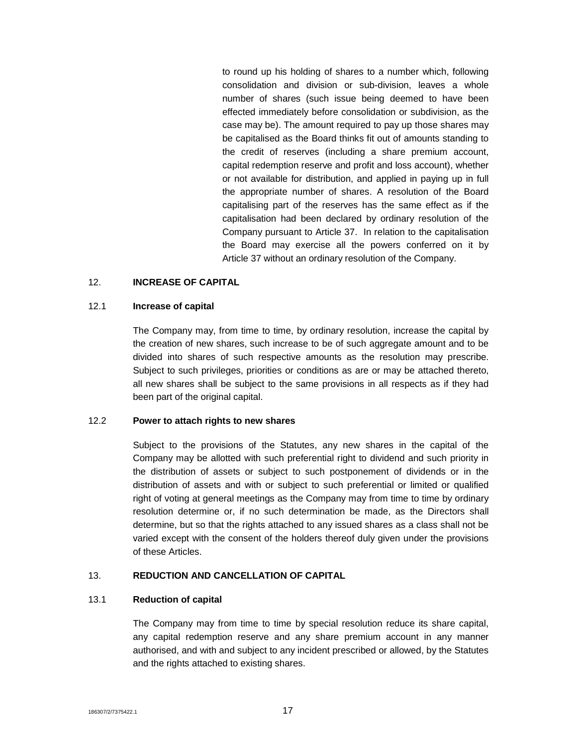to round up his holding of shares to a number which, following consolidation and division or sub-division, leaves a whole number of shares (such issue being deemed to have been effected immediately before consolidation or subdivision, as the case may be). The amount required to pay up those shares may be capitalised as the Board thinks fit out of amounts standing to the credit of reserves (including a share premium account, capital redemption reserve and profit and loss account), whether or not available for distribution, and applied in paying up in full the appropriate number of shares. A resolution of the Board capitalising part of the reserves has the same effect as if the capitalisation had been declared by ordinary resolution of the Company pursuant to Article 37. In relation to the capitalisation the Board may exercise all the powers conferred on it by Article 37 without an ordinary resolution of the Company.

## 12. INCREASE OF CAPITAL

### 12.1 Increase of capital

The Company may, from time to time, by ordinary resolution, increase the capital by the creation of new shares, such increase to be of such aggregate amount and to be divided into shares of such respective amounts as the resolution may prescribe. Subject to such privileges, priorities or conditions as are or may be attached thereto, all new shares shall be subject to the same provisions in all respects as if they had been part of the original capital.

### 12.2 Power to attach rights to new shares

Subject to the provisions of the Statutes, any new shares in the capital of the Company may be allotted with such preferential right to dividend and such priority in the distribution of assets or subject to such postponement of dividends or in the distribution of assets and with or subject to such preferential or limited or qualified right of voting at general meetings as the Company may from time to time by ordinary resolution determine or, if no such determination be made, as the Directors shall determine, but so that the rights attached to any issued shares as a class shall not be varied except with the consent of the holders thereof duly given under the provisions of these Articles.

## 13. REDUCTION AND CANCELLATION OF CAPITAL

### 13.1 Reduction of capital

The Company may from time to time by special resolution reduce its share capital, any capital redemption reserve and any share premium account in any manner authorised, and with and subject to any incident prescribed or allowed, by the Statutes and the rights attached to existing shares.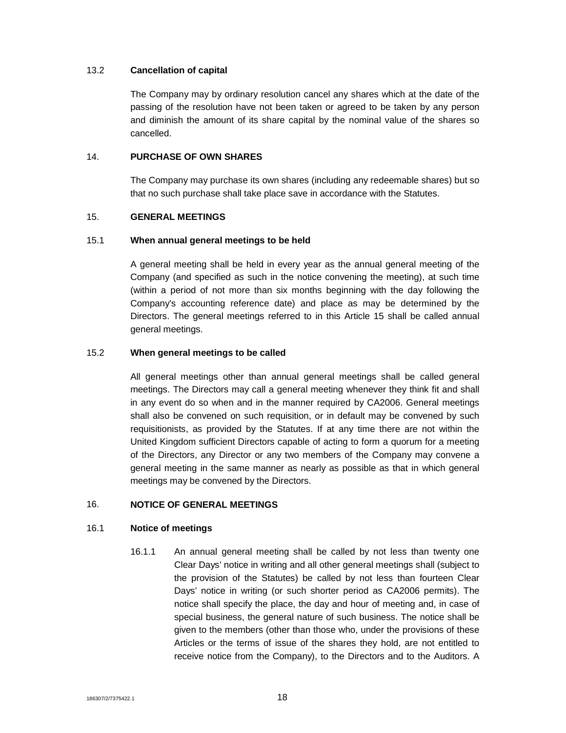### 13.2 Cancellation of capital

The Company may by ordinary resolution cancel any shares which at the date of the passing of the resolution have not been taken or agreed to be taken by any person and diminish the amount of its share capital by the nominal value of the shares so cancelled.

## 14. PURCHASE OF OWN SHARES

The Company may purchase its own shares (including any redeemable shares) but so that no such purchase shall take place save in accordance with the Statutes.

## 15. GENERAL MEETINGS

### 15.1 When annual general meetings to be held

A general meeting shall be held in every year as the annual general meeting of the Company (and specified as such in the notice convening the meeting), at such time (within a period of not more than six months beginning with the day following the Company's accounting reference date) and place as may be determined by the Directors. The general meetings referred to in this Article 15 shall be called annual general meetings.

### 15.2 When general meetings to be called

All general meetings other than annual general meetings shall be called general meetings. The Directors may call a general meeting whenever they think fit and shall in any event do so when and in the manner required by CA2006. General meetings shall also be convened on such requisition, or in default may be convened by such requisitionists, as provided by the Statutes. If at any time there are not within the United Kingdom sufficient Directors capable of acting to form a quorum for a meeting of the Directors, any Director or any two members of the Company may convene a general meeting in the same manner as nearly as possible as that in which general meetings may be convened by the Directors.

## 16. NOTICE OF GENERAL MEETINGS

### 16.1 Notice of meetings

16.1.1 An annual general meeting shall be called by not less than twenty one Clear Days' notice in writing and all other general meetings shall (subject to the provision of the Statutes) be called by not less than fourteen Clear Days' notice in writing (or such shorter period as CA2006 permits). The notice shall specify the place, the day and hour of meeting and, in case of special business, the general nature of such business. The notice shall be given to the members (other than those who, under the provisions of these Articles or the terms of issue of the shares they hold, are not entitled to receive notice from the Company), to the Directors and to the Auditors. A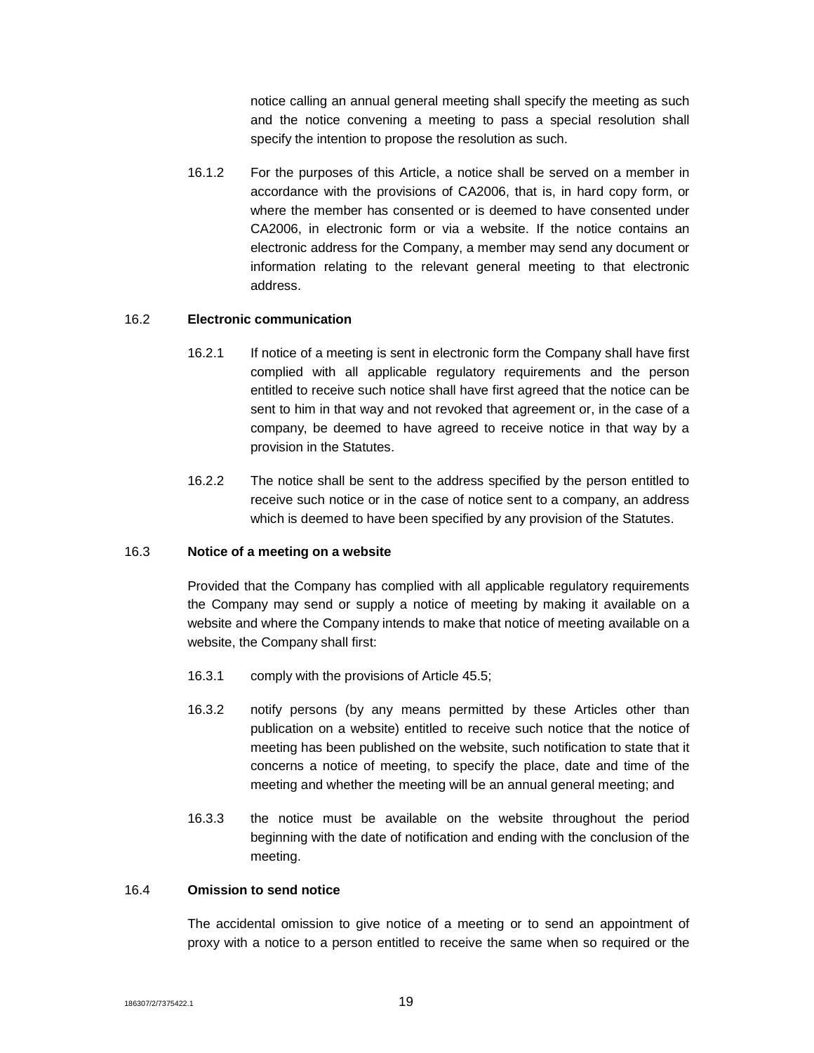notice calling an annual general meeting shall specify the meeting as such and the notice convening a meeting to pass a special resolution shall specify the intention to propose the resolution as such.

16.1.2 For the purposes of this Article, a notice shall be served on a member in accordance with the provisions of CA2006, that is, in hard copy form, or where the member has consented or is deemed to have consented under CA2006, in electronic form or via a website. If the notice contains an electronic address for the Company, a member may send any document or information relating to the relevant general meeting to that electronic address.

16.2 **Electronic communication**

16.2.1 If notice of a meeting is sent in electronic form the Company shall have first complied with all applicable regulatory requirements and the person entitled to receive such notice shall have first agreed that the notice can be sent to him in that way and not revoked that agreement or, in the case of a company, be deemed to have agreed to receive notice in that way by a provision in the Statutes.

16.2.2 The notice shall be sent to the address specified by the person entitled to receive such notice or in the case of notice sent to a company, an address which is deemed to have been specified by any provision of the Statutes.

16.3 **Notice of a meeting on a website**

Provided that the Company has complied with all applicable regulatory requirements the Company may send or supply a notice of meeting by making it available on a website and where the Company intends to make that notice of meeting available on a website, the Company shall first:

16.3.1 comply with the provisions of Article 45.5;

16.3.2 notify persons (by any means permitted by these Articles other than publication on a website) entitled to receive such notice that the notice of meeting has been published on the website, such notification to state that it concerns a notice of meeting, to specify the place, date and time of the meeting and whether the meeting will be an annual general meeting; and

16.3.3 the notice must be available on the website throughout the period beginning with the date of notification and ending with the conclusion of the meeting.

16.4 **Omission to send notice**

The accidental omission to give notice of a meeting or to send an appointment of proxy with a notice to a person entitled to receive the same when so required or the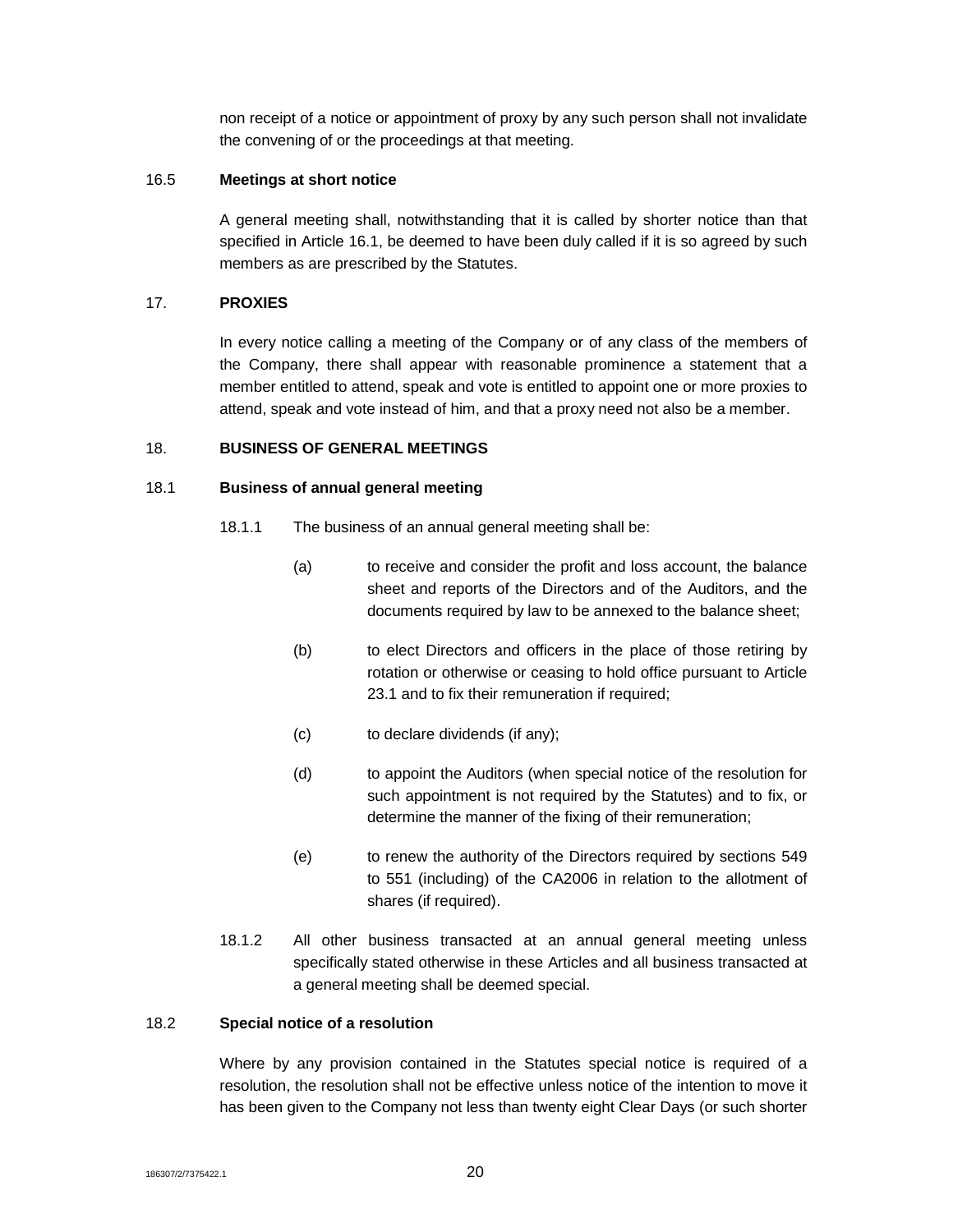non receipt of a notice or appointment of proxy by any such person shall not invalidate the convening of or the proceedings at that meeting.

16.5 **Meetings at short notice**

A general meeting shall, notwithstanding that it is called by shorter notice than that specified in Article 16.1, be deemed to have been duly called if it is so agreed by such members as are prescribed by the Statutes.

17. **PROXIES**

In every notice calling a meeting of the Company or of any class of the members of the Company, there shall appear with reasonable prominence a statement that a member entitled to attend, speak and vote is entitled to appoint one or more proxies to attend, speak and vote instead of him, and that a proxy need not also be a member.

18. **BUSINESS OF GENERAL MEETINGS**

18.1 **Business of annual general meeting**

18.1.1 The business of an annual general meeting shall be:

(a) to receive and consider the profit and loss account, the balance sheet and reports of the Directors and of the Auditors, and the documents required by law to be annexed to the balance sheet;

(b) to elect Directors and officers in the place of those retiring by rotation or otherwise or ceasing to hold office pursuant to Article 23.1 and to fix their remuneration if required;

(c) to declare dividends (if any);

(d) to appoint the Auditors (when special notice of the resolution for such appointment is not required by the Statutes) and to fix, or determine the manner of the fixing of their remuneration;

(e) to renew the authority of the Directors required by sections 549 to 551 (including) of the CA2006 in relation to the allotment of shares (if required).

18.1.2 All other business transacted at an annual general meeting unless specifically stated otherwise in these Articles and all business transacted at a general meeting shall be deemed special.

18.2 **Special notice of a resolution**

Where by any provision contained in the Statutes special notice is required of a resolution, the resolution shall not be effective unless notice of the intention to move it has been given to the Company not less than twenty eight Clear Days (or such shorter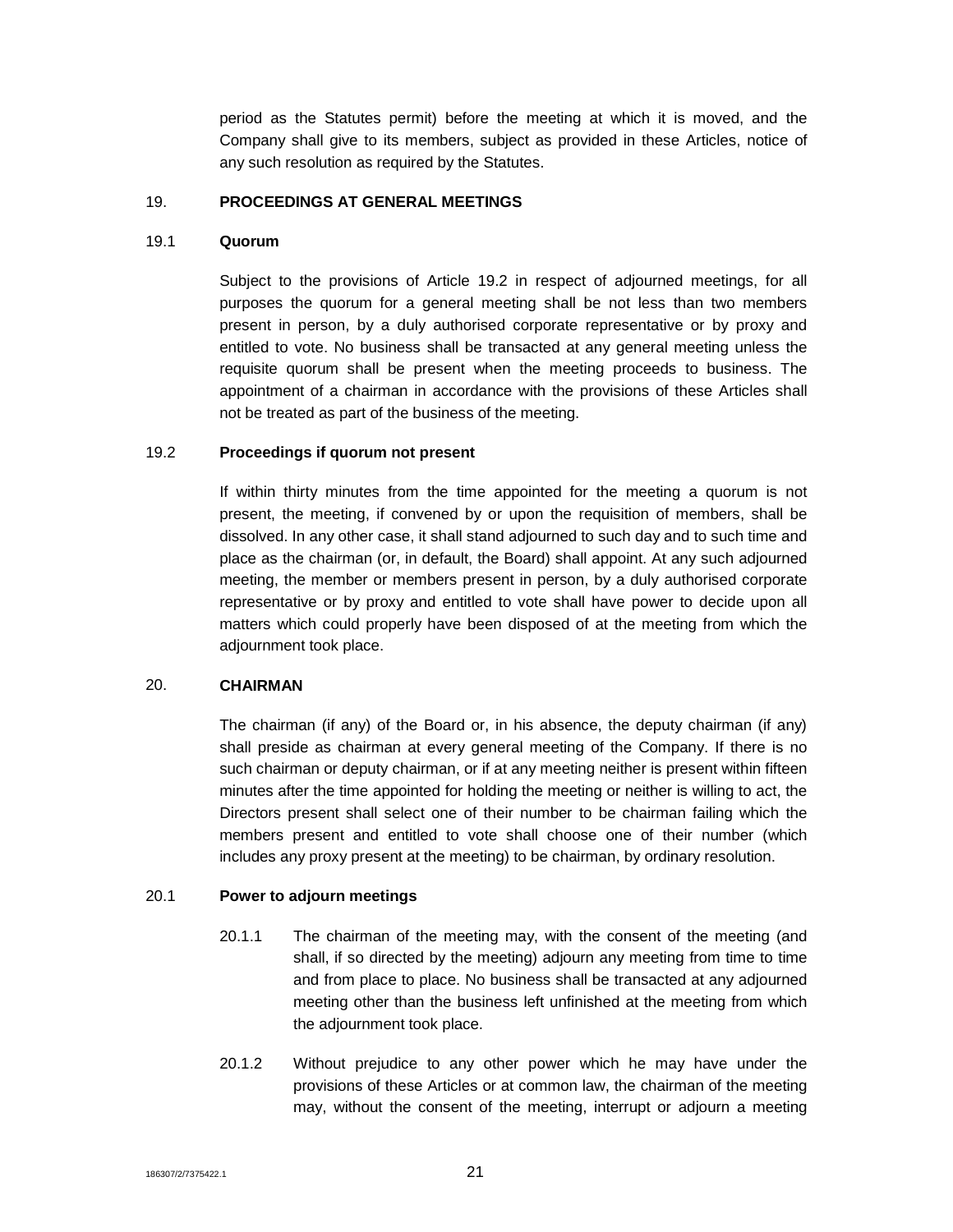period as the Statutes permit) before the meeting at which it is moved, and the Company shall give to its members, subject as provided in these Articles, notice of any such resolution as required by the Statutes.

## 19. PROCEEDINGS AT GENERAL MEETINGS

### 19.1 Quorum

Subject to the provisions of Article 19.2 in respect of adjourned meetings, for all purposes the quorum for a general meeting shall be not less than two members present in person, by a duly authorised corporate representative or by proxy and entitled to vote. No business shall be transacted at any general meeting unless the requisite quorum shall be present when the meeting proceeds to business. The appointment of a chairman in accordance with the provisions of these Articles shall not be treated as part of the business of the meeting.

### 19.2 Proceedings if quorum not present

If within thirty minutes from the time appointed for the meeting a quorum is not present, the meeting, if convened by or upon the requisition of members, shall be dissolved. In any other case, it shall stand adjourned to such day and to such time and place as the chairman (or, in default, the Board) shall appoint. At any such adjourned meeting, the member or members present in person, by a duly authorised corporate representative or by proxy and entitled to vote shall have power to decide upon all matters which could properly have been disposed of at the meeting from which the adjournment took place.

## 20. CHAIRMAN

The chairman (if any) of the Board or, in his absence, the deputy chairman (if any) shall preside as chairman at every general meeting of the Company. If there is no such chairman or deputy chairman, or if at any meeting neither is present within fifteen minutes after the time appointed for holding the meeting or neither is willing to act, the Directors present shall select one of their number to be chairman failing which the members present and entitled to vote shall choose one of their number (which includes any proxy present at the meeting) to be chairman, by ordinary resolution.

### 20.1 Power to adjourn meetings

20.1.1 The chairman of the meeting may, with the consent of the meeting (and shall, if so directed by the meeting) adjourn any meeting from time to time and from place to place. No business shall be transacted at any adjourned meeting other than the business left unfinished at the meeting from which the adjournment took place.

20.1.2 Without prejudice to any other power which he may have under the provisions of these Articles or at common law, the chairman of the meeting may, without the consent of the meeting, interrupt or adjourn a meeting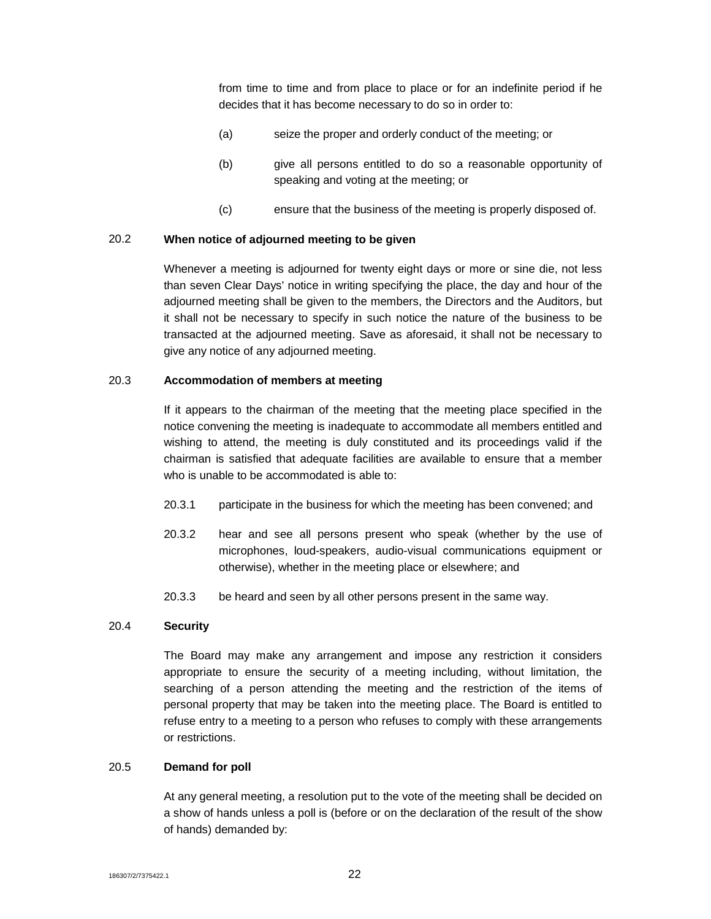from time to time and from place to place or for an indefinite period if he decides that it has become necessary to do so in order to:

(a) seize the proper and orderly conduct of the meeting; or

(b) give all persons entitled to do so a reasonable opportunity of speaking and voting at the meeting; or

(c) ensure that the business of the meeting is properly disposed of.

20.2 **When notice of adjourned meeting to be given**

Whenever a meeting is adjourned for twenty eight days or more or sine die, not less than seven Clear Days' notice in writing specifying the place, the day and hour of the adjourned meeting shall be given to the members, the Directors and the Auditors, but it shall not be necessary to specify in such notice the nature of the business to be transacted at the adjourned meeting. Save as aforesaid, it shall not be necessary to give any notice of any adjourned meeting.

20.3 **Accommodation of members at meeting**

If it appears to the chairman of the meeting that the meeting place specified in the notice convening the meeting is inadequate to accommodate all members entitled and wishing to attend, the meeting is duly constituted and its proceedings valid if the chairman is satisfied that adequate facilities are available to ensure that a member who is unable to be accommodated is able to:

20.3.1 participate in the business for which the meeting has been convened; and

20.3.2 hear and see all persons present who speak (whether by the use of microphones, loud-speakers, audio-visual communications equipment or otherwise), whether in the meeting place or elsewhere; and

20.3.3 be heard and seen by all other persons present in the same way.

20.4 **Security**

The Board may make any arrangement and impose any restriction it considers appropriate to ensure the security of a meeting including, without limitation, the searching of a person attending the meeting and the restriction of the items of personal property that may be taken into the meeting place. The Board is entitled to refuse entry to a meeting to a person who refuses to comply with these arrangements or restrictions.

20.5 **Demand for poll**

At any general meeting, a resolution put to the vote of the meeting shall be decided on a show of hands unless a poll is (before or on the declaration of the result of the show of hands) demanded by: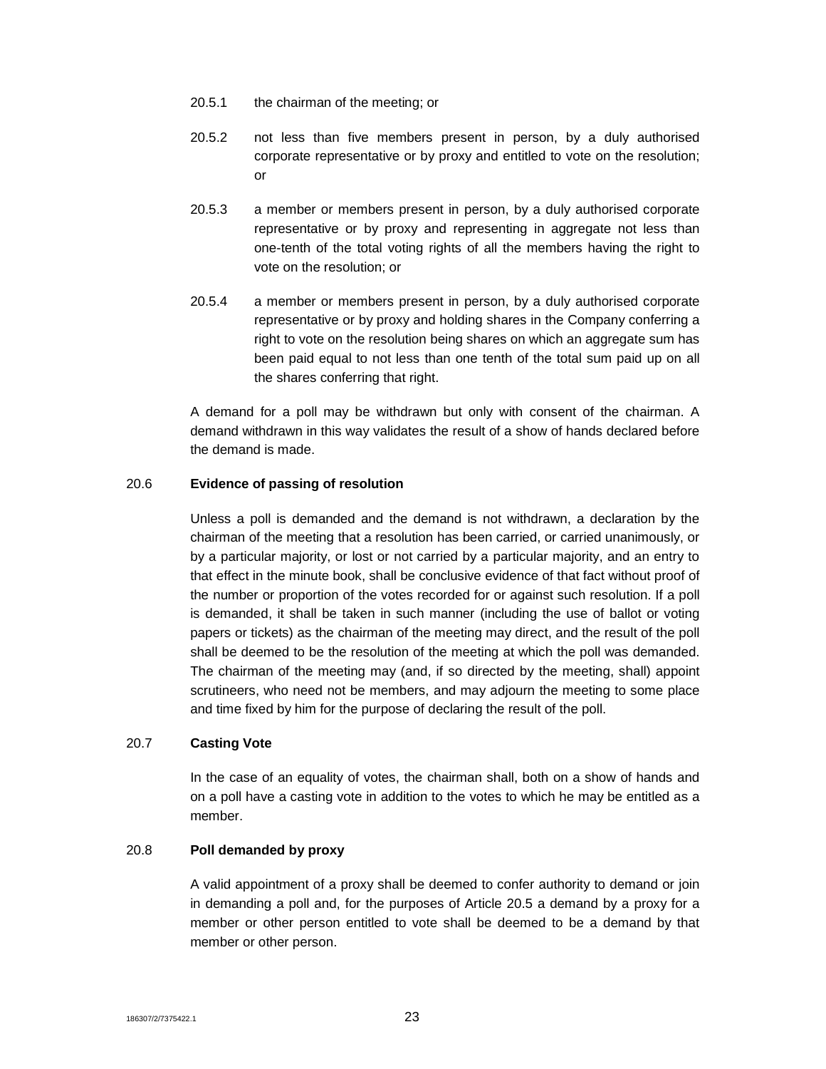20.5.1 the chairman of the meeting; or

20.5.2 not less than five members present in person, by a duly authorised corporate representative or by proxy and entitled to vote on the resolution; or

20.5.3 a member or members present in person, by a duly authorised corporate representative or by proxy and representing in aggregate not less than one-tenth of the total voting rights of all the members having the right to vote on the resolution; or

20.5.4 a member or members present in person, by a duly authorised corporate representative or by proxy and holding shares in the Company conferring a right to vote on the resolution being shares on which an aggregate sum has been paid equal to not less than one tenth of the total sum paid up on all the shares conferring that right.

A demand for a poll may be withdrawn but only with consent of the chairman. A demand withdrawn in this way validates the result of a show of hands declared before the demand is made.

### 20.6 **Evidence of passing of resolution**

Unless a poll is demanded and the demand is not withdrawn, a declaration by the chairman of the meeting that a resolution has been carried, or carried unanimously, or by a particular majority, or lost or not carried by a particular majority, and an entry to that effect in the minute book, shall be conclusive evidence of that fact without proof of the number or proportion of the votes recorded for or against such resolution. If a poll is demanded, it shall be taken in such manner (including the use of ballot or voting papers or tickets) as the chairman of the meeting may direct, and the result of the poll shall be deemed to be the resolution of the meeting at which the poll was demanded. The chairman of the meeting may (and, if so directed by the meeting, shall) appoint scrutineers, who need not be members, and may adjourn the meeting to some place and time fixed by him for the purpose of declaring the result of the poll.

### 20.7 **Casting Vote**

In the case of an equality of votes, the chairman shall, both on a show of hands and on a poll have a casting vote in addition to the votes to which he may be entitled as a member.

### 20.8 **Poll demanded by proxy**

A valid appointment of a proxy shall be deemed to confer authority to demand or join in demanding a poll and, for the purposes of Article 20.5 a demand by a proxy for a member or other person entitled to vote shall be deemed to be a demand by that member or other person.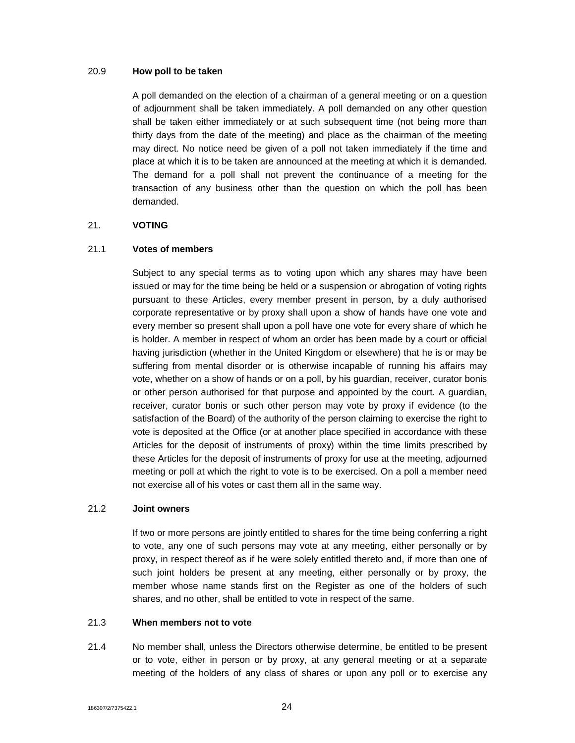### 20.9 How poll to be taken

A poll demanded on the election of a chairman of a general meeting or on a question of adjournment shall be taken immediately. A poll demanded on any other question shall be taken either immediately or at such subsequent time (not being more than thirty days from the date of the meeting) and place as the chairman of the meeting may direct. No notice need be given of a poll not taken immediately if the time and place at which it is to be taken are announced at the meeting at which it is demanded. The demand for a poll shall not prevent the continuance of a meeting for the transaction of any business other than the question on which the poll has been demanded.

## 21. VOTING

### 21.1 Votes of members

Subject to any special terms as to voting upon which any shares may have been issued or may for the time being be held or a suspension or abrogation of voting rights pursuant to these Articles, every member present in person, by a duly authorised corporate representative or by proxy shall upon a show of hands have one vote and every member so present shall upon a poll have one vote for every share of which he is holder. A member in respect of whom an order has been made by a court or official having jurisdiction (whether in the United Kingdom or elsewhere) that he is or may be suffering from mental disorder or is otherwise incapable of running his affairs may vote, whether on a show of hands or on a poll, by his guardian, receiver, curator bonis or other person authorised for that purpose and appointed by the court. A guardian, receiver, curator bonis or such other person may vote by proxy if evidence (to the satisfaction of the Board) of the authority of the person claiming to exercise the right to vote is deposited at the Office (or at another place specified in accordance with these Articles for the deposit of instruments of proxy) within the time limits prescribed by these Articles for the deposit of instruments of proxy for use at the meeting, adjourned meeting or poll at which the right to vote is to be exercised. On a poll a member need not exercise all of his votes or cast them all in the same way.

### 21.2 Joint owners

If two or more persons are jointly entitled to shares for the time being conferring a right to vote, any one of such persons may vote at any meeting, either personally or by proxy, in respect thereof as if he were solely entitled thereto and, if more than one of such joint holders be present at any meeting, either personally or by proxy, the member whose name stands first on the Register as one of the holders of such shares, and no other, shall be entitled to vote in respect of the same.

### 21.3 When members not to vote

21.4 No member shall, unless the Directors otherwise determine, be entitled to be present or to vote, either in person or by proxy, at any general meeting or at a separate meeting of the holders of any class of shares or upon any poll or to exercise any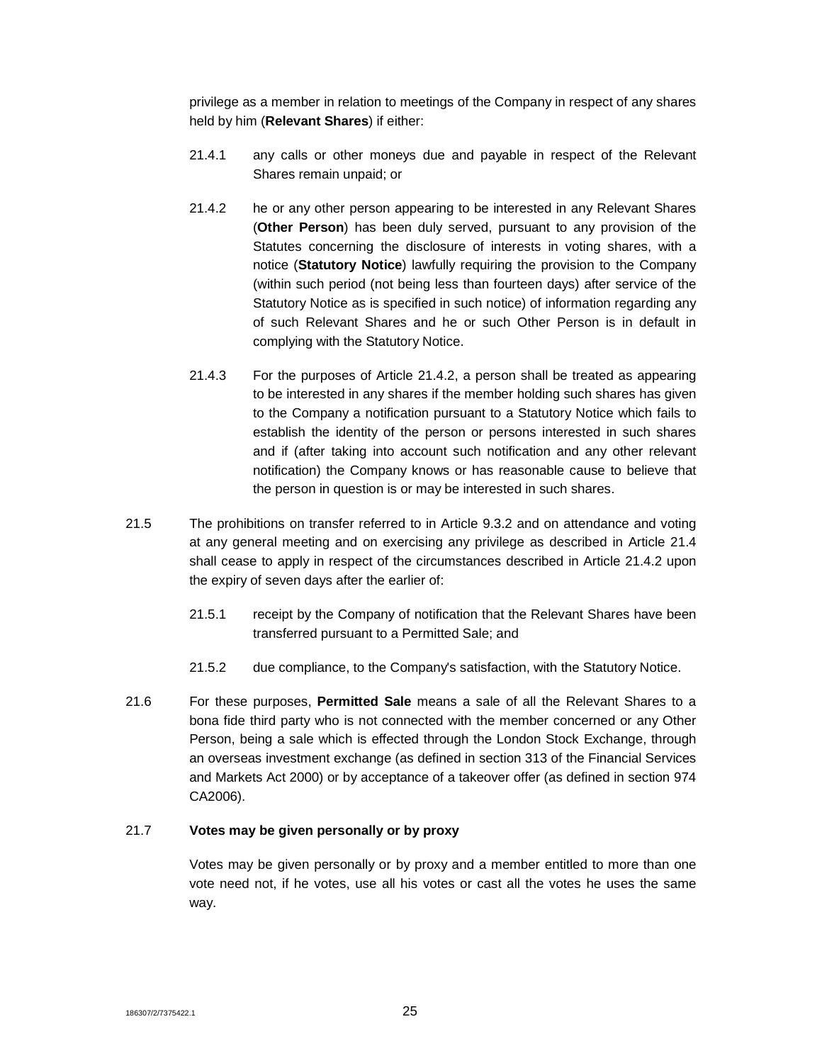privilege as a member in relation to meetings of the Company in respect of any shares held by him (**Relevant Shares**) if either:

21.4.1 any calls or other moneys due and payable in respect of the Relevant Shares remain unpaid; or

21.4.2 he or any other person appearing to be interested in any Relevant Shares (**Other Person**) has been duly served, pursuant to any provision of the Statutes concerning the disclosure of interests in voting shares, with a notice (**Statutory Notice**) lawfully requiring the provision to the Company (within such period (not being less than fourteen days) after service of the Statutory Notice as is specified in such notice) of information regarding any of such Relevant Shares and he or such Other Person is in default in complying with the Statutory Notice.

21.4.3 For the purposes of Article 21.4.2, a person shall be treated as appearing to be interested in any shares if the member holding such shares has given to the Company a notification pursuant to a Statutory Notice which fails to establish the identity of the person or persons interested in such shares and if (after taking into account such notification and any other relevant notification) the Company knows or has reasonable cause to believe that the person in question is or may be interested in such shares.

21.5 The prohibitions on transfer referred to in Article 9.3.2 and on attendance and voting at any general meeting and on exercising any privilege as described in Article 21.4 shall cease to apply in respect of the circumstances described in Article 21.4.2 upon the expiry of seven days after the earlier of:

21.5.1 receipt by the Company of notification that the Relevant Shares have been transferred pursuant to a Permitted Sale; and

21.5.2 due compliance, to the Company's satisfaction, with the Statutory Notice.

21.6 For these purposes, **Permitted Sale** means a sale of all the Relevant Shares to a bona fide third party who is not connected with the member concerned or any Other Person, being a sale which is effected through the London Stock Exchange, through an overseas investment exchange (as defined in section 313 of the Financial Services and Markets Act 2000) or by acceptance of a takeover offer (as defined in section 974 CA2006).

21.7 **Votes may be given personally or by proxy**

Votes may be given personally or by proxy and a member entitled to more than one vote need not, if he votes, use all his votes or cast all the votes he uses the same way.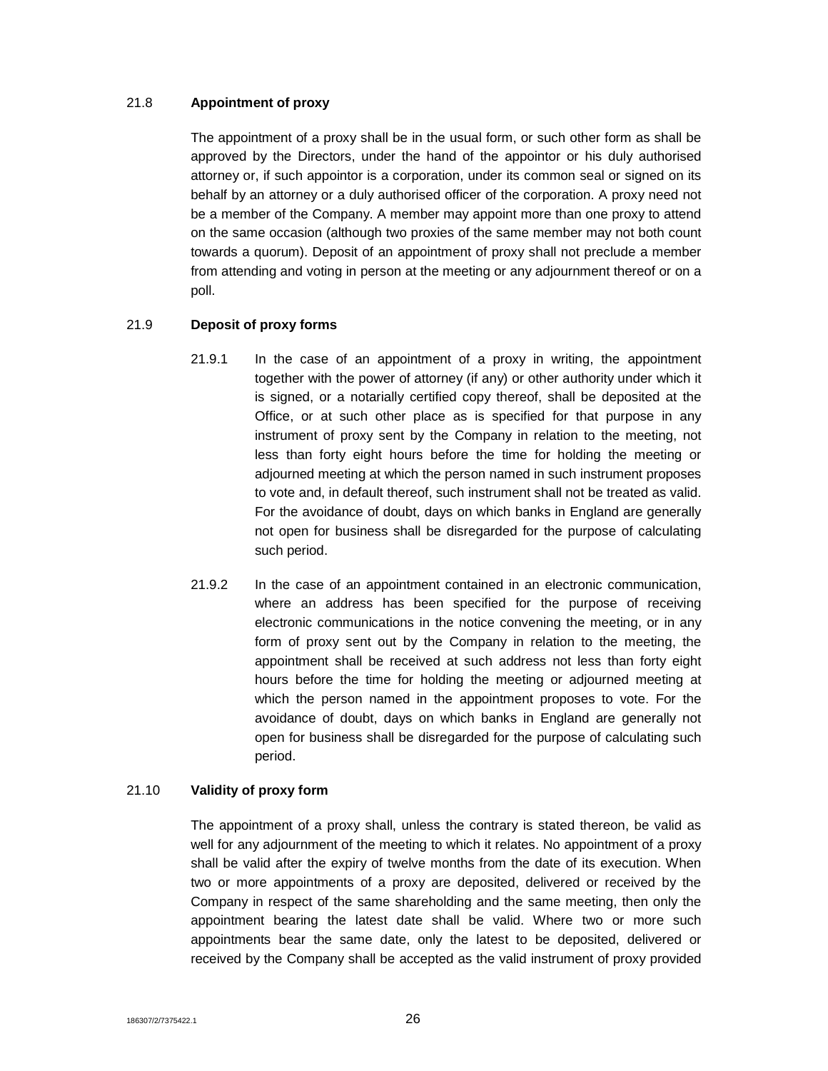### 21.8 **Appointment of proxy**

The appointment of a proxy shall be in the usual form, or such other form as shall be approved by the Directors, under the hand of the appointor or his duly authorised attorney or, if such appointor is a corporation, under its common seal or signed on its behalf by an attorney or a duly authorised officer of the corporation. A proxy need not be a member of the Company. A member may appoint more than one proxy to attend on the same occasion (although two proxies of the same member may not both count towards a quorum). Deposit of an appointment of proxy shall not preclude a member from attending and voting in person at the meeting or any adjournment thereof or on a poll.

### 21.9 **Deposit of proxy forms**

21.9.1 In the case of an appointment of a proxy in writing, the appointment together with the power of attorney (if any) or other authority under which it is signed, or a notarially certified copy thereof, shall be deposited at the Office, or at such other place as is specified for that purpose in any instrument of proxy sent by the Company in relation to the meeting, not less than forty eight hours before the time for holding the meeting or adjourned meeting at which the person named in such instrument proposes to vote and, in default thereof, such instrument shall not be treated as valid. For the avoidance of doubt, days on which banks in England are generally not open for business shall be disregarded for the purpose of calculating such period.

21.9.2 In the case of an appointment contained in an electronic communication, where an address has been specified for the purpose of receiving electronic communications in the notice convening the meeting, or in any form of proxy sent out by the Company in relation to the meeting, the appointment shall be received at such address not less than forty eight hours before the time for holding the meeting or adjourned meeting at which the person named in the appointment proposes to vote. For the avoidance of doubt, days on which banks in England are generally not open for business shall be disregarded for the purpose of calculating such period.

### 21.10 **Validity of proxy form**

The appointment of a proxy shall, unless the contrary is stated thereon, be valid as well for any adjournment of the meeting to which it relates. No appointment of a proxy shall be valid after the expiry of twelve months from the date of its execution. When two or more appointments of a proxy are deposited, delivered or received by the Company in respect of the same shareholding and the same meeting, then only the appointment bearing the latest date shall be valid. Where two or more such appointments bear the same date, only the latest to be deposited, delivered or received by the Company shall be accepted as the valid instrument of proxy provided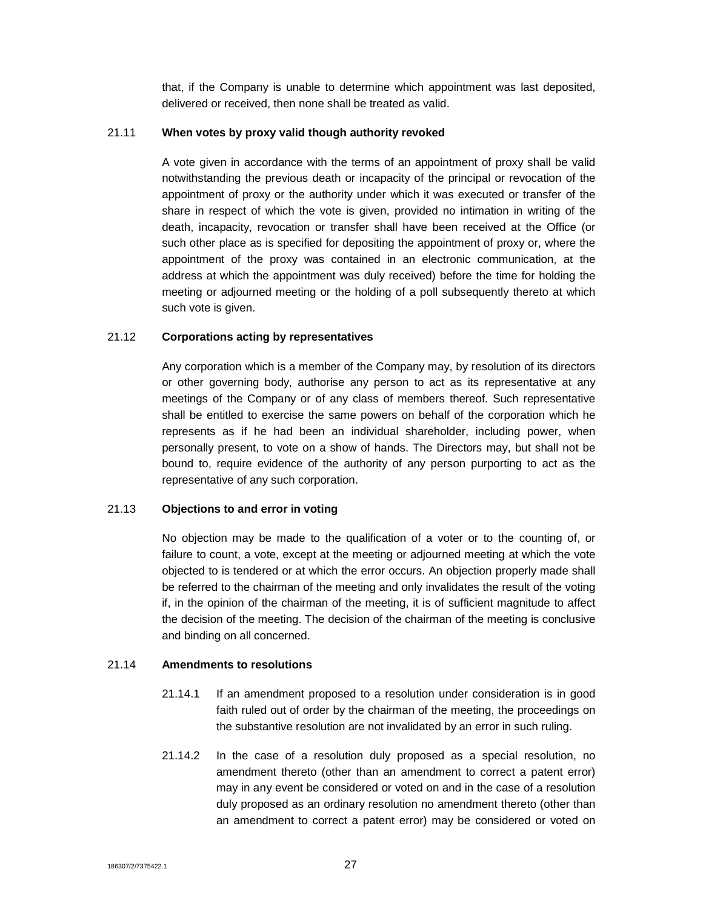that, if the Company is unable to determine which appointment was last deposited, delivered or received, then none shall be treated as valid.

21.11 **When votes by proxy valid though authority revoked**

A vote given in accordance with the terms of an appointment of proxy shall be valid notwithstanding the previous death or incapacity of the principal or revocation of the appointment of proxy or the authority under which it was executed or transfer of the share in respect of which the vote is given, provided no intimation in writing of the death, incapacity, revocation or transfer shall have been received at the Office (or such other place as is specified for depositing the appointment of proxy or, where the appointment of the proxy was contained in an electronic communication, at the address at which the appointment was duly received) before the time for holding the meeting or adjourned meeting or the holding of a poll subsequently thereto at which such vote is given.

21.12 **Corporations acting by representatives**

Any corporation which is a member of the Company may, by resolution of its directors or other governing body, authorise any person to act as its representative at any meetings of the Company or of any class of members thereof. Such representative shall be entitled to exercise the same powers on behalf of the corporation which he represents as if he had been an individual shareholder, including power, when personally present, to vote on a show of hands. The Directors may, but shall not be bound to, require evidence of the authority of any person purporting to act as the representative of any such corporation.

21.13 **Objections to and error in voting**

No objection may be made to the qualification of a voter or to the counting of, or failure to count, a vote, except at the meeting or adjourned meeting at which the vote objected to is tendered or at which the error occurs. An objection properly made shall be referred to the chairman of the meeting and only invalidates the result of the voting if, in the opinion of the chairman of the meeting, it is of sufficient magnitude to affect the decision of the meeting. The decision of the chairman of the meeting is conclusive and binding on all concerned.

21.14 **Amendments to resolutions**

21.14.1 If an amendment proposed to a resolution under consideration is in good faith ruled out of order by the chairman of the meeting, the proceedings on the substantive resolution are not invalidated by an error in such ruling.

21.14.2 In the case of a resolution duly proposed as a special resolution, no amendment thereto (other than an amendment to correct a patent error) may in any event be considered or voted on and in the case of a resolution duly proposed as an ordinary resolution no amendment thereto (other than an amendment to correct a patent error) may be considered or voted on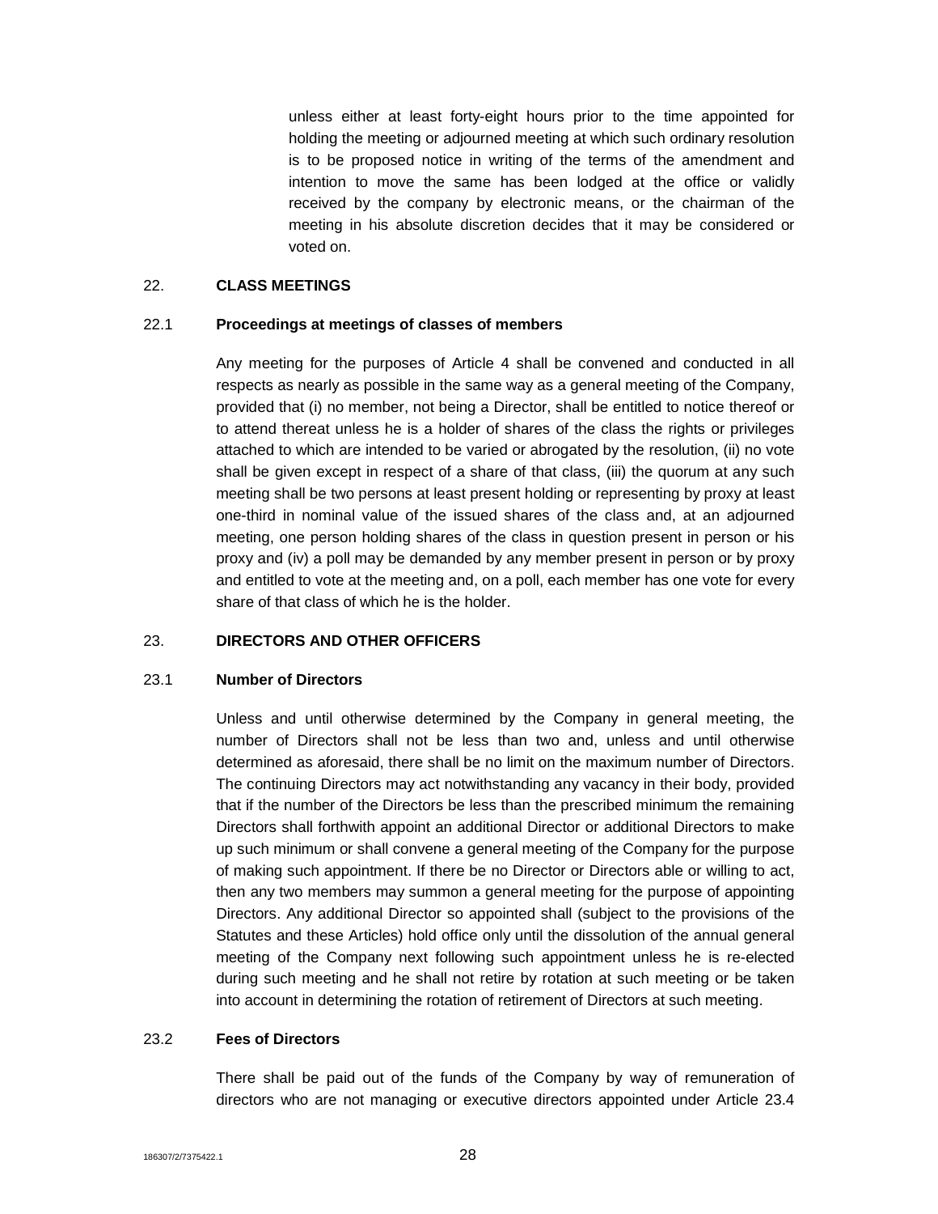unless either at least forty-eight hours prior to the time appointed for holding the meeting or adjourned meeting at which such ordinary resolution is to be proposed notice in writing of the terms of the amendment and intention to move the same has been lodged at the office or validly received by the company by electronic means, or the chairman of the meeting in his absolute discretion decides that it may be considered or voted on.

## 22. CLASS MEETINGS

### 22.1 Proceedings at meetings of classes of members

Any meeting for the purposes of Article 4 shall be convened and conducted in all respects as nearly as possible in the same way as a general meeting of the Company, provided that (i) no member, not being a Director, shall be entitled to notice thereof or to attend thereat unless he is a holder of shares of the class the rights or privileges attached to which are intended to be varied or abrogated by the resolution, (ii) no vote shall be given except in respect of a share of that class, (iii) the quorum at any such meeting shall be two persons at least present holding or representing by proxy at least one-third in nominal value of the issued shares of the class and, at an adjourned meeting, one person holding shares of the class in question present in person or his proxy and (iv) a poll may be demanded by any member present in person or by proxy and entitled to vote at the meeting and, on a poll, each member has one vote for every share of that class of which he is the holder.

## 23. DIRECTORS AND OTHER OFFICERS

### 23.1 Number of Directors

Unless and until otherwise determined by the Company in general meeting, the number of Directors shall not be less than two and, unless and until otherwise determined as aforesaid, there shall be no limit on the maximum number of Directors. The continuing Directors may act notwithstanding any vacancy in their body, provided that if the number of the Directors be less than the prescribed minimum the remaining Directors shall forthwith appoint an additional Director or additional Directors to make up such minimum or shall convene a general meeting of the Company for the purpose of making such appointment. If there be no Director or Directors able or willing to act, then any two members may summon a general meeting for the purpose of appointing Directors. Any additional Director so appointed shall (subject to the provisions of the Statutes and these Articles) hold office only until the dissolution of the annual general meeting of the Company next following such appointment unless he is re-elected during such meeting and he shall not retire by rotation at such meeting or be taken into account in determining the rotation of retirement of Directors at such meeting.

### 23.2 Fees of Directors

There shall be paid out of the funds of the Company by way of remuneration of directors who are not managing or executive directors appointed under Article 23.4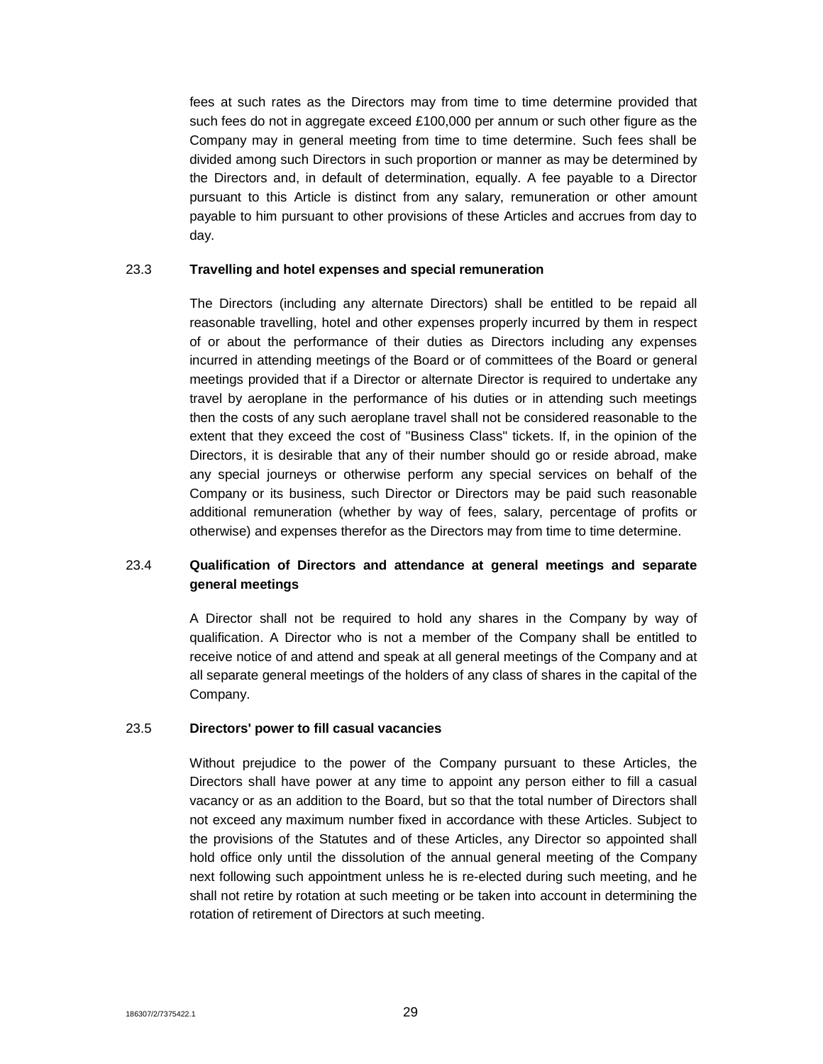fees at such rates as the Directors may from time to time determine provided that such fees do not in aggregate exceed £100,000 per annum or such other figure as the Company may in general meeting from time to time determine. Such fees shall be divided among such Directors in such proportion or manner as may be determined by the Directors and, in default of determination, equally. A fee payable to a Director pursuant to this Article is distinct from any salary, remuneration or other amount payable to him pursuant to other provisions of these Articles and accrues from day to day.

**23.3 Travelling and hotel expenses and special remuneration**

The Directors (including any alternate Directors) shall be entitled to be repaid all reasonable travelling, hotel and other expenses properly incurred by them in respect of or about the performance of their duties as Directors including any expenses incurred in attending meetings of the Board or of committees of the Board or general meetings provided that if a Director or alternate Director is required to undertake any travel by aeroplane in the performance of his duties or in attending such meetings then the costs of any such aeroplane travel shall not be considered reasonable to the extent that they exceed the cost of "Business Class" tickets. If, in the opinion of the Directors, it is desirable that any of their number should go or reside abroad, make any special journeys or otherwise perform any special services on behalf of the Company or its business, such Director or Directors may be paid such reasonable additional remuneration (whether by way of fees, salary, percentage of profits or otherwise) and expenses therefor as the Directors may from time to time determine.

**23.4 Qualification of Directors and attendance at general meetings and separate general meetings**

A Director shall not be required to hold any shares in the Company by way of qualification. A Director who is not a member of the Company shall be entitled to receive notice of and attend and speak at all general meetings of the Company and at all separate general meetings of the holders of any class of shares in the capital of the Company.

**23.5 Directors' power to fill casual vacancies**

Without prejudice to the power of the Company pursuant to these Articles, the Directors shall have power at any time to appoint any person either to fill a casual vacancy or as an addition to the Board, but so that the total number of Directors shall not exceed any maximum number fixed in accordance with these Articles. Subject to the provisions of the Statutes and of these Articles, any Director so appointed shall hold office only until the dissolution of the annual general meeting of the Company next following such appointment unless he is re-elected during such meeting, and he shall not retire by rotation at such meeting or be taken into account in determining the rotation of retirement of Directors at such meeting.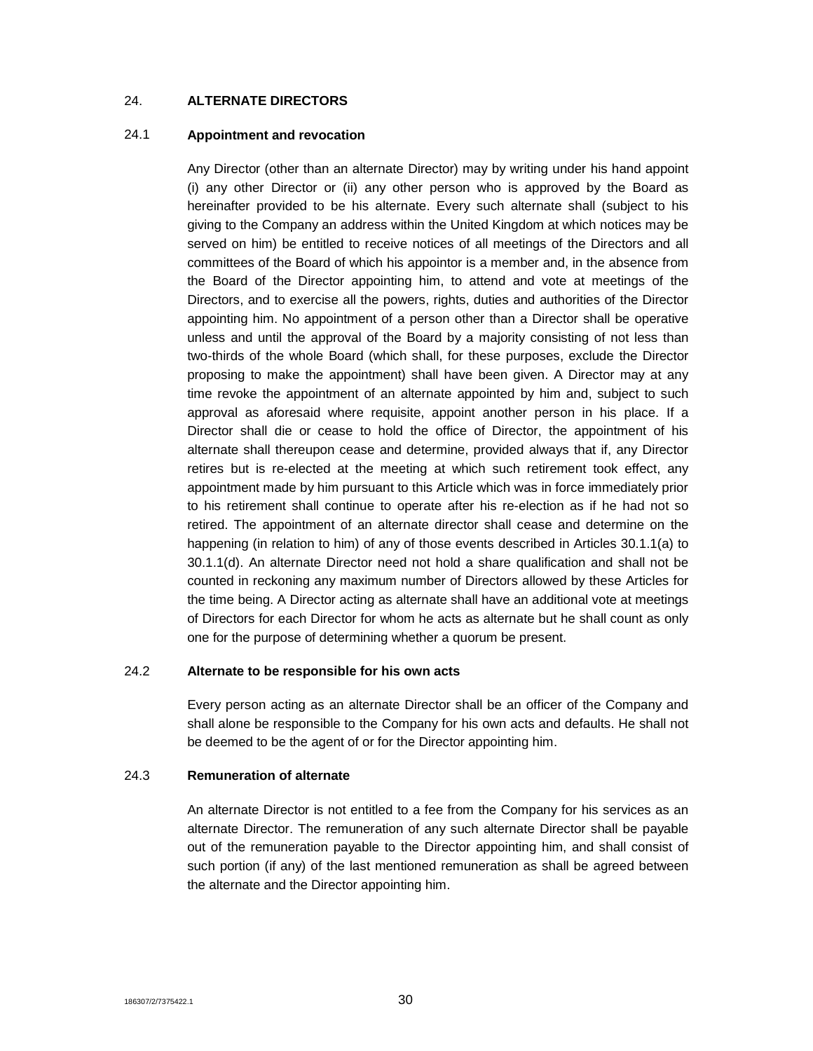## 24. ALTERNATE DIRECTORS

### 24.1 Appointment and revocation

Any Director (other than an alternate Director) may by writing under his hand appoint (i) any other Director or (ii) any other person who is approved by the Board as hereinafter provided to be his alternate. Every such alternate shall (subject to his giving to the Company an address within the United Kingdom at which notices may be served on him) be entitled to receive notices of all meetings of the Directors and all committees of the Board of which his appointor is a member and, in the absence from the Board of the Director appointing him, to attend and vote at meetings of the Directors, and to exercise all the powers, rights, duties and authorities of the Director appointing him. No appointment of a person other than a Director shall be operative unless and until the approval of the Board by a majority consisting of not less than two-thirds of the whole Board (which shall, for these purposes, exclude the Director proposing to make the appointment) shall have been given. A Director may at any time revoke the appointment of an alternate appointed by him and, subject to such approval as aforesaid where requisite, appoint another person in his place. If a Director shall die or cease to hold the office of Director, the appointment of his alternate shall thereupon cease and determine, provided always that if, any Director retires but is re-elected at the meeting at which such retirement took effect, any appointment made by him pursuant to this Article which was in force immediately prior to his retirement shall continue to operate after his re-election as if he had not so retired. The appointment of an alternate director shall cease and determine on the happening (in relation to him) of any of those events described in Articles 30.1.1(a) to 30.1.1(d). An alternate Director need not hold a share qualification and shall not be counted in reckoning any maximum number of Directors allowed by these Articles for the time being. A Director acting as alternate shall have an additional vote at meetings of Directors for each Director for whom he acts as alternate but he shall count as only one for the purpose of determining whether a quorum be present.

### 24.2 Alternate to be responsible for his own acts

Every person acting as an alternate Director shall be an officer of the Company and shall alone be responsible to the Company for his own acts and defaults. He shall not be deemed to be the agent of or for the Director appointing him.

### 24.3 Remuneration of alternate

An alternate Director is not entitled to a fee from the Company for his services as an alternate Director. The remuneration of any such alternate Director shall be payable out of the remuneration payable to the Director appointing him, and shall consist of such portion (if any) of the last mentioned remuneration as shall be agreed between the alternate and the Director appointing him.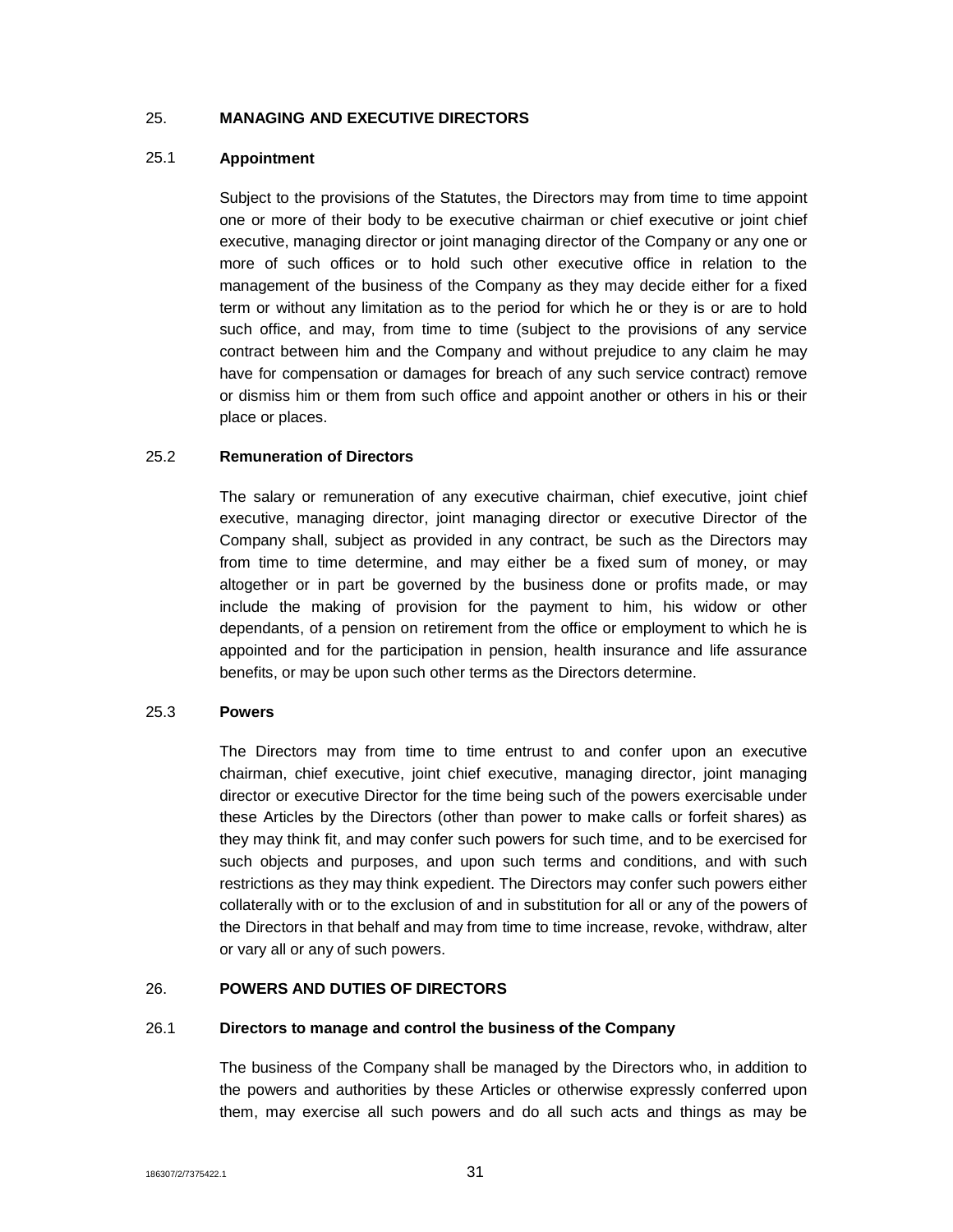## 25. MANAGING AND EXECUTIVE DIRECTORS

### 25.1 Appointment

Subject to the provisions of the Statutes, the Directors may from time to time appoint one or more of their body to be executive chairman or chief executive or joint chief executive, managing director or joint managing director of the Company or any one or more of such offices or to hold such other executive office in relation to the management of the business of the Company as they may decide either for a fixed term or without any limitation as to the period for which he or they is or are to hold such office, and may, from time to time (subject to the provisions of any service contract between him and the Company and without prejudice to any claim he may have for compensation or damages for breach of any such service contract) remove or dismiss him or them from such office and appoint another or others in his or their place or places.

### 25.2 Remuneration of Directors

The salary or remuneration of any executive chairman, chief executive, joint chief executive, managing director, joint managing director or executive Director of the Company shall, subject as provided in any contract, be such as the Directors may from time to time determine, and may either be a fixed sum of money, or may altogether or in part be governed by the business done or profits made, or may include the making of provision for the payment to him, his widow or other dependants, of a pension on retirement from the office or employment to which he is appointed and for the participation in pension, health insurance and life assurance benefits, or may be upon such other terms as the Directors determine.

### 25.3 Powers

The Directors may from time to time entrust to and confer upon an executive chairman, chief executive, joint chief executive, managing director, joint managing director or executive Director for the time being such of the powers exercisable under these Articles by the Directors (other than power to make calls or forfeit shares) as they may think fit, and may confer such powers for such time, and to be exercised for such objects and purposes, and upon such terms and conditions, and with such restrictions as they may think expedient. The Directors may confer such powers either collaterally with or to the exclusion of and in substitution for all or any of the powers of the Directors in that behalf and may from time to time increase, revoke, withdraw, alter or vary all or any of such powers.

## 26. POWERS AND DUTIES OF DIRECTORS

### 26.1 Directors to manage and control the business of the Company

The business of the Company shall be managed by the Directors who, in addition to the powers and authorities by these Articles or otherwise expressly conferred upon them, may exercise all such powers and do all such acts and things as may be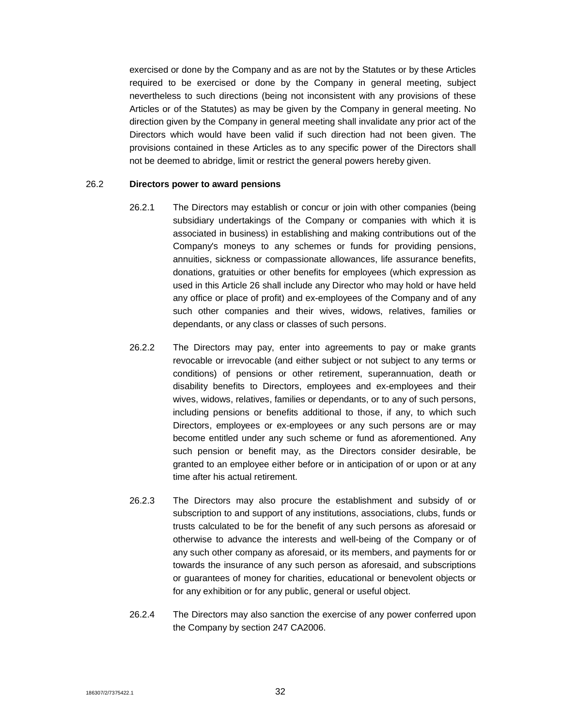exercised or done by the Company and as are not by the Statutes or by these Articles required to be exercised or done by the Company in general meeting, subject nevertheless to such directions (being not inconsistent with any provisions of these Articles or of the Statutes) as may be given by the Company in general meeting. No direction given by the Company in general meeting shall invalidate any prior act of the Directors which would have been valid if such direction had not been given. The provisions contained in these Articles as to any specific power of the Directors shall not be deemed to abridge, limit or restrict the general powers hereby given.

26.2 **Directors power to award pensions**

26.2.1 The Directors may establish or concur or join with other companies (being subsidiary undertakings of the Company or companies with which it is associated in business) in establishing and making contributions out of the Company's moneys to any schemes or funds for providing pensions, annuities, sickness or compassionate allowances, life assurance benefits, donations, gratuities or other benefits for employees (which expression as used in this Article 26 shall include any Director who may hold or have held any office or place of profit) and ex-employees of the Company and of any such other companies and their wives, widows, relatives, families or dependants, or any class or classes of such persons.

26.2.2 The Directors may pay, enter into agreements to pay or make grants revocable or irrevocable (and either subject or not subject to any terms or conditions) of pensions or other retirement, superannuation, death or disability benefits to Directors, employees and ex-employees and their wives, widows, relatives, families or dependants, or to any of such persons, including pensions or benefits additional to those, if any, to which such Directors, employees or ex-employees or any such persons are or may become entitled under any such scheme or fund as aforementioned. Any such pension or benefit may, as the Directors consider desirable, be granted to an employee either before or in anticipation of or upon or at any time after his actual retirement.

26.2.3 The Directors may also procure the establishment and subsidy of or subscription to and support of any institutions, associations, clubs, funds or trusts calculated to be for the benefit of any such persons as aforesaid or otherwise to advance the interests and well-being of the Company or of any such other company as aforesaid, or its members, and payments for or towards the insurance of any such person as aforesaid, and subscriptions or guarantees of money for charities, educational or benevolent objects or for any exhibition or for any public, general or useful object.

26.2.4 The Directors may also sanction the exercise of any power conferred upon the Company by section 247 CA2006.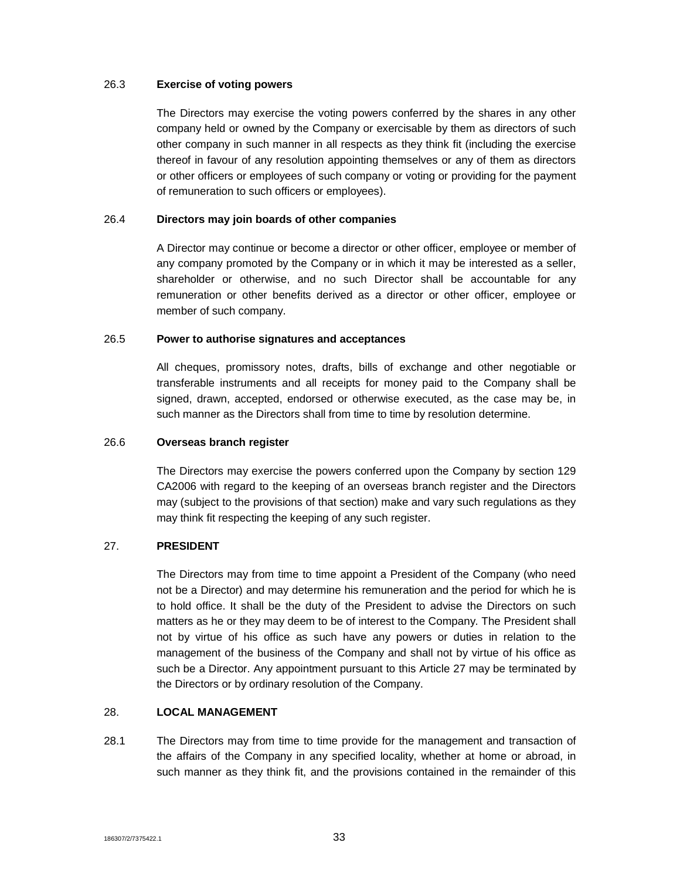26.3 **Exercise of voting powers**

The Directors may exercise the voting powers conferred by the shares in any other company held or owned by the Company or exercisable by them as directors of such other company in such manner in all respects as they think fit (including the exercise thereof in favour of any resolution appointing themselves or any of them as directors or other officers or employees of such company or voting or providing for the payment of remuneration to such officers or employees).

26.4 **Directors may join boards of other companies**

A Director may continue or become a director or other officer, employee or member of any company promoted by the Company or in which it may be interested as a seller, shareholder or otherwise, and no such Director shall be accountable for any remuneration or other benefits derived as a director or other officer, employee or member of such company.

26.5 **Power to authorise signatures and acceptances**

All cheques, promissory notes, drafts, bills of exchange and other negotiable or transferable instruments and all receipts for money paid to the Company shall be signed, drawn, accepted, endorsed or otherwise executed, as the case may be, in such manner as the Directors shall from time to time by resolution determine.

26.6 **Overseas branch register**

The Directors may exercise the powers conferred upon the Company by section 129 CA2006 with regard to the keeping of an overseas branch register and the Directors may (subject to the provisions of that section) make and vary such regulations as they may think fit respecting the keeping of any such register.

27. **PRESIDENT**

The Directors may from time to time appoint a President of the Company (who need not be a Director) and may determine his remuneration and the period for which he is to hold office. It shall be the duty of the President to advise the Directors on such matters as he or they may deem to be of interest to the Company. The President shall not by virtue of his office as such have any powers or duties in relation to the management of the business of the Company and shall not by virtue of his office as such be a Director. Any appointment pursuant to this Article 27 may be terminated by the Directors or by ordinary resolution of the Company.

28. **LOCAL MANAGEMENT**

28.1 The Directors may from time to time provide for the management and transaction of the affairs of the Company in any specified locality, whether at home or abroad, in such manner as they think fit, and the provisions contained in the remainder of this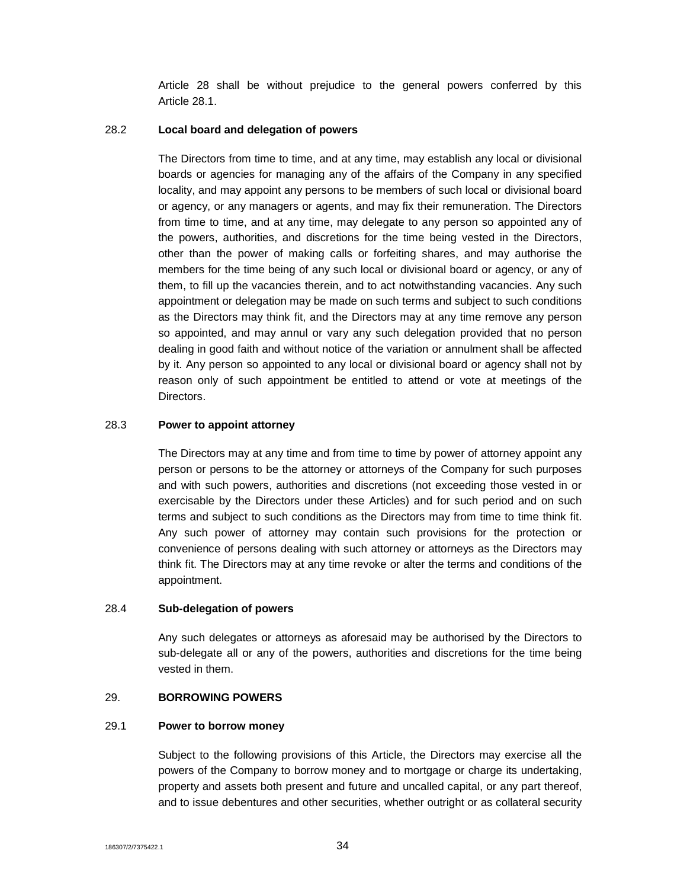Article 28 shall be without prejudice to the general powers conferred by this Article 28.1.

### 28.2 Local board and delegation of powers

The Directors from time to time, and at any time, may establish any local or divisional boards or agencies for managing any of the affairs of the Company in any specified locality, and may appoint any persons to be members of such local or divisional board or agency, or any managers or agents, and may fix their remuneration. The Directors from time to time, and at any time, may delegate to any person so appointed any of the powers, authorities, and discretions for the time being vested in the Directors, other than the power of making calls or forfeiting shares, and may authorise the members for the time being of any such local or divisional board or agency, or any of them, to fill up the vacancies therein, and to act notwithstanding vacancies. Any such appointment or delegation may be made on such terms and subject to such conditions as the Directors may think fit, and the Directors may at any time remove any person so appointed, and may annul or vary any such delegation provided that no person dealing in good faith and without notice of the variation or annulment shall be affected by it. Any person so appointed to any local or divisional board or agency shall not by reason only of such appointment be entitled to attend or vote at meetings of the Directors.

### 28.3 Power to appoint attorney

The Directors may at any time and from time to time by power of attorney appoint any person or persons to be the attorney or attorneys of the Company for such purposes and with such powers, authorities and discretions (not exceeding those vested in or exercisable by the Directors under these Articles) and for such period and on such terms and subject to such conditions as the Directors may from time to time think fit. Any such power of attorney may contain such provisions for the protection or convenience of persons dealing with such attorney or attorneys as the Directors may think fit. The Directors may at any time revoke or alter the terms and conditions of the appointment.

### 28.4 Sub-delegation of powers

Any such delegates or attorneys as aforesaid may be authorised by the Directors to sub-delegate all or any of the powers, authorities and discretions for the time being vested in them.

## 29. BORROWING POWERS

### 29.1 Power to borrow money

Subject to the following provisions of this Article, the Directors may exercise all the powers of the Company to borrow money and to mortgage or charge its undertaking, property and assets both present and future and uncalled capital, or any part thereof, and to issue debentures and other securities, whether outright or as collateral security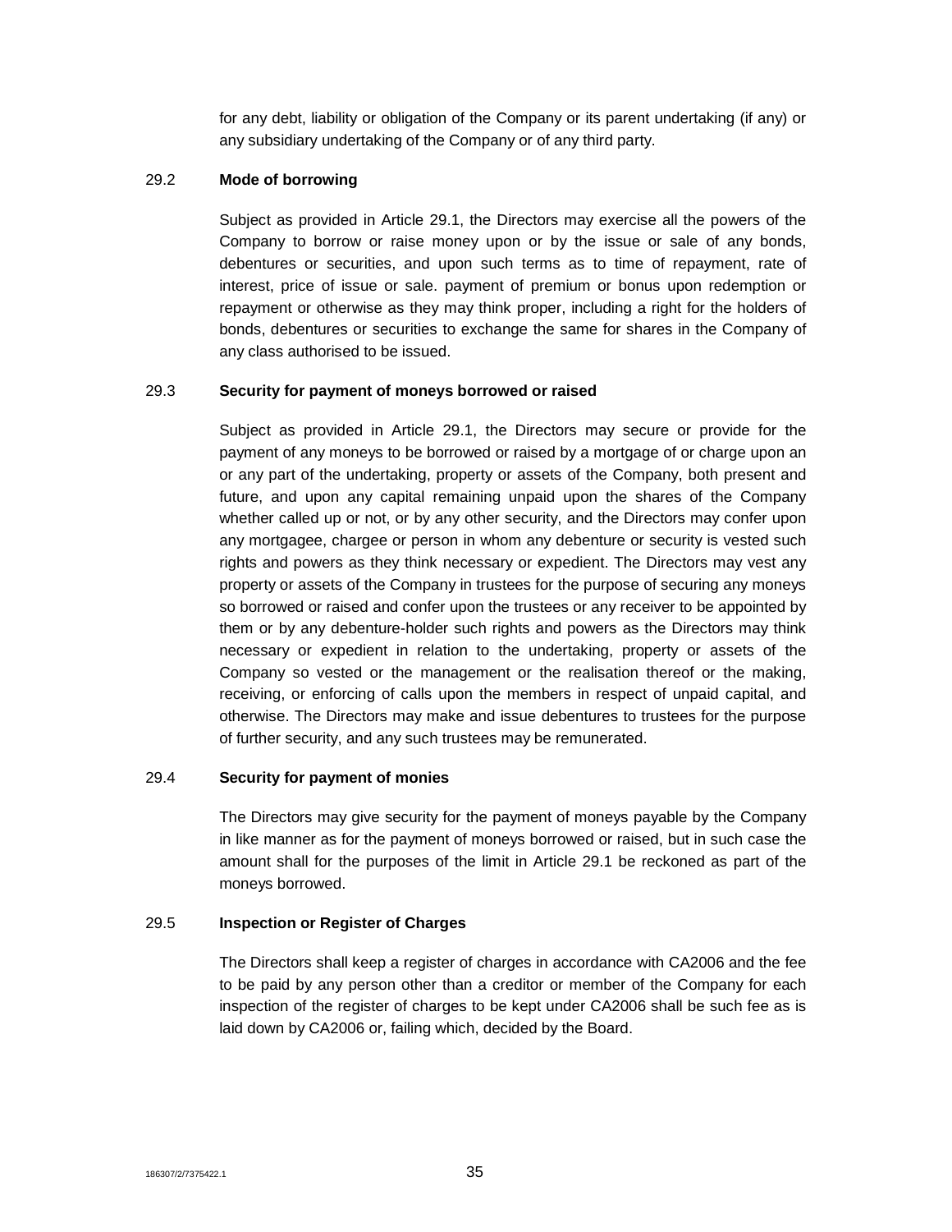for any debt, liability or obligation of the Company or its parent undertaking (if any) or any subsidiary undertaking of the Company or of any third party.

29.2 **Mode of borrowing**

Subject as provided in Article 29.1, the Directors may exercise all the powers of the Company to borrow or raise money upon or by the issue or sale of any bonds, debentures or securities, and upon such terms as to time of repayment, rate of interest, price of issue or sale. payment of premium or bonus upon redemption or repayment or otherwise as they may think proper, including a right for the holders of bonds, debentures or securities to exchange the same for shares in the Company of any class authorised to be issued.

29.3 **Security for payment of moneys borrowed or raised**

Subject as provided in Article 29.1, the Directors may secure or provide for the payment of any moneys to be borrowed or raised by a mortgage of or charge upon an or any part of the undertaking, property or assets of the Company, both present and future, and upon any capital remaining unpaid upon the shares of the Company whether called up or not, or by any other security, and the Directors may confer upon any mortgagee, chargee or person in whom any debenture or security is vested such rights and powers as they think necessary or expedient. The Directors may vest any property or assets of the Company in trustees for the purpose of securing any moneys so borrowed or raised and confer upon the trustees or any receiver to be appointed by them or by any debenture-holder such rights and powers as the Directors may think necessary or expedient in relation to the undertaking, property or assets of the Company so vested or the management or the realisation thereof or the making, receiving, or enforcing of calls upon the members in respect of unpaid capital, and otherwise. The Directors may make and issue debentures to trustees for the purpose of further security, and any such trustees may be remunerated.

29.4 **Security for payment of monies**

The Directors may give security for the payment of moneys payable by the Company in like manner as for the payment of moneys borrowed or raised, but in such case the amount shall for the purposes of the limit in Article 29.1 be reckoned as part of the moneys borrowed.

29.5 **Inspection or Register of Charges**

The Directors shall keep a register of charges in accordance with CA2006 and the fee to be paid by any person other than a creditor or member of the Company for each inspection of the register of charges to be kept under CA2006 shall be such fee as is laid down by CA2006 or, failing which, decided by the Board.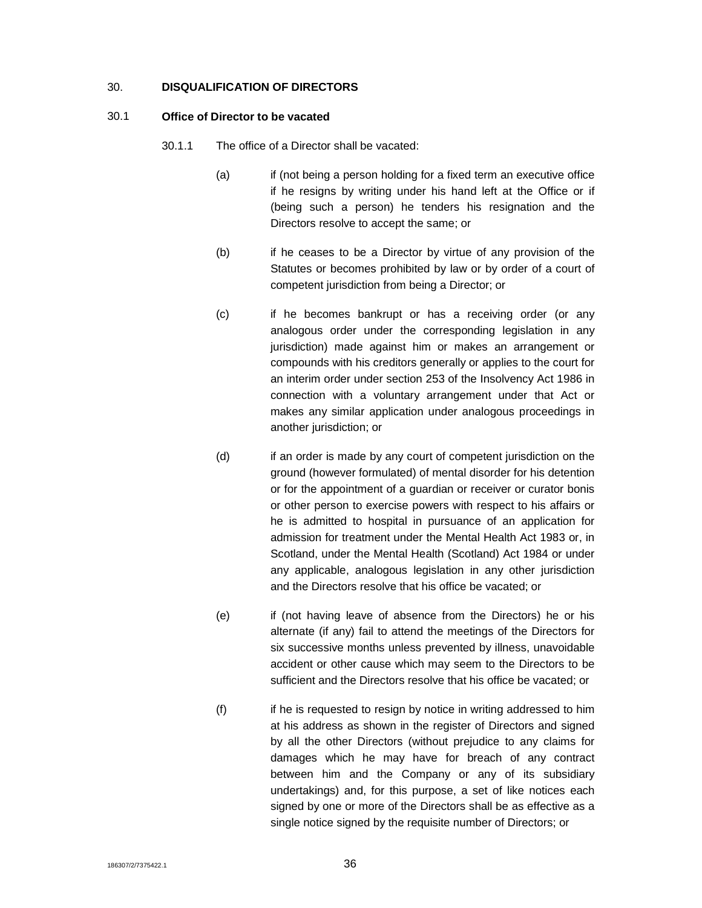## 30. DISQUALIFICATION OF DIRECTORS

### 30.1 Office of Director to be vacated

30.1.1 The office of a Director shall be vacated:

(a) if (not being a person holding for a fixed term an executive office if he resigns by writing under his hand left at the Office or if (being such a person) he tenders his resignation and the Directors resolve to accept the same; or

(b) if he ceases to be a Director by virtue of any provision of the Statutes or becomes prohibited by law or by order of a court of competent jurisdiction from being a Director; or

(c) if he becomes bankrupt or has a receiving order (or any analogous order under the corresponding legislation in any jurisdiction) made against him or makes an arrangement or compounds with his creditors generally or applies to the court for an interim order under section 253 of the Insolvency Act 1986 in connection with a voluntary arrangement under that Act or makes any similar application under analogous proceedings in another jurisdiction; or

(d) if an order is made by any court of competent jurisdiction on the ground (however formulated) of mental disorder for his detention or for the appointment of a guardian or receiver or curator bonis or other person to exercise powers with respect to his affairs or he is admitted to hospital in pursuance of an application for admission for treatment under the Mental Health Act 1983 or, in Scotland, under the Mental Health (Scotland) Act 1984 or under any applicable, analogous legislation in any other jurisdiction and the Directors resolve that his office be vacated; or

(e) if (not having leave of absence from the Directors) he or his alternate (if any) fail to attend the meetings of the Directors for six successive months unless prevented by illness, unavoidable accident or other cause which may seem to the Directors to be sufficient and the Directors resolve that his office be vacated; or

(f) if he is requested to resign by notice in writing addressed to him at his address as shown in the register of Directors and signed by all the other Directors (without prejudice to any claims for damages which he may have for breach of any contract between him and the Company or any of its subsidiary undertakings) and, for this purpose, a set of like notices each signed by one or more of the Directors shall be as effective as a single notice signed by the requisite number of Directors; or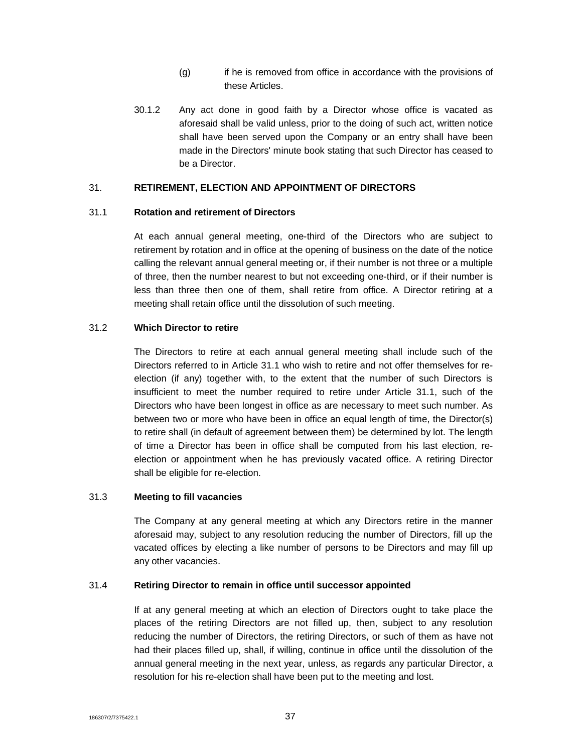(g) if he is removed from office in accordance with the provisions of these Articles.

30.1.2 Any act done in good faith by a Director whose office is vacated as aforesaid shall be valid unless, prior to the doing of such act, written notice shall have been served upon the Company or an entry shall have been made in the Directors' minute book stating that such Director has ceased to be a Director.

## 31. RETIREMENT, ELECTION AND APPOINTMENT OF DIRECTORS

### 31.1 Rotation and retirement of Directors

At each annual general meeting, one-third of the Directors who are subject to retirement by rotation and in office at the opening of business on the date of the notice calling the relevant annual general meeting or, if their number is not three or a multiple of three, then the number nearest to but not exceeding one-third, or if their number is less than three then one of them, shall retire from office. A Director retiring at a meeting shall retain office until the dissolution of such meeting.

### 31.2 Which Director to retire

The Directors to retire at each annual general meeting shall include such of the Directors referred to in Article 31.1 who wish to retire and not offer themselves for re-election (if any) together with, to the extent that the number of such Directors is insufficient to meet the number required to retire under Article 31.1, such of the Directors who have been longest in office as are necessary to meet such number. As between two or more who have been in office an equal length of time, the Director(s) to retire shall (in default of agreement between them) be determined by lot. The length of time a Director has been in office shall be computed from his last election, re-election or appointment when he has previously vacated office. A retiring Director shall be eligible for re-election.

### 31.3 Meeting to fill vacancies

The Company at any general meeting at which any Directors retire in the manner aforesaid may, subject to any resolution reducing the number of Directors, fill up the vacated offices by electing a like number of persons to be Directors and may fill up any other vacancies.

### 31.4 Retiring Director to remain in office until successor appointed

If at any general meeting at which an election of Directors ought to take place the places of the retiring Directors are not filled up, then, subject to any resolution reducing the number of Directors, the retiring Directors, or such of them as have not had their places filled up, shall, if willing, continue in office until the dissolution of the annual general meeting in the next year, unless, as regards any particular Director, a resolution for his re-election shall have been put to the meeting and lost.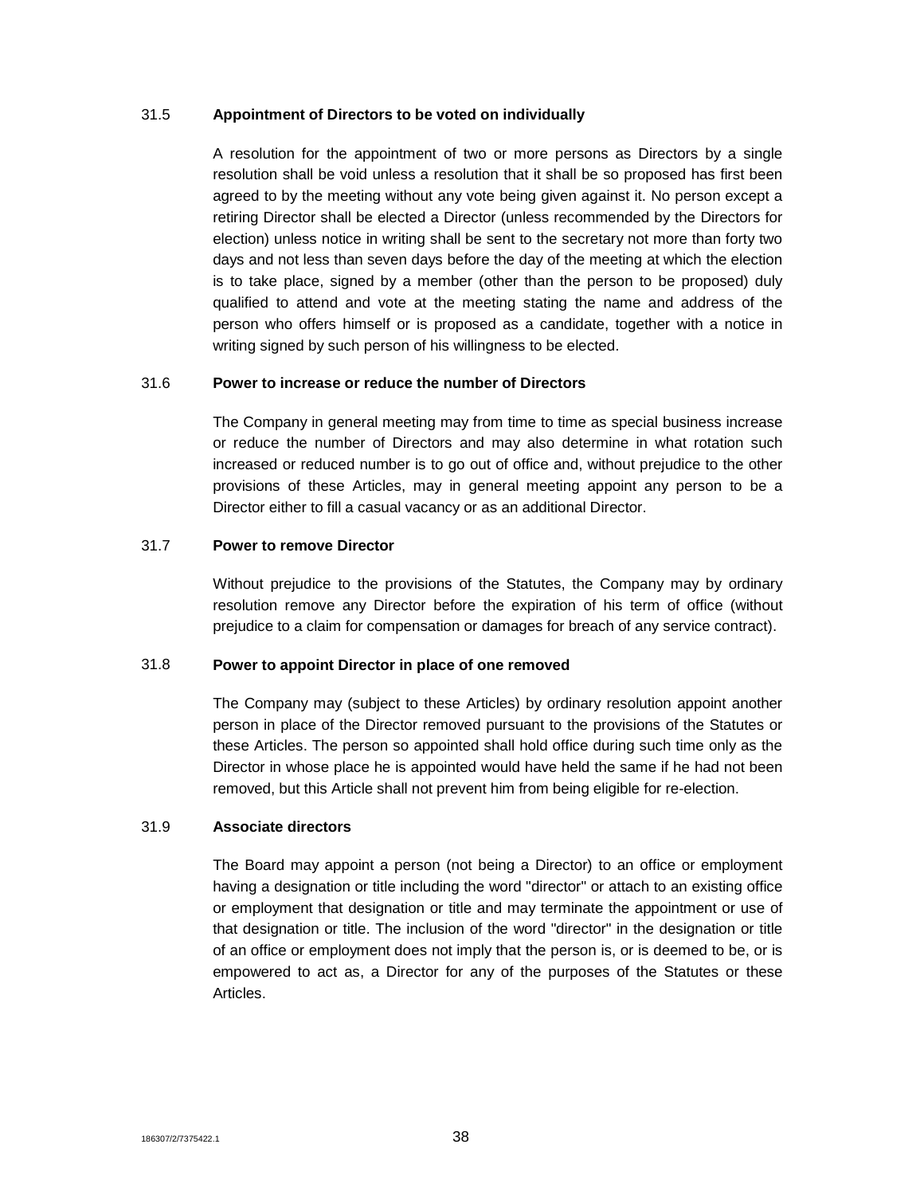### 31.5 Appointment of Directors to be voted on individually

A resolution for the appointment of two or more persons as Directors by a single resolution shall be void unless a resolution that it shall be so proposed has first been agreed to by the meeting without any vote being given against it. No person except a retiring Director shall be elected a Director (unless recommended by the Directors for election) unless notice in writing shall be sent to the secretary not more than forty two days and not less than seven days before the day of the meeting at which the election is to take place, signed by a member (other than the person to be proposed) duly qualified to attend and vote at the meeting stating the name and address of the person who offers himself or is proposed as a candidate, together with a notice in writing signed by such person of his willingness to be elected.

### 31.6 Power to increase or reduce the number of Directors

The Company in general meeting may from time to time as special business increase or reduce the number of Directors and may also determine in what rotation such increased or reduced number is to go out of office and, without prejudice to the other provisions of these Articles, may in general meeting appoint any person to be a Director either to fill a casual vacancy or as an additional Director.

### 31.7 Power to remove Director

Without prejudice to the provisions of the Statutes, the Company may by ordinary resolution remove any Director before the expiration of his term of office (without prejudice to a claim for compensation or damages for breach of any service contract).

### 31.8 Power to appoint Director in place of one removed

The Company may (subject to these Articles) by ordinary resolution appoint another person in place of the Director removed pursuant to the provisions of the Statutes or these Articles. The person so appointed shall hold office during such time only as the Director in whose place he is appointed would have held the same if he had not been removed, but this Article shall not prevent him from being eligible for re-election.

### 31.9 Associate directors

The Board may appoint a person (not being a Director) to an office or employment having a designation or title including the word "director" or attach to an existing office or employment that designation or title and may terminate the appointment or use of that designation or title. The inclusion of the word "director" in the designation or title of an office or employment does not imply that the person is, or is deemed to be, or is empowered to act as, a Director for any of the purposes of the Statutes or these Articles.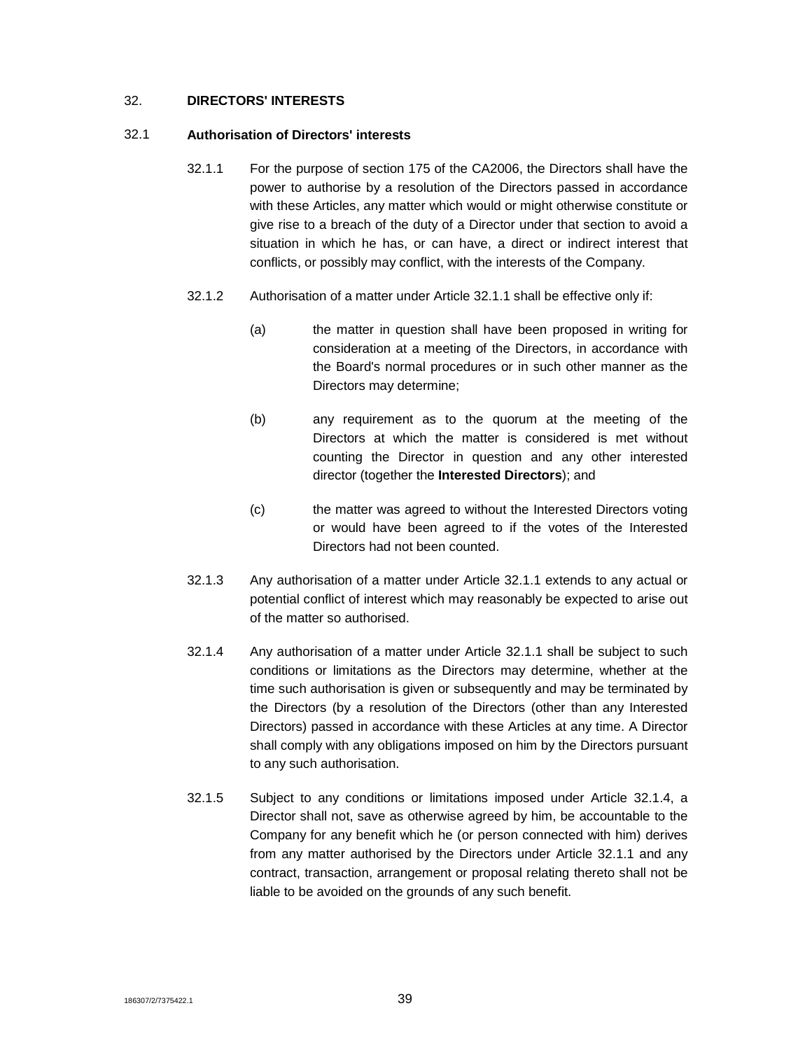## 32. DIRECTORS' INTERESTS

### 32.1 Authorisation of Directors' interests

32.1.1 For the purpose of section 175 of the CA2006, the Directors shall have the power to authorise by a resolution of the Directors passed in accordance with these Articles, any matter which would or might otherwise constitute or give rise to a breach of the duty of a Director under that section to avoid a situation in which he has, or can have, a direct or indirect interest that conflicts, or possibly may conflict, with the interests of the Company.

32.1.2 Authorisation of a matter under Article 32.1.1 shall be effective only if:

(a) the matter in question shall have been proposed in writing for consideration at a meeting of the Directors, in accordance with the Board's normal procedures or in such other manner as the Directors may determine;

(b) any requirement as to the quorum at the meeting of the Directors at which the matter is considered is met without counting the Director in question and any other interested director (together the **Interested Directors**); and

(c) the matter was agreed to without the Interested Directors voting or would have been agreed to if the votes of the Interested Directors had not been counted.

32.1.3 Any authorisation of a matter under Article 32.1.1 extends to any actual or potential conflict of interest which may reasonably be expected to arise out of the matter so authorised.

32.1.4 Any authorisation of a matter under Article 32.1.1 shall be subject to such conditions or limitations as the Directors may determine, whether at the time such authorisation is given or subsequently and may be terminated by the Directors (by a resolution of the Directors (other than any Interested Directors) passed in accordance with these Articles at any time. A Director shall comply with any obligations imposed on him by the Directors pursuant to any such authorisation.

32.1.5 Subject to any conditions or limitations imposed under Article 32.1.4, a Director shall not, save as otherwise agreed by him, be accountable to the Company for any benefit which he (or person connected with him) derives from any matter authorised by the Directors under Article 32.1.1 and any contract, transaction, arrangement or proposal relating thereto shall not be liable to be avoided on the grounds of any such benefit.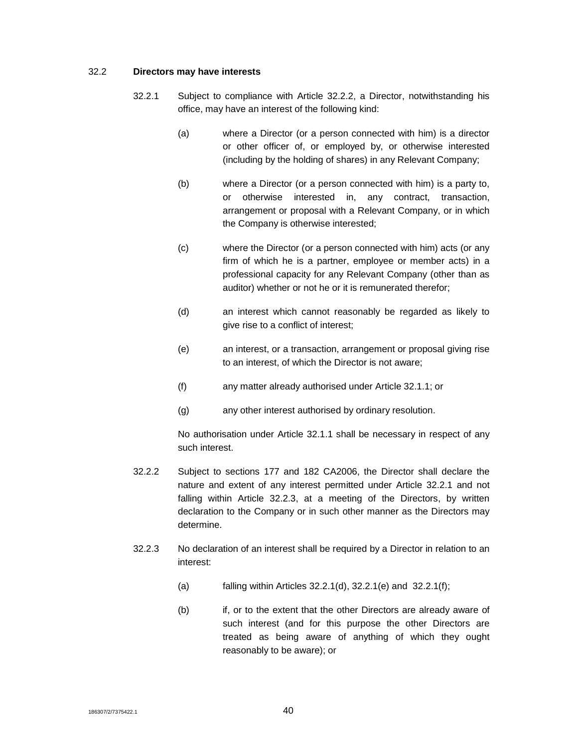32.2 **Directors may have interests**

32.2.1 Subject to compliance with Article 32.2.2, a Director, notwithstanding his office, may have an interest of the following kind:

(a) where a Director (or a person connected with him) is a director or other officer of, or employed by, or otherwise interested (including by the holding of shares) in any Relevant Company;

(b) where a Director (or a person connected with him) is a party to, or otherwise interested in, any contract, transaction, arrangement or proposal with a Relevant Company, or in which the Company is otherwise interested;

(c) where the Director (or a person connected with him) acts (or any firm of which he is a partner, employee or member acts) in a professional capacity for any Relevant Company (other than as auditor) whether or not he or it is remunerated therefor;

(d) an interest which cannot reasonably be regarded as likely to give rise to a conflict of interest;

(e) an interest, or a transaction, arrangement or proposal giving rise to an interest, of which the Director is not aware;

(f) any matter already authorised under Article 32.1.1; or

(g) any other interest authorised by ordinary resolution.

No authorisation under Article 32.1.1 shall be necessary in respect of any such interest.

32.2.2 Subject to sections 177 and 182 CA2006, the Director shall declare the nature and extent of any interest permitted under Article 32.2.1 and not falling within Article 32.2.3, at a meeting of the Directors, by written declaration to the Company or in such other manner as the Directors may determine.

32.2.3 No declaration of an interest shall be required by a Director in relation to an interest:

(a) falling within Articles 32.2.1(d), 32.2.1(e) and 32.2.1(f);

(b) if, or to the extent that the other Directors are already aware of such interest (and for this purpose the other Directors are treated as being aware of anything of which they ought reasonably to be aware); or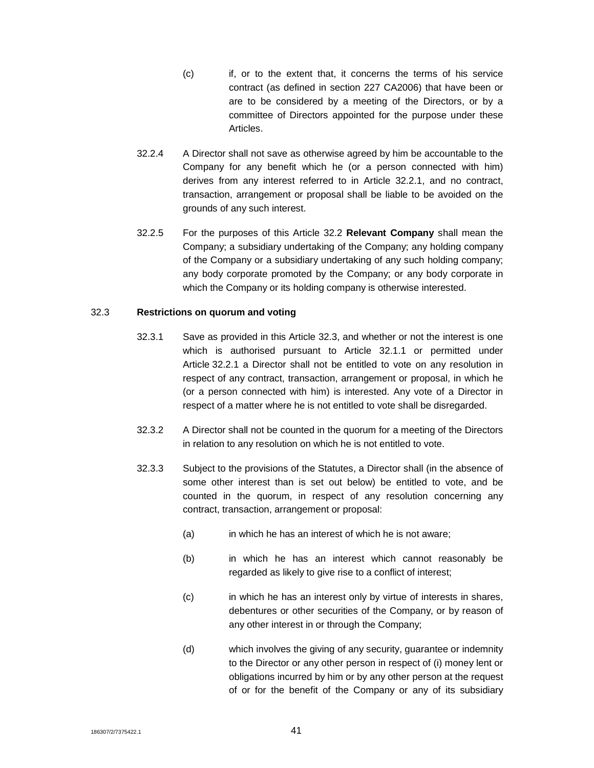(c) if, or to the extent that, it concerns the terms of his service contract (as defined in section 227 CA2006) that have been or are to be considered by a meeting of the Directors, or by a committee of Directors appointed for the purpose under these Articles.

32.2.4 A Director shall not save as otherwise agreed by him be accountable to the Company for any benefit which he (or a person connected with him) derives from any interest referred to in Article 32.2.1, and no contract, transaction, arrangement or proposal shall be liable to be avoided on the grounds of any such interest.

32.2.5 For the purposes of this Article 32.2 **Relevant Company** shall mean the Company; a subsidiary undertaking of the Company; any holding company of the Company or a subsidiary undertaking of any such holding company; any body corporate promoted by the Company; or any body corporate in which the Company or its holding company is otherwise interested.

32.3 **Restrictions on quorum and voting**

32.3.1 Save as provided in this Article 32.3, and whether or not the interest is one which is authorised pursuant to Article 32.1.1 or permitted under Article 32.2.1 a Director shall not be entitled to vote on any resolution in respect of any contract, transaction, arrangement or proposal, in which he (or a person connected with him) is interested. Any vote of a Director in respect of a matter where he is not entitled to vote shall be disregarded.

32.3.2 A Director shall not be counted in the quorum for a meeting of the Directors in relation to any resolution on which he is not entitled to vote.

32.3.3 Subject to the provisions of the Statutes, a Director shall (in the absence of some other interest than is set out below) be entitled to vote, and be counted in the quorum, in respect of any resolution concerning any contract, transaction, arrangement or proposal:

(a) in which he has an interest of which he is not aware;

(b) in which he has an interest which cannot reasonably be regarded as likely to give rise to a conflict of interest;

(c) in which he has an interest only by virtue of interests in shares, debentures or other securities of the Company, or by reason of any other interest in or through the Company;

(d) which involves the giving of any security, guarantee or indemnity to the Director or any other person in respect of (i) money lent or obligations incurred by him or by any other person at the request of or for the benefit of the Company or any of its subsidiary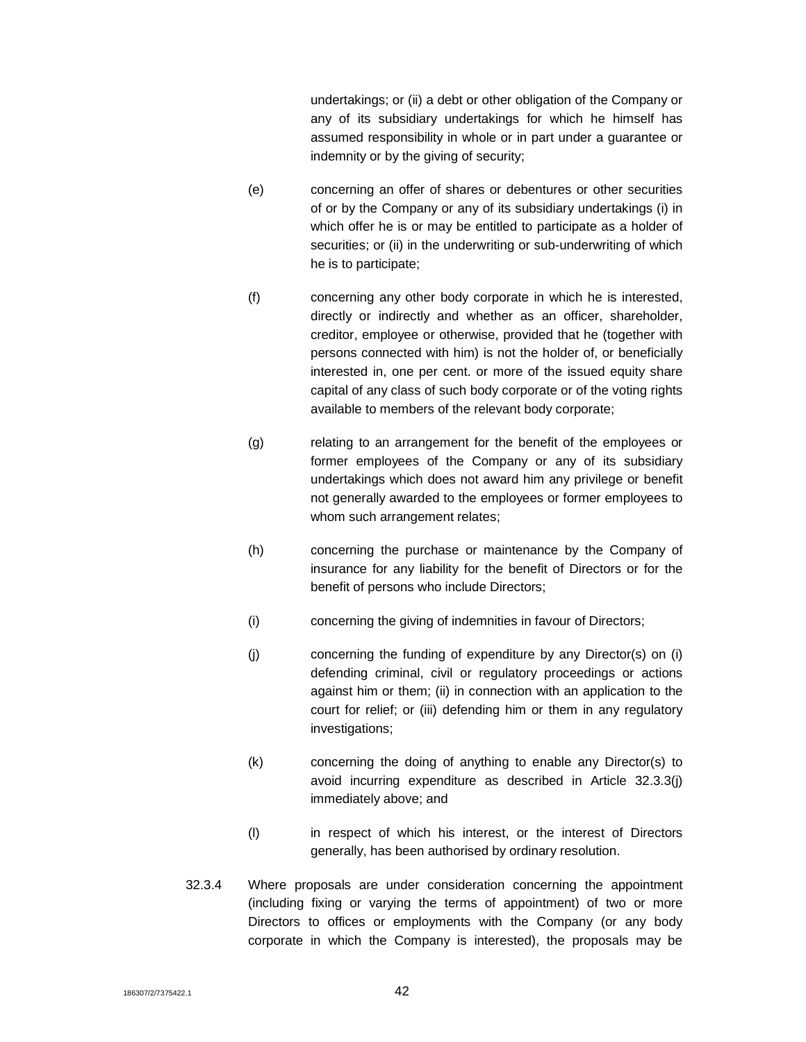undertakings; or (ii) a debt or other obligation of the Company or any of its subsidiary undertakings for which he himself has assumed responsibility in whole or in part under a guarantee or indemnity or by the giving of security;

(e) concerning an offer of shares or debentures or other securities of or by the Company or any of its subsidiary undertakings (i) in which offer he is or may be entitled to participate as a holder of securities; or (ii) in the underwriting or sub-underwriting of which he is to participate;

(f) concerning any other body corporate in which he is interested, directly or indirectly and whether as an officer, shareholder, creditor, employee or otherwise, provided that he (together with persons connected with him) is not the holder of, or beneficially interested in, one per cent. or more of the issued equity share capital of any class of such body corporate or of the voting rights available to members of the relevant body corporate;

(g) relating to an arrangement for the benefit of the employees or former employees of the Company or any of its subsidiary undertakings which does not award him any privilege or benefit not generally awarded to the employees or former employees to whom such arrangement relates;

(h) concerning the purchase or maintenance by the Company of insurance for any liability for the benefit of Directors or for the benefit of persons who include Directors;

(i) concerning the giving of indemnities in favour of Directors;

(j) concerning the funding of expenditure by any Director(s) on (i) defending criminal, civil or regulatory proceedings or actions against him or them; (ii) in connection with an application to the court for relief; or (iii) defending him or them in any regulatory investigations;

(k) concerning the doing of anything to enable any Director(s) to avoid incurring expenditure as described in Article 32.3.3(j) immediately above; and

(l) in respect of which his interest, or the interest of Directors generally, has been authorised by ordinary resolution.

32.3.4 Where proposals are under consideration concerning the appointment (including fixing or varying the terms of appointment) of two or more Directors to offices or employments with the Company (or any body corporate in which the Company is interested), the proposals may be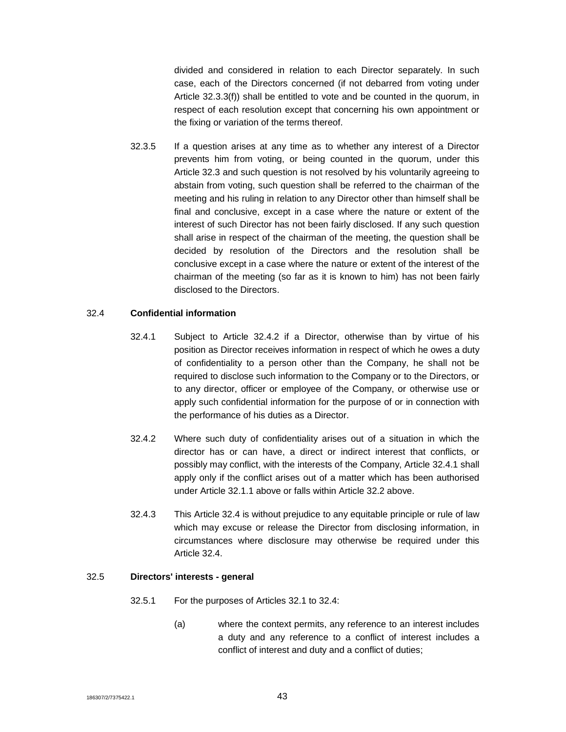divided and considered in relation to each Director separately. In such case, each of the Directors concerned (if not debarred from voting under Article 32.3.3(f)) shall be entitled to vote and be counted in the quorum, in respect of each resolution except that concerning his own appointment or the fixing or variation of the terms thereof.

32.3.5 If a question arises at any time as to whether any interest of a Director prevents him from voting, or being counted in the quorum, under this Article 32.3 and such question is not resolved by his voluntarily agreeing to abstain from voting, such question shall be referred to the chairman of the meeting and his ruling in relation to any Director other than himself shall be final and conclusive, except in a case where the nature or extent of the interest of such Director has not been fairly disclosed. If any such question shall arise in respect of the chairman of the meeting, the question shall be decided by resolution of the Directors and the resolution shall be conclusive except in a case where the nature or extent of the interest of the chairman of the meeting (so far as it is known to him) has not been fairly disclosed to the Directors.

32.4 **Confidential information**

32.4.1 Subject to Article 32.4.2 if a Director, otherwise than by virtue of his position as Director receives information in respect of which he owes a duty of confidentiality to a person other than the Company, he shall not be required to disclose such information to the Company or to the Directors, or to any director, officer or employee of the Company, or otherwise use or apply such confidential information for the purpose of or in connection with the performance of his duties as a Director.

32.4.2 Where such duty of confidentiality arises out of a situation in which the director has or can have, a direct or indirect interest that conflicts, or possibly may conflict, with the interests of the Company, Article 32.4.1 shall apply only if the conflict arises out of a matter which has been authorised under Article 32.1.1 above or falls within Article 32.2 above.

32.4.3 This Article 32.4 is without prejudice to any equitable principle or rule of law which may excuse or release the Director from disclosing information, in circumstances where disclosure may otherwise be required under this Article 32.4.

32.5 **Directors' interests - general**

32.5.1 For the purposes of Articles 32.1 to 32.4:

(a) where the context permits, any reference to an interest includes a duty and any reference to a conflict of interest includes a conflict of interest and duty and a conflict of duties;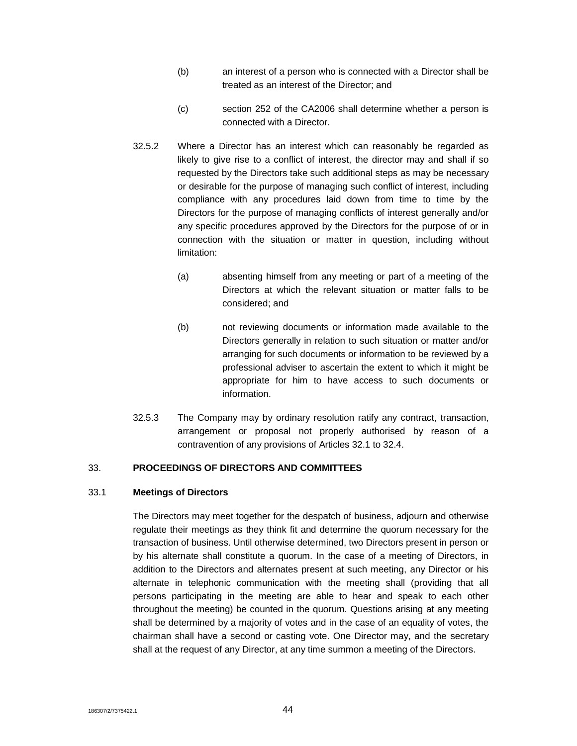(b) an interest of a person who is connected with a Director shall be treated as an interest of the Director; and

(c) section 252 of the CA2006 shall determine whether a person is connected with a Director.

32.5.2 Where a Director has an interest which can reasonably be regarded as likely to give rise to a conflict of interest, the director may and shall if so requested by the Directors take such additional steps as may be necessary or desirable for the purpose of managing such conflict of interest, including compliance with any procedures laid down from time to time by the Directors for the purpose of managing conflicts of interest generally and/or any specific procedures approved by the Directors for the purpose of or in connection with the situation or matter in question, including without limitation:

(a) absenting himself from any meeting or part of a meeting of the Directors at which the relevant situation or matter falls to be considered; and

(b) not reviewing documents or information made available to the Directors generally in relation to such situation or matter and/or arranging for such documents or information to be reviewed by a professional adviser to ascertain the extent to which it might be appropriate for him to have access to such documents or information.

32.5.3 The Company may by ordinary resolution ratify any contract, transaction, arrangement or proposal not properly authorised by reason of a contravention of any provisions of Articles 32.1 to 32.4.

## 33. PROCEEDINGS OF DIRECTORS AND COMMITTEES

### 33.1 Meetings of Directors

The Directors may meet together for the despatch of business, adjourn and otherwise regulate their meetings as they think fit and determine the quorum necessary for the transaction of business. Until otherwise determined, two Directors present in person or by his alternate shall constitute a quorum. In the case of a meeting of Directors, in addition to the Directors and alternates present at such meeting, any Director or his alternate in telephonic communication with the meeting shall (providing that all persons participating in the meeting are able to hear and speak to each other throughout the meeting) be counted in the quorum. Questions arising at any meeting shall be determined by a majority of votes and in the case of an equality of votes, the chairman shall have a second or casting vote. One Director may, and the secretary shall at the request of any Director, at any time summon a meeting of the Directors.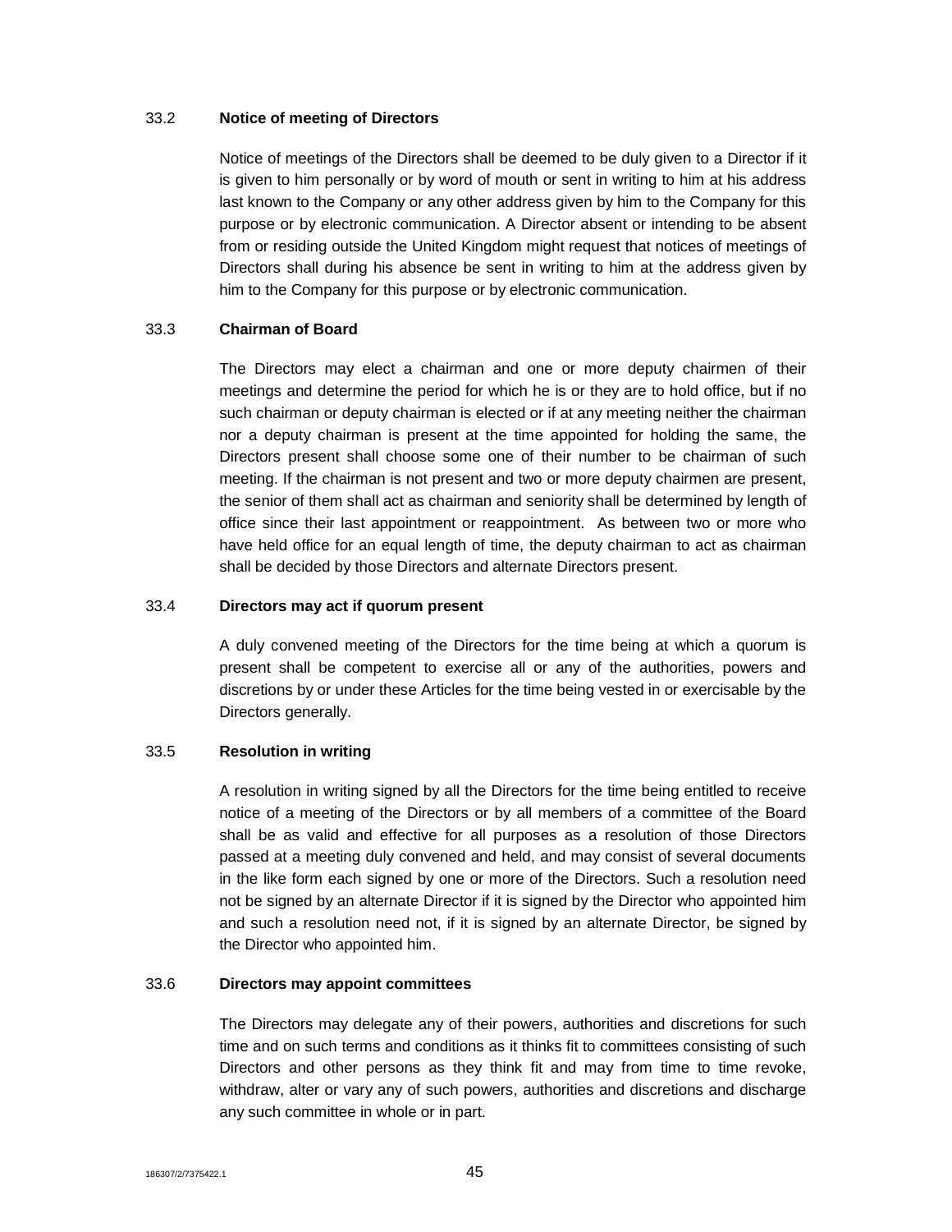### 33.2 Notice of meeting of Directors

Notice of meetings of the Directors shall be deemed to be duly given to a Director if it is given to him personally or by word of mouth or sent in writing to him at his address last known to the Company or any other address given by him to the Company for this purpose or by electronic communication. A Director absent or intending to be absent from or residing outside the United Kingdom might request that notices of meetings of Directors shall during his absence be sent in writing to him at the address given by him to the Company for this purpose or by electronic communication.

### 33.3 Chairman of Board

The Directors may elect a chairman and one or more deputy chairmen of their meetings and determine the period for which he is or they are to hold office, but if no such chairman or deputy chairman is elected or if at any meeting neither the chairman nor a deputy chairman is present at the time appointed for holding the same, the Directors present shall choose some one of their number to be chairman of such meeting. If the chairman is not present and two or more deputy chairmen are present, the senior of them shall act as chairman and seniority shall be determined by length of office since their last appointment or reappointment. As between two or more who have held office for an equal length of time, the deputy chairman to act as chairman shall be decided by those Directors and alternate Directors present.

### 33.4 Directors may act if quorum present

A duly convened meeting of the Directors for the time being at which a quorum is present shall be competent to exercise all or any of the authorities, powers and discretions by or under these Articles for the time being vested in or exercisable by the Directors generally.

### 33.5 Resolution in writing

A resolution in writing signed by all the Directors for the time being entitled to receive notice of a meeting of the Directors or by all members of a committee of the Board shall be as valid and effective for all purposes as a resolution of those Directors passed at a meeting duly convened and held, and may consist of several documents in the like form each signed by one or more of the Directors. Such a resolution need not be signed by an alternate Director if it is signed by the Director who appointed him and such a resolution need not, if it is signed by an alternate Director, be signed by the Director who appointed him.

### 33.6 Directors may appoint committees

The Directors may delegate any of their powers, authorities and discretions for such time and on such terms and conditions as it thinks fit to committees consisting of such Directors and other persons as they think fit and may from time to time revoke, withdraw, alter or vary any of such powers, authorities and discretions and discharge any such committee in whole or in part.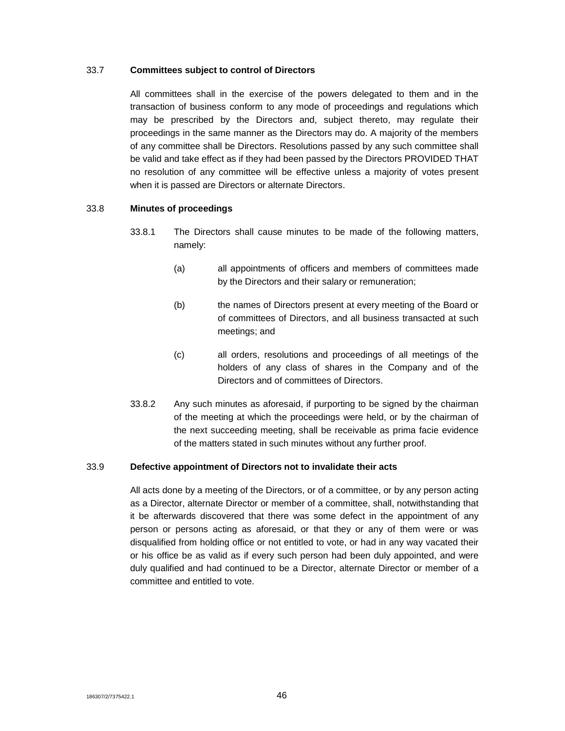### 33.7 **Committees subject to control of Directors**

All committees shall in the exercise of the powers delegated to them and in the transaction of business conform to any mode of proceedings and regulations which may be prescribed by the Directors and, subject thereto, may regulate their proceedings in the same manner as the Directors may do. A majority of the members of any committee shall be Directors. Resolutions passed by any such committee shall be valid and take effect as if they had been passed by the Directors PROVIDED THAT no resolution of any committee will be effective unless a majority of votes present when it is passed are Directors or alternate Directors.

### 33.8 **Minutes of proceedings**

33.8.1 The Directors shall cause minutes to be made of the following matters, namely:

(a) all appointments of officers and members of committees made by the Directors and their salary or remuneration;

(b) the names of Directors present at every meeting of the Board or of committees of Directors, and all business transacted at such meetings; and

(c) all orders, resolutions and proceedings of all meetings of the holders of any class of shares in the Company and of the Directors and of committees of Directors.

33.8.2 Any such minutes as aforesaid, if purporting to be signed by the chairman of the meeting at which the proceedings were held, or by the chairman of the next succeeding meeting, shall be receivable as prima facie evidence of the matters stated in such minutes without any further proof.

### 33.9 **Defective appointment of Directors not to invalidate their acts**

All acts done by a meeting of the Directors, or of a committee, or by any person acting as a Director, alternate Director or member of a committee, shall, notwithstanding that it be afterwards discovered that there was some defect in the appointment of any person or persons acting as aforesaid, or that they or any of them were or was disqualified from holding office or not entitled to vote, or had in any way vacated their or his office be as valid as if every such person had been duly appointed, and were duly qualified and had continued to be a Director, alternate Director or member of a committee and entitled to vote.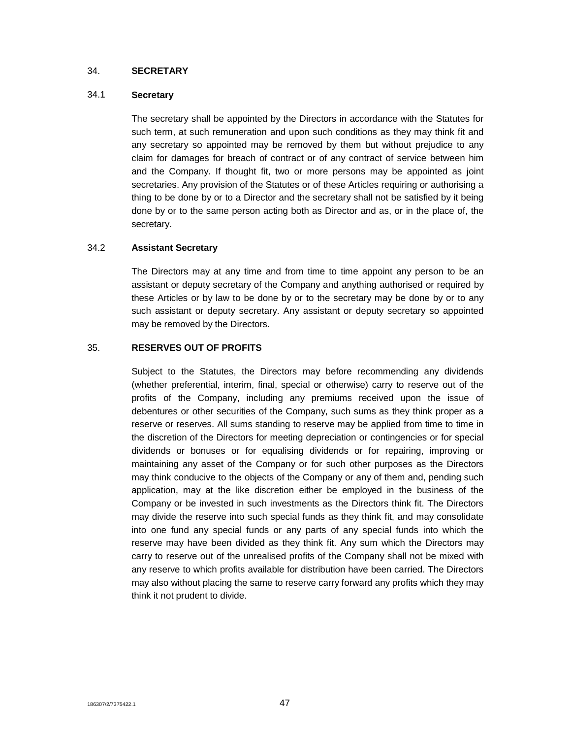## 34. SECRETARY

### 34.1 Secretary

The secretary shall be appointed by the Directors in accordance with the Statutes for such term, at such remuneration and upon such conditions as they may think fit and any secretary so appointed may be removed by them but without prejudice to any claim for damages for breach of contract or of any contract of service between him and the Company. If thought fit, two or more persons may be appointed as joint secretaries. Any provision of the Statutes or of these Articles requiring or authorising a thing to be done by or to a Director and the secretary shall not be satisfied by it being done by or to the same person acting both as Director and as, or in the place of, the secretary.

### 34.2 Assistant Secretary

The Directors may at any time and from time to time appoint any person to be an assistant or deputy secretary of the Company and anything authorised or required by these Articles or by law to be done by or to the secretary may be done by or to any such assistant or deputy secretary. Any assistant or deputy secretary so appointed may be removed by the Directors.

## 35. RESERVES OUT OF PROFITS

Subject to the Statutes, the Directors may before recommending any dividends (whether preferential, interim, final, special or otherwise) carry to reserve out of the profits of the Company, including any premiums received upon the issue of debentures or other securities of the Company, such sums as they think proper as a reserve or reserves. All sums standing to reserve may be applied from time to time in the discretion of the Directors for meeting depreciation or contingencies or for special dividends or bonuses or for equalising dividends or for repairing, improving or maintaining any asset of the Company or for such other purposes as the Directors may think conducive to the objects of the Company or any of them and, pending such application, may at the like discretion either be employed in the business of the Company or be invested in such investments as the Directors think fit. The Directors may divide the reserve into such special funds as they think fit, and may consolidate into one fund any special funds or any parts of any special funds into which the reserve may have been divided as they think fit. Any sum which the Directors may carry to reserve out of the unrealised profits of the Company shall not be mixed with any reserve to which profits available for distribution have been carried. The Directors may also without placing the same to reserve carry forward any profits which they may think it not prudent to divide.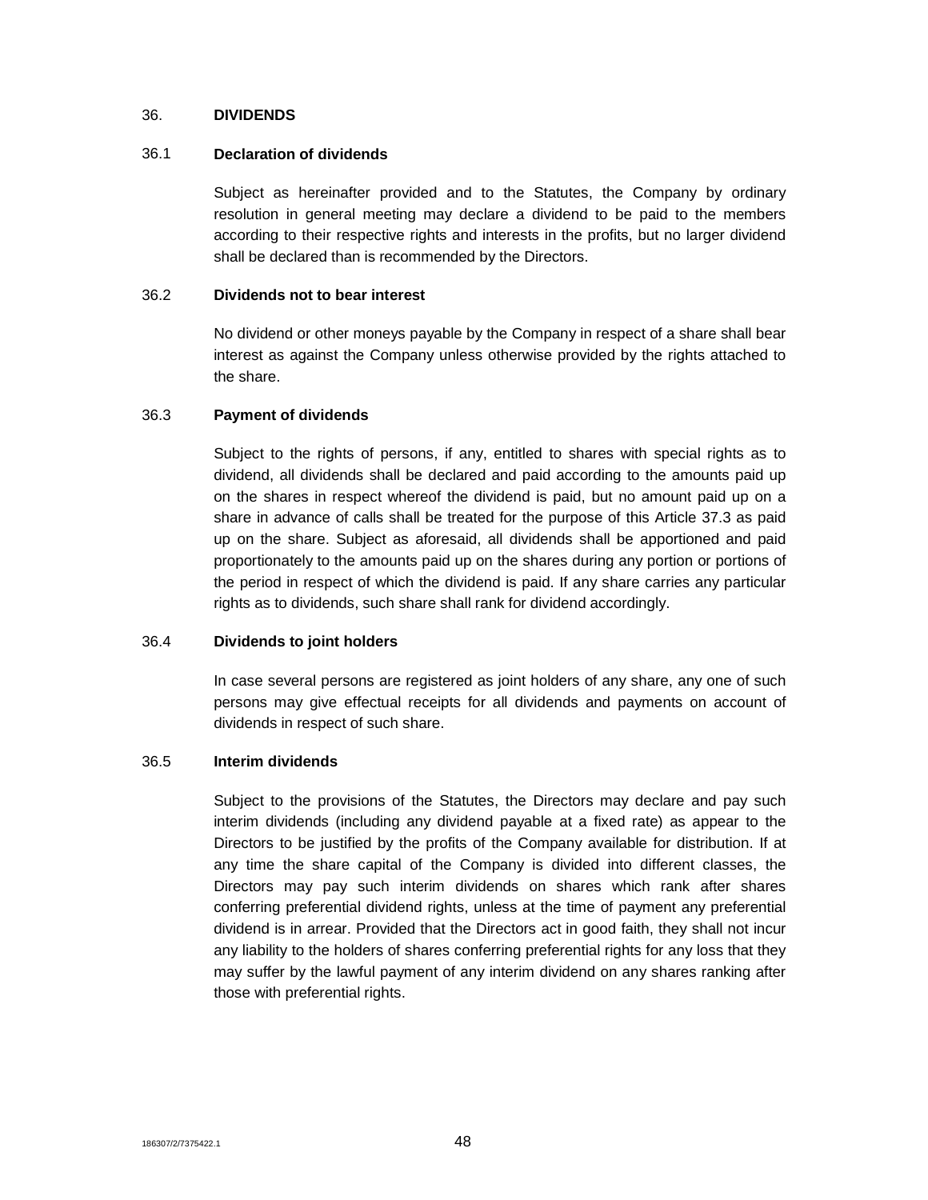## 36. DIVIDENDS

### 36.1 Declaration of dividends

Subject as hereinafter provided and to the Statutes, the Company by ordinary resolution in general meeting may declare a dividend to be paid to the members according to their respective rights and interests in the profits, but no larger dividend shall be declared than is recommended by the Directors.

### 36.2 Dividends not to bear interest

No dividend or other moneys payable by the Company in respect of a share shall bear interest as against the Company unless otherwise provided by the rights attached to the share.

### 36.3 Payment of dividends

Subject to the rights of persons, if any, entitled to shares with special rights as to dividend, all dividends shall be declared and paid according to the amounts paid up on the shares in respect whereof the dividend is paid, but no amount paid up on a share in advance of calls shall be treated for the purpose of this Article 37.3 as paid up on the share. Subject as aforesaid, all dividends shall be apportioned and paid proportionately to the amounts paid up on the shares during any portion or portions of the period in respect of which the dividend is paid. If any share carries any particular rights as to dividends, such share shall rank for dividend accordingly.

### 36.4 Dividends to joint holders

In case several persons are registered as joint holders of any share, any one of such persons may give effectual receipts for all dividends and payments on account of dividends in respect of such share.

### 36.5 Interim dividends

Subject to the provisions of the Statutes, the Directors may declare and pay such interim dividends (including any dividend payable at a fixed rate) as appear to the Directors to be justified by the profits of the Company available for distribution. If at any time the share capital of the Company is divided into different classes, the Directors may pay such interim dividends on shares which rank after shares conferring preferential dividend rights, unless at the time of payment any preferential dividend is in arrear. Provided that the Directors act in good faith, they shall not incur any liability to the holders of shares conferring preferential rights for any loss that they may suffer by the lawful payment of any interim dividend on any shares ranking after those with preferential rights.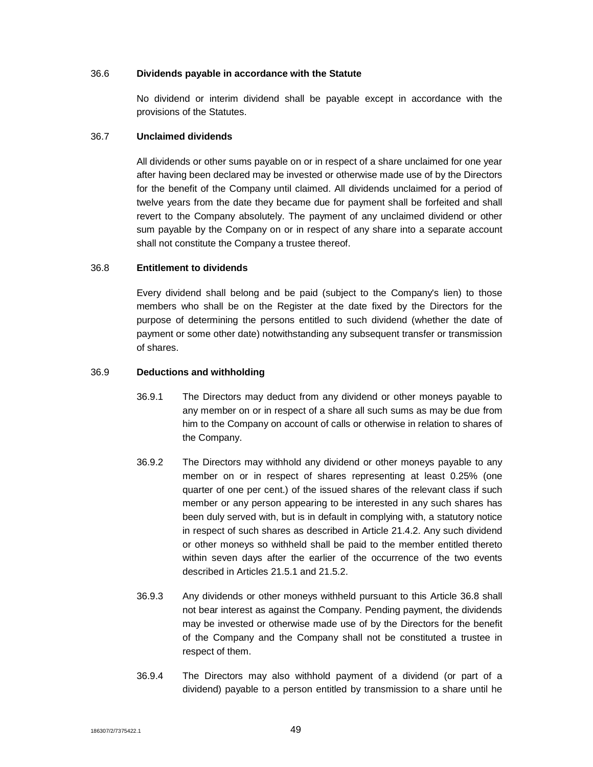36.6 **Dividends payable in accordance with the Statute**

No dividend or interim dividend shall be payable except in accordance with the provisions of the Statutes.

36.7 **Unclaimed dividends**

All dividends or other sums payable on or in respect of a share unclaimed for one year after having been declared may be invested or otherwise made use of by the Directors for the benefit of the Company until claimed. All dividends unclaimed for a period of twelve years from the date they became due for payment shall be forfeited and shall revert to the Company absolutely. The payment of any unclaimed dividend or other sum payable by the Company on or in respect of any share into a separate account shall not constitute the Company a trustee thereof.

36.8 **Entitlement to dividends**

Every dividend shall belong and be paid (subject to the Company's lien) to those members who shall be on the Register at the date fixed by the Directors for the purpose of determining the persons entitled to such dividend (whether the date of payment or some other date) notwithstanding any subsequent transfer or transmission of shares.

36.9 **Deductions and withholding**

36.9.1 The Directors may deduct from any dividend or other moneys payable to any member on or in respect of a share all such sums as may be due from him to the Company on account of calls or otherwise in relation to shares of the Company.

36.9.2 The Directors may withhold any dividend or other moneys payable to any member on or in respect of shares representing at least 0.25% (one quarter of one per cent.) of the issued shares of the relevant class if such member or any person appearing to be interested in any such shares has been duly served with, but is in default in complying with, a statutory notice in respect of such shares as described in Article 21.4.2. Any such dividend or other moneys so withheld shall be paid to the member entitled thereto within seven days after the earlier of the occurrence of the two events described in Articles 21.5.1 and 21.5.2.

36.9.3 Any dividends or other moneys withheld pursuant to this Article 36.8 shall not bear interest as against the Company. Pending payment, the dividends may be invested or otherwise made use of by the Directors for the benefit of the Company and the Company shall not be constituted a trustee in respect of them.

36.9.4 The Directors may also withhold payment of a dividend (or part of a dividend) payable to a person entitled by transmission to a share until he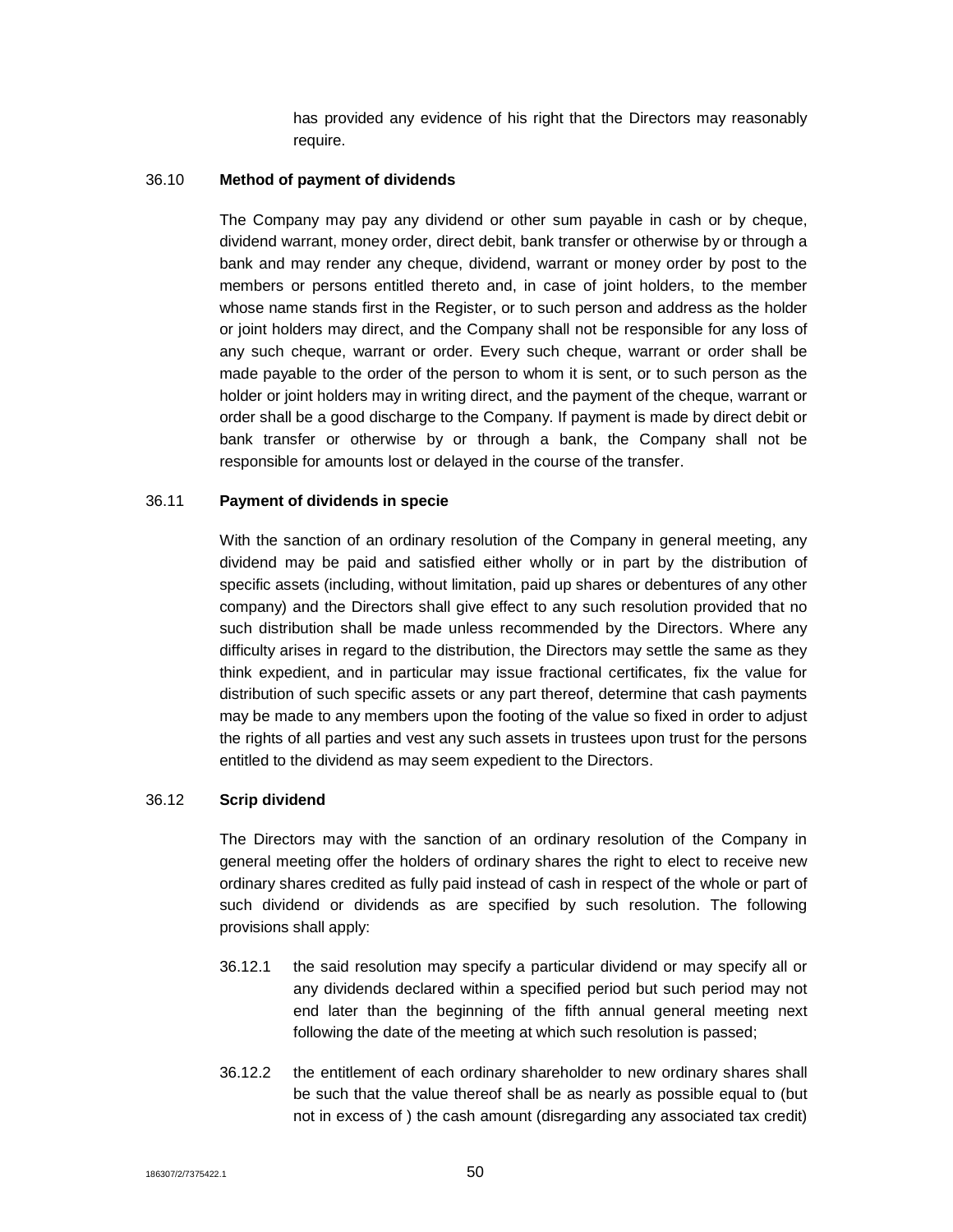has provided any evidence of his right that the Directors may reasonably require.

36.10 **Method of payment of dividends**

The Company may pay any dividend or other sum payable in cash or by cheque, dividend warrant, money order, direct debit, bank transfer or otherwise by or through a bank and may render any cheque, dividend, warrant or money order by post to the members or persons entitled thereto and, in case of joint holders, to the member whose name stands first in the Register, or to such person and address as the holder or joint holders may direct, and the Company shall not be responsible for any loss of any such cheque, warrant or order. Every such cheque, warrant or order shall be made payable to the order of the person to whom it is sent, or to such person as the holder or joint holders may in writing direct, and the payment of the cheque, warrant or order shall be a good discharge to the Company. If payment is made by direct debit or bank transfer or otherwise by or through a bank, the Company shall not be responsible for amounts lost or delayed in the course of the transfer.

36.11 **Payment of dividends in specie**

With the sanction of an ordinary resolution of the Company in general meeting, any dividend may be paid and satisfied either wholly or in part by the distribution of specific assets (including, without limitation, paid up shares or debentures of any other company) and the Directors shall give effect to any such resolution provided that no such distribution shall be made unless recommended by the Directors. Where any difficulty arises in regard to the distribution, the Directors may settle the same as they think expedient, and in particular may issue fractional certificates, fix the value for distribution of such specific assets or any part thereof, determine that cash payments may be made to any members upon the footing of the value so fixed in order to adjust the rights of all parties and vest any such assets in trustees upon trust for the persons entitled to the dividend as may seem expedient to the Directors.

36.12 **Scrip dividend**

The Directors may with the sanction of an ordinary resolution of the Company in general meeting offer the holders of ordinary shares the right to elect to receive new ordinary shares credited as fully paid instead of cash in respect of the whole or part of such dividend or dividends as are specified by such resolution. The following provisions shall apply:

36.12.1 the said resolution may specify a particular dividend or may specify all or any dividends declared within a specified period but such period may not end later than the beginning of the fifth annual general meeting next following the date of the meeting at which such resolution is passed;

36.12.2 the entitlement of each ordinary shareholder to new ordinary shares shall be such that the value thereof shall be as nearly as possible equal to (but not in excess of ) the cash amount (disregarding any associated tax credit)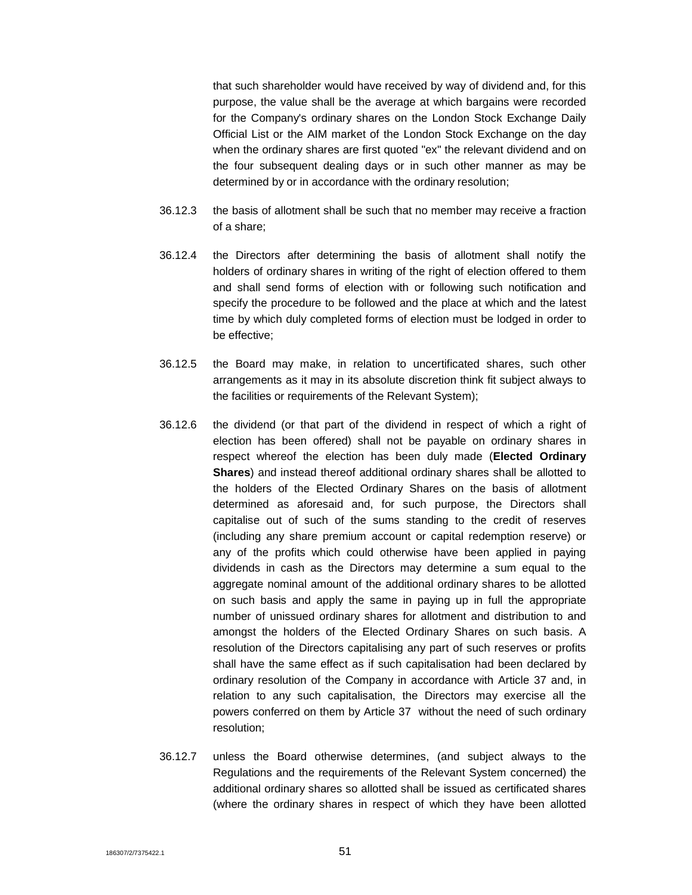that such shareholder would have received by way of dividend and, for this purpose, the value shall be the average at which bargains were recorded for the Company's ordinary shares on the London Stock Exchange Daily Official List or the AIM market of the London Stock Exchange on the day when the ordinary shares are first quoted "ex" the relevant dividend and on the four subsequent dealing days or in such other manner as may be determined by or in accordance with the ordinary resolution;

36.12.3 the basis of allotment shall be such that no member may receive a fraction of a share;

36.12.4 the Directors after determining the basis of allotment shall notify the holders of ordinary shares in writing of the right of election offered to them and shall send forms of election with or following such notification and specify the procedure to be followed and the place at which and the latest time by which duly completed forms of election must be lodged in order to be effective;

36.12.5 the Board may make, in relation to uncertificated shares, such other arrangements as it may in its absolute discretion think fit subject always to the facilities or requirements of the Relevant System);

36.12.6 the dividend (or that part of the dividend in respect of which a right of election has been offered) shall not be payable on ordinary shares in respect whereof the election has been duly made (**Elected Ordinary Shares**) and instead thereof additional ordinary shares shall be allotted to the holders of the Elected Ordinary Shares on the basis of allotment determined as aforesaid and, for such purpose, the Directors shall capitalise out of such of the sums standing to the credit of reserves (including any share premium account or capital redemption reserve) or any of the profits which could otherwise have been applied in paying dividends in cash as the Directors may determine a sum equal to the aggregate nominal amount of the additional ordinary shares to be allotted on such basis and apply the same in paying up in full the appropriate number of unissued ordinary shares for allotment and distribution to and amongst the holders of the Elected Ordinary Shares on such basis. A resolution of the Directors capitalising any part of such reserves or profits shall have the same effect as if such capitalisation had been declared by ordinary resolution of the Company in accordance with Article 37 and, in relation to any such capitalisation, the Directors may exercise all the powers conferred on them by Article 37 without the need of such ordinary resolution;

36.12.7 unless the Board otherwise determines, (and subject always to the Regulations and the requirements of the Relevant System concerned) the additional ordinary shares so allotted shall be issued as certificated shares (where the ordinary shares in respect of which they have been allotted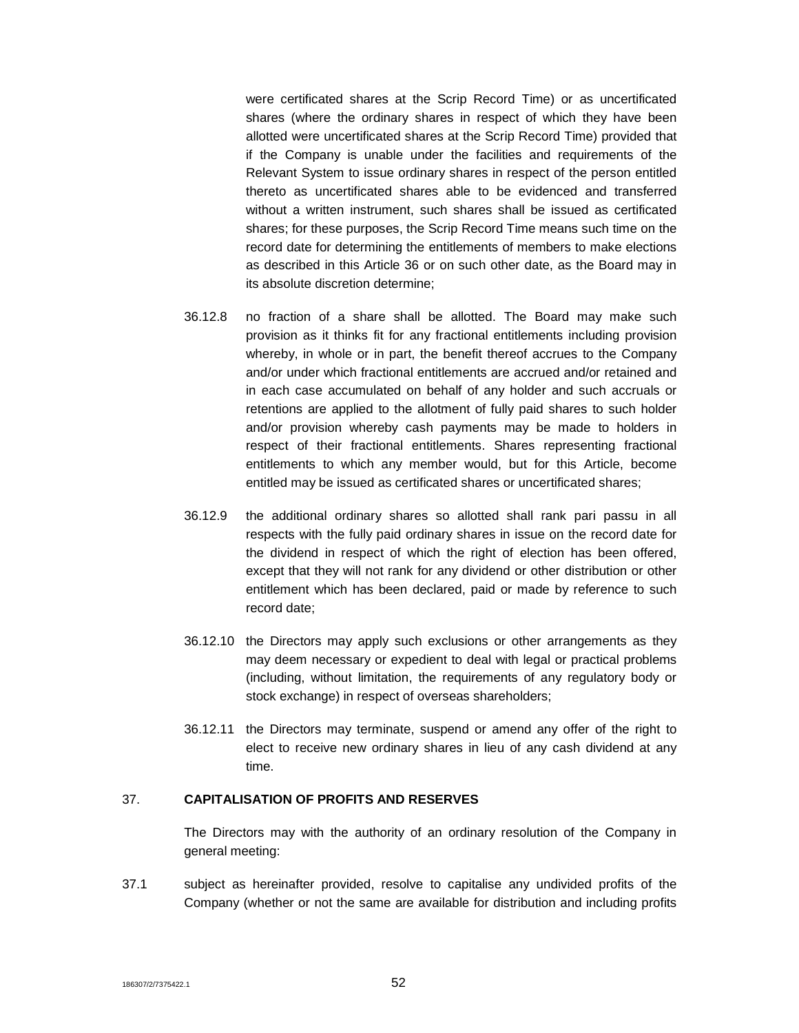were certificated shares at the Scrip Record Time) or as uncertificated shares (where the ordinary shares in respect of which they have been allotted were uncertificated shares at the Scrip Record Time) provided that if the Company is unable under the facilities and requirements of the Relevant System to issue ordinary shares in respect of the person entitled thereto as uncertificated shares able to be evidenced and transferred without a written instrument, such shares shall be issued as certificated shares; for these purposes, the Scrip Record Time means such time on the record date for determining the entitlements of members to make elections as described in this Article 36 or on such other date, as the Board may in its absolute discretion determine;

36.12.8 no fraction of a share shall be allotted. The Board may make such provision as it thinks fit for any fractional entitlements including provision whereby, in whole or in part, the benefit thereof accrues to the Company and/or under which fractional entitlements are accrued and/or retained and in each case accumulated on behalf of any holder and such accruals or retentions are applied to the allotment of fully paid shares to such holder and/or provision whereby cash payments may be made to holders in respect of their fractional entitlements. Shares representing fractional entitlements to which any member would, but for this Article, become entitled may be issued as certificated shares or uncertificated shares;

36.12.9 the additional ordinary shares so allotted shall rank pari passu in all respects with the fully paid ordinary shares in issue on the record date for the dividend in respect of which the right of election has been offered, except that they will not rank for any dividend or other distribution or other entitlement which has been declared, paid or made by reference to such record date;

36.12.10 the Directors may apply such exclusions or other arrangements as they may deem necessary or expedient to deal with legal or practical problems (including, without limitation, the requirements of any regulatory body or stock exchange) in respect of overseas shareholders;

36.12.11 the Directors may terminate, suspend or amend any offer of the right to elect to receive new ordinary shares in lieu of any cash dividend at any time.

## 37. CAPITALISATION OF PROFITS AND RESERVES

The Directors may with the authority of an ordinary resolution of the Company in general meeting:

37.1 subject as hereinafter provided, resolve to capitalise any undivided profits of the Company (whether or not the same are available for distribution and including profits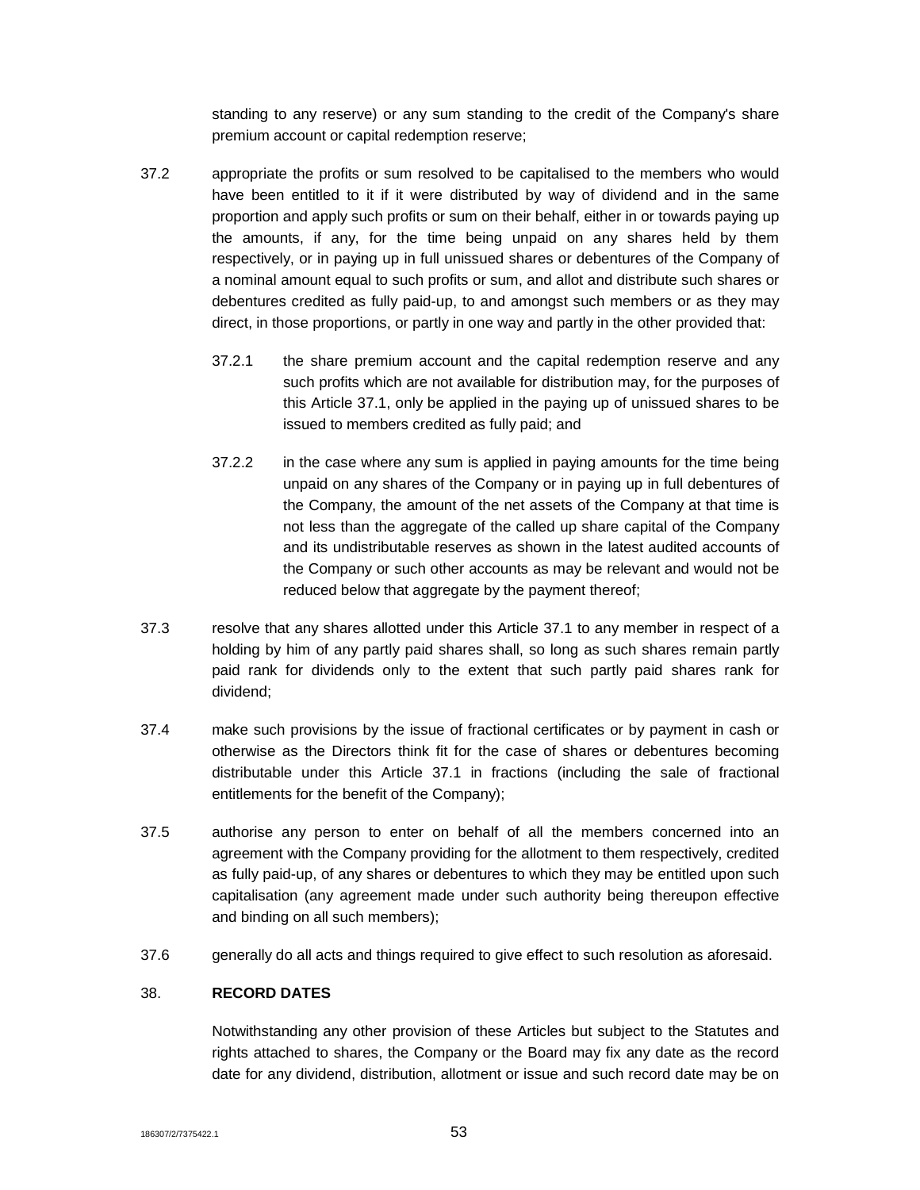standing to any reserve) or any sum standing to the credit of the Company's share premium account or capital redemption reserve;

37.2 appropriate the profits or sum resolved to be capitalised to the members who would have been entitled to it if it were distributed by way of dividend and in the same proportion and apply such profits or sum on their behalf, either in or towards paying up the amounts, if any, for the time being unpaid on any shares held by them respectively, or in paying up in full unissued shares or debentures of the Company of a nominal amount equal to such profits or sum, and allot and distribute such shares or debentures credited as fully paid-up, to and amongst such members or as they may direct, in those proportions, or partly in one way and partly in the other provided that:

37.2.1 the share premium account and the capital redemption reserve and any such profits which are not available for distribution may, for the purposes of this Article 37.1, only be applied in the paying up of unissued shares to be issued to members credited as fully paid; and

37.2.2 in the case where any sum is applied in paying amounts for the time being unpaid on any shares of the Company or in paying up in full debentures of the Company, the amount of the net assets of the Company at that time is not less than the aggregate of the called up share capital of the Company and its undistributable reserves as shown in the latest audited accounts of the Company or such other accounts as may be relevant and would not be reduced below that aggregate by the payment thereof;

37.3 resolve that any shares allotted under this Article 37.1 to any member in respect of a holding by him of any partly paid shares shall, so long as such shares remain partly paid rank for dividends only to the extent that such partly paid shares rank for dividend;

37.4 make such provisions by the issue of fractional certificates or by payment in cash or otherwise as the Directors think fit for the case of shares or debentures becoming distributable under this Article 37.1 in fractions (including the sale of fractional entitlements for the benefit of the Company);

37.5 authorise any person to enter on behalf of all the members concerned into an agreement with the Company providing for the allotment to them respectively, credited as fully paid-up, of any shares or debentures to which they may be entitled upon such capitalisation (any agreement made under such authority being thereupon effective and binding on all such members);

37.6 generally do all acts and things required to give effect to such resolution as aforesaid.

## 38. RECORD DATES

Notwithstanding any other provision of these Articles but subject to the Statutes and rights attached to shares, the Company or the Board may fix any date as the record date for any dividend, distribution, allotment or issue and such record date may be on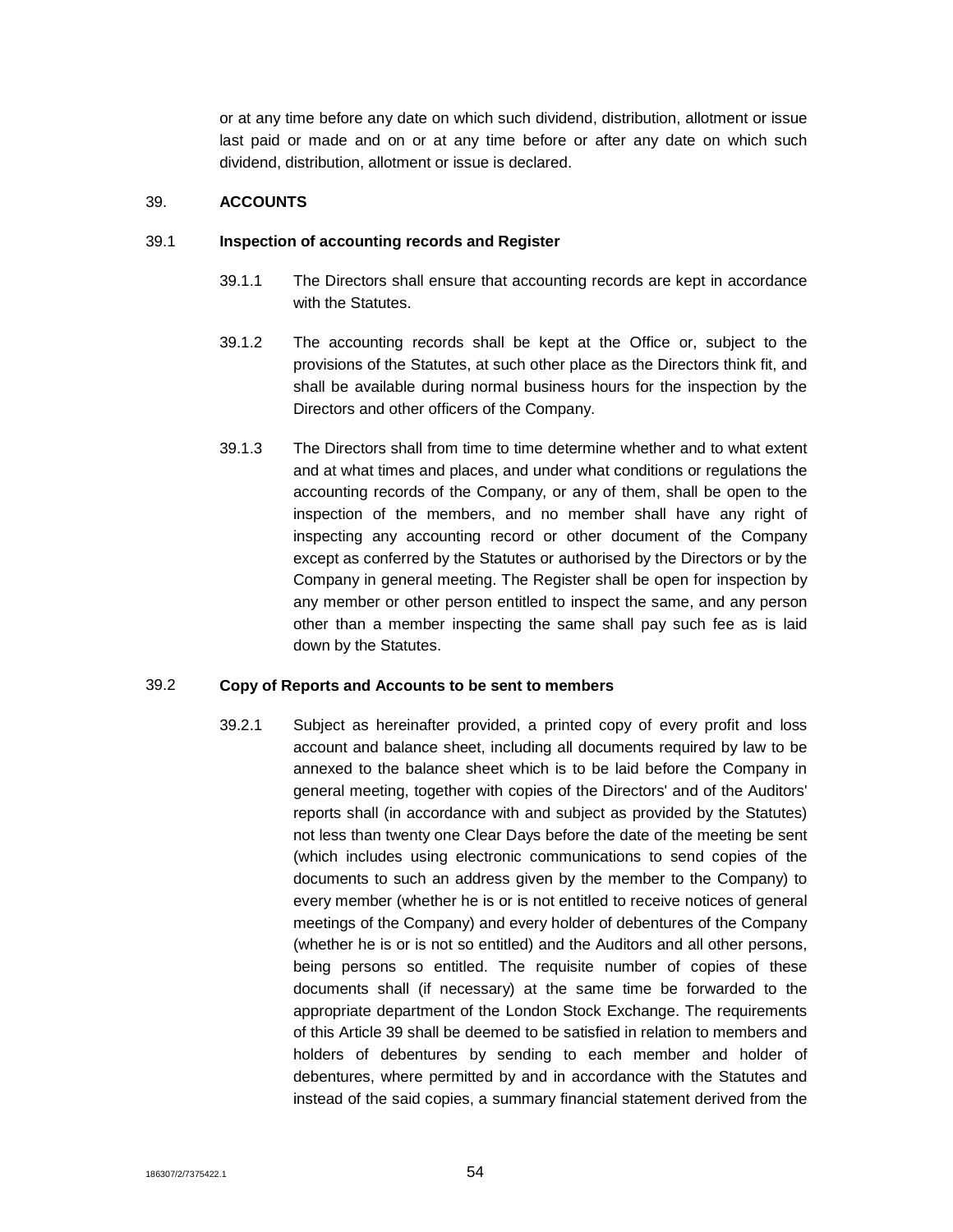or at any time before any date on which such dividend, distribution, allotment or issue last paid or made and on or at any time before or after any date on which such dividend, distribution, allotment or issue is declared.

## 39. ACCOUNTS

### 39.1 Inspection of accounting records and Register

39.1.1 The Directors shall ensure that accounting records are kept in accordance with the Statutes.

39.1.2 The accounting records shall be kept at the Office or, subject to the provisions of the Statutes, at such other place as the Directors think fit, and shall be available during normal business hours for the inspection by the Directors and other officers of the Company.

39.1.3 The Directors shall from time to time determine whether and to what extent and at what times and places, and under what conditions or regulations the accounting records of the Company, or any of them, shall be open to the inspection of the members, and no member shall have any right of inspecting any accounting record or other document of the Company except as conferred by the Statutes or authorised by the Directors or by the Company in general meeting. The Register shall be open for inspection by any member or other person entitled to inspect the same, and any person other than a member inspecting the same shall pay such fee as is laid down by the Statutes.

### 39.2 Copy of Reports and Accounts to be sent to members

39.2.1 Subject as hereinafter provided, a printed copy of every profit and loss account and balance sheet, including all documents required by law to be annexed to the balance sheet which is to be laid before the Company in general meeting, together with copies of the Directors' and of the Auditors' reports shall (in accordance with and subject as provided by the Statutes) not less than twenty one Clear Days before the date of the meeting be sent (which includes using electronic communications to send copies of the documents to such an address given by the member to the Company) to every member (whether he is or is not entitled to receive notices of general meetings of the Company) and every holder of debentures of the Company (whether he is or is not so entitled) and the Auditors and all other persons, being persons so entitled. The requisite number of copies of these documents shall (if necessary) at the same time be forwarded to the appropriate department of the London Stock Exchange. The requirements of this Article 39 shall be deemed to be satisfied in relation to members and holders of debentures by sending to each member and holder of debentures, where permitted by and in accordance with the Statutes and instead of the said copies, a summary financial statement derived from the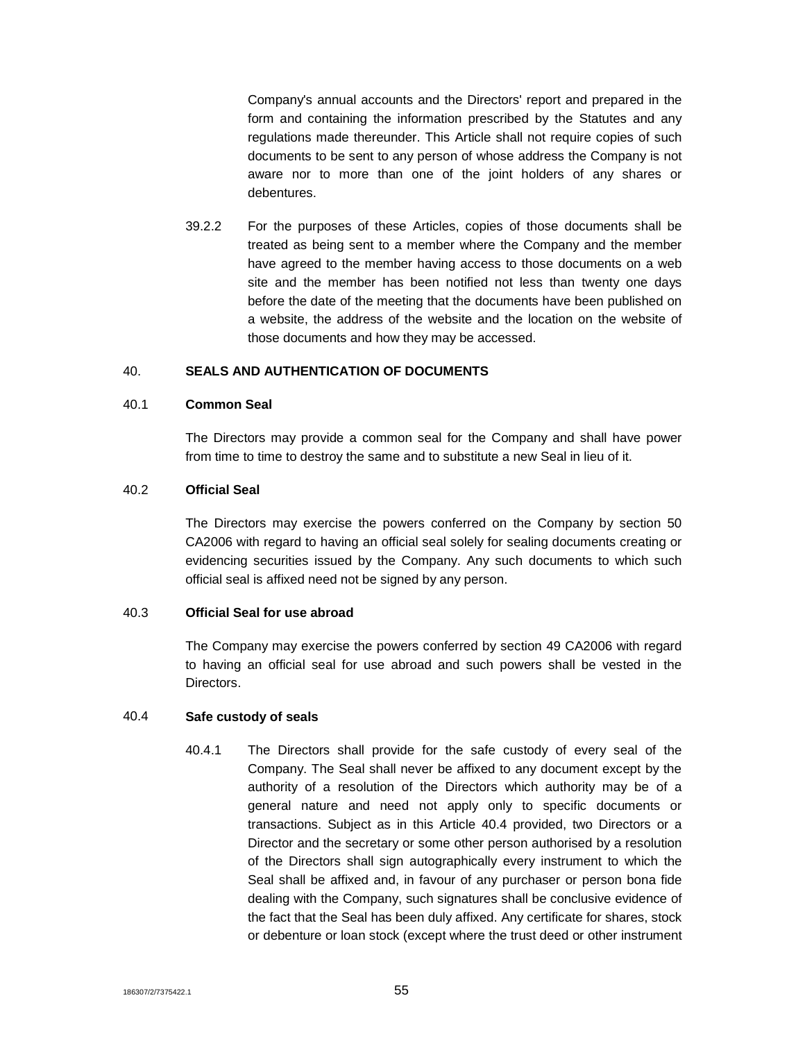Company's annual accounts and the Directors' report and prepared in the form and containing the information prescribed by the Statutes and any regulations made thereunder. This Article shall not require copies of such documents to be sent to any person of whose address the Company is not aware nor to more than one of the joint holders of any shares or debentures.

39.2.2 For the purposes of these Articles, copies of those documents shall be treated as being sent to a member where the Company and the member have agreed to the member having access to those documents on a web site and the member has been notified not less than twenty one days before the date of the meeting that the documents have been published on a website, the address of the website and the location on the website of those documents and how they may be accessed.

40. **SEALS AND AUTHENTICATION OF DOCUMENTS**

40.1 **Common Seal**

The Directors may provide a common seal for the Company and shall have power from time to time to destroy the same and to substitute a new Seal in lieu of it.

40.2 **Official Seal**

The Directors may exercise the powers conferred on the Company by section 50 CA2006 with regard to having an official seal solely for sealing documents creating or evidencing securities issued by the Company. Any such documents to which such official seal is affixed need not be signed by any person.

40.3 **Official Seal for use abroad**

The Company may exercise the powers conferred by section 49 CA2006 with regard to having an official seal for use abroad and such powers shall be vested in the Directors.

40.4 **Safe custody of seals**

40.4.1 The Directors shall provide for the safe custody of every seal of the Company. The Seal shall never be affixed to any document except by the authority of a resolution of the Directors which authority may be of a general nature and need not apply only to specific documents or transactions. Subject as in this Article 40.4 provided, two Directors or a Director and the secretary or some other person authorised by a resolution of the Directors shall sign autographically every instrument to which the Seal shall be affixed and, in favour of any purchaser or person bona fide dealing with the Company, such signatures shall be conclusive evidence of the fact that the Seal has been duly affixed. Any certificate for shares, stock or debenture or loan stock (except where the trust deed or other instrument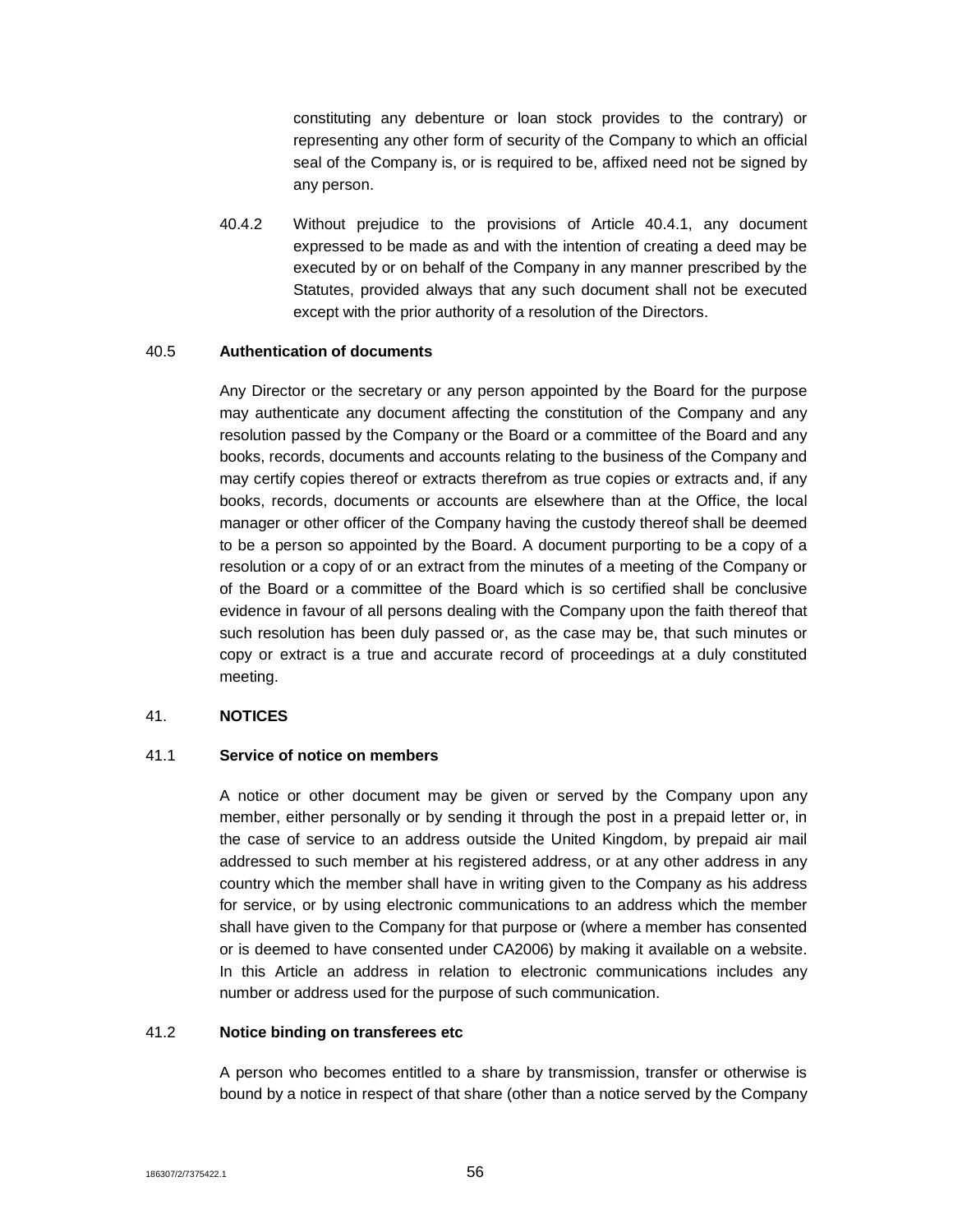constituting any debenture or loan stock provides to the contrary) or representing any other form of security of the Company to which an official seal of the Company is, or is required to be, affixed need not be signed by any person.

40.4.2 Without prejudice to the provisions of Article 40.4.1, any document expressed to be made as and with the intention of creating a deed may be executed by or on behalf of the Company in any manner prescribed by the Statutes, provided always that any such document shall not be executed except with the prior authority of a resolution of the Directors.

40.5 **Authentication of documents**

Any Director or the secretary or any person appointed by the Board for the purpose may authenticate any document affecting the constitution of the Company and any resolution passed by the Company or the Board or a committee of the Board and any books, records, documents and accounts relating to the business of the Company and may certify copies thereof or extracts therefrom as true copies or extracts and, if any books, records, documents or accounts are elsewhere than at the Office, the local manager or other officer of the Company having the custody thereof shall be deemed to be a person so appointed by the Board. A document purporting to be a copy of a resolution or a copy of or an extract from the minutes of a meeting of the Company or of the Board or a committee of the Board which is so certified shall be conclusive evidence in favour of all persons dealing with the Company upon the faith thereof that such resolution has been duly passed or, as the case may be, that such minutes or copy or extract is a true and accurate record of proceedings at a duly constituted meeting.

41. **NOTICES**

41.1 **Service of notice on members**

A notice or other document may be given or served by the Company upon any member, either personally or by sending it through the post in a prepaid letter or, in the case of service to an address outside the United Kingdom, by prepaid air mail addressed to such member at his registered address, or at any other address in any country which the member shall have in writing given to the Company as his address for service, or by using electronic communications to an address which the member shall have given to the Company for that purpose or (where a member has consented or is deemed to have consented under CA2006) by making it available on a website. In this Article an address in relation to electronic communications includes any number or address used for the purpose of such communication.

41.2 **Notice binding on transferees etc**

A person who becomes entitled to a share by transmission, transfer or otherwise is bound by a notice in respect of that share (other than a notice served by the Company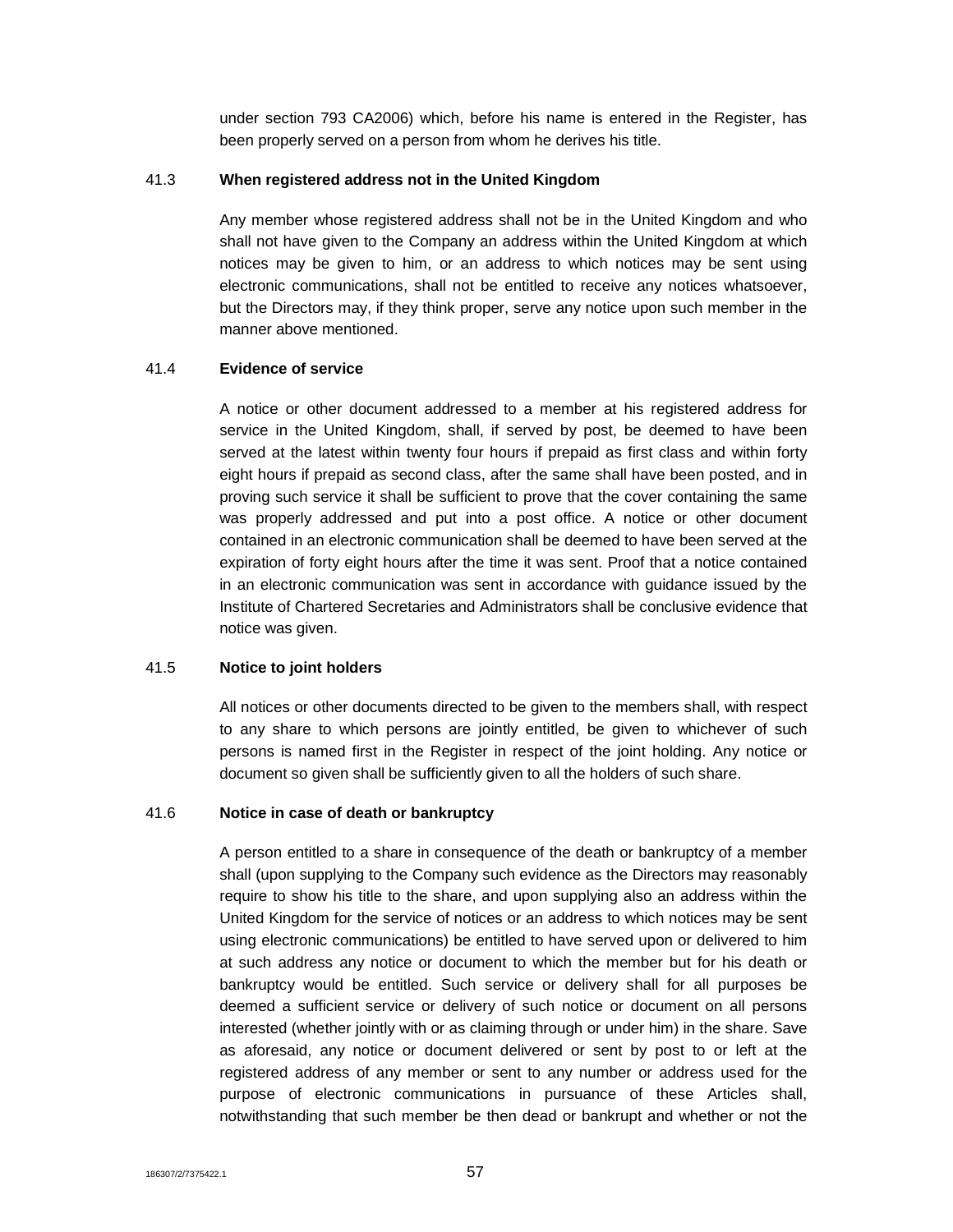under section 793 CA2006) which, before his name is entered in the Register, has been properly served on a person from whom he derives his title.

41.3 **When registered address not in the United Kingdom**

Any member whose registered address shall not be in the United Kingdom and who shall not have given to the Company an address within the United Kingdom at which notices may be given to him, or an address to which notices may be sent using electronic communications, shall not be entitled to receive any notices whatsoever, but the Directors may, if they think proper, serve any notice upon such member in the manner above mentioned.

41.4 **Evidence of service**

A notice or other document addressed to a member at his registered address for service in the United Kingdom, shall, if served by post, be deemed to have been served at the latest within twenty four hours if prepaid as first class and within forty eight hours if prepaid as second class, after the same shall have been posted, and in proving such service it shall be sufficient to prove that the cover containing the same was properly addressed and put into a post office. A notice or other document contained in an electronic communication shall be deemed to have been served at the expiration of forty eight hours after the time it was sent. Proof that a notice contained in an electronic communication was sent in accordance with guidance issued by the Institute of Chartered Secretaries and Administrators shall be conclusive evidence that notice was given.

41.5 **Notice to joint holders**

All notices or other documents directed to be given to the members shall, with respect to any share to which persons are jointly entitled, be given to whichever of such persons is named first in the Register in respect of the joint holding. Any notice or document so given shall be sufficiently given to all the holders of such share.

41.6 **Notice in case of death or bankruptcy**

A person entitled to a share in consequence of the death or bankruptcy of a member shall (upon supplying to the Company such evidence as the Directors may reasonably require to show his title to the share, and upon supplying also an address within the United Kingdom for the service of notices or an address to which notices may be sent using electronic communications) be entitled to have served upon or delivered to him at such address any notice or document to which the member but for his death or bankruptcy would be entitled. Such service or delivery shall for all purposes be deemed a sufficient service or delivery of such notice or document on all persons interested (whether jointly with or as claiming through or under him) in the share. Save as aforesaid, any notice or document delivered or sent by post to or left at the registered address of any member or sent to any number or address used for the purpose of electronic communications in pursuance of these Articles shall, notwithstanding that such member be then dead or bankrupt and whether or not the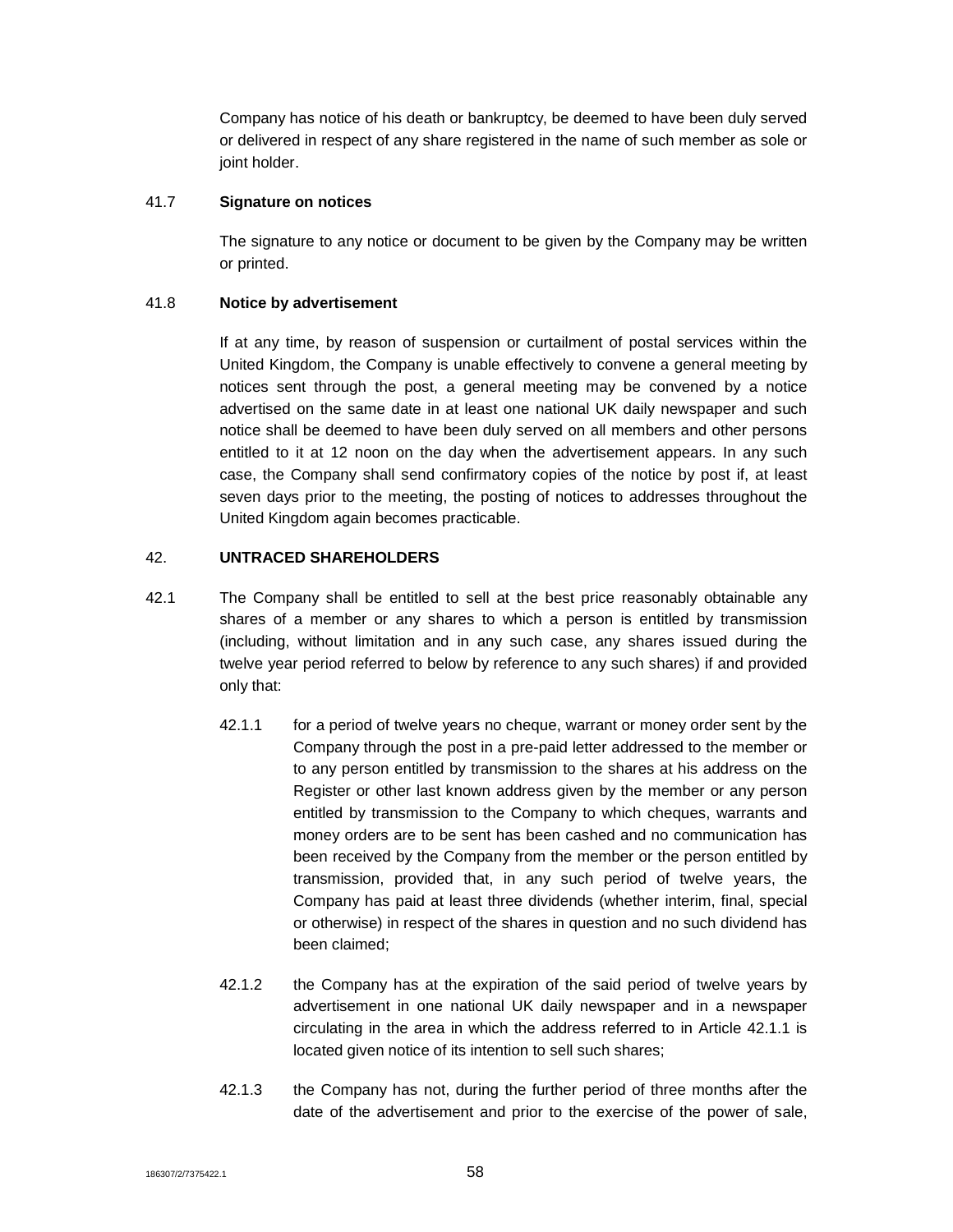Company has notice of his death or bankruptcy, be deemed to have been duly served or delivered in respect of any share registered in the name of such member as sole or joint holder.

41.7 **Signature on notices**

The signature to any notice or document to be given by the Company may be written or printed.

41.8 **Notice by advertisement**

If at any time, by reason of suspension or curtailment of postal services within the United Kingdom, the Company is unable effectively to convene a general meeting by notices sent through the post, a general meeting may be convened by a notice advertised on the same date in at least one national UK daily newspaper and such notice shall be deemed to have been duly served on all members and other persons entitled to it at 12 noon on the day when the advertisement appears. In any such case, the Company shall send confirmatory copies of the notice by post if, at least seven days prior to the meeting, the posting of notices to addresses throughout the United Kingdom again becomes practicable.

42. **UNTRACED SHAREHOLDERS**

42.1 The Company shall be entitled to sell at the best price reasonably obtainable any shares of a member or any shares to which a person is entitled by transmission (including, without limitation and in any such case, any shares issued during the twelve year period referred to below by reference to any such shares) if and provided only that:

42.1.1 for a period of twelve years no cheque, warrant or money order sent by the Company through the post in a pre-paid letter addressed to the member or to any person entitled by transmission to the shares at his address on the Register or other last known address given by the member or any person entitled by transmission to the Company to which cheques, warrants and money orders are to be sent has been cashed and no communication has been received by the Company from the member or the person entitled by transmission, provided that, in any such period of twelve years, the Company has paid at least three dividends (whether interim, final, special or otherwise) in respect of the shares in question and no such dividend has been claimed;

42.1.2 the Company has at the expiration of the said period of twelve years by advertisement in one national UK daily newspaper and in a newspaper circulating in the area in which the address referred to in Article 42.1.1 is located given notice of its intention to sell such shares;

42.1.3 the Company has not, during the further period of three months after the date of the advertisement and prior to the exercise of the power of sale,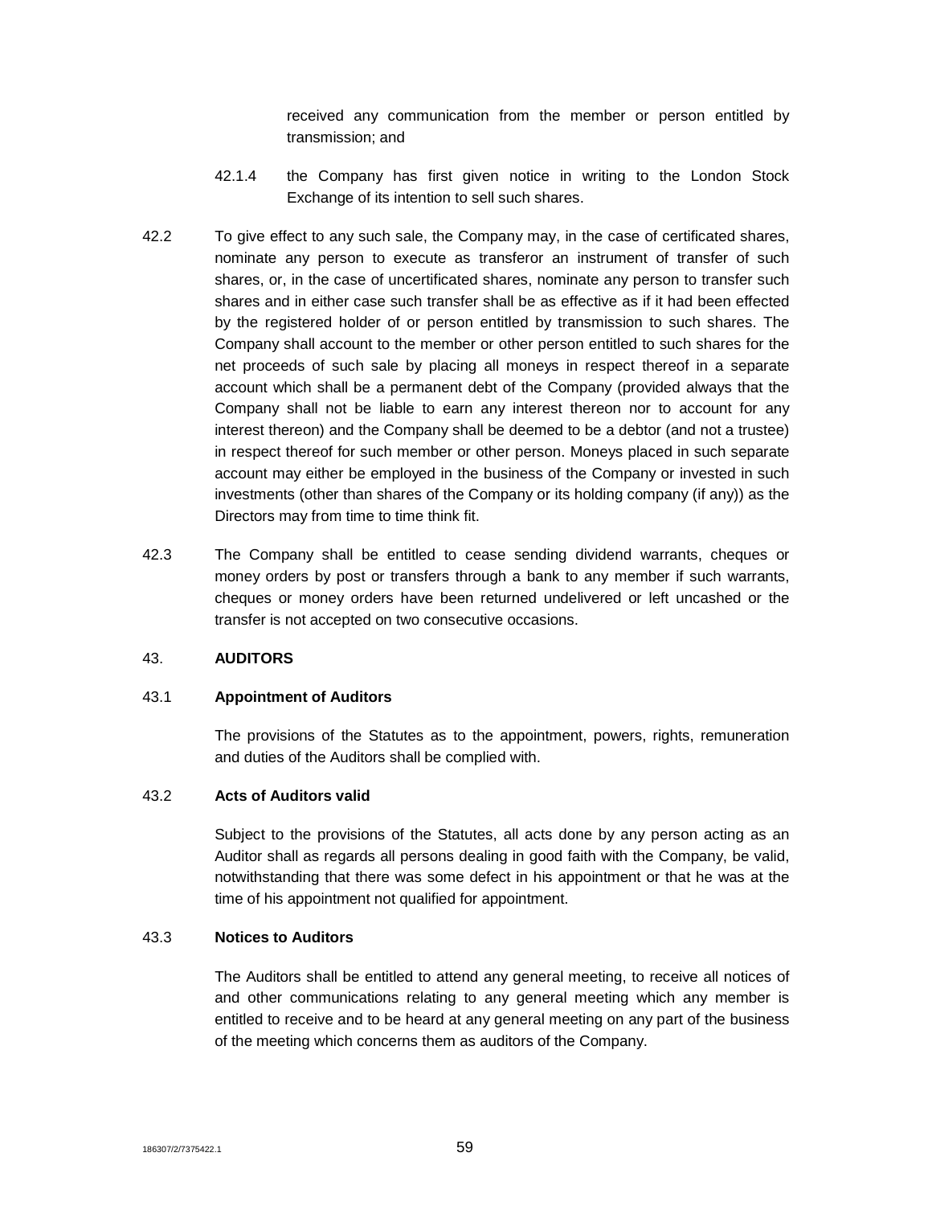received any communication from the member or person entitled by transmission; and

42.1.4 the Company has first given notice in writing to the London Stock Exchange of its intention to sell such shares.

42.2 To give effect to any such sale, the Company may, in the case of certificated shares, nominate any person to execute as transferor an instrument of transfer of such shares, or, in the case of uncertificated shares, nominate any person to transfer such shares and in either case such transfer shall be as effective as if it had been effected by the registered holder of or person entitled by transmission to such shares. The Company shall account to the member or other person entitled to such shares for the net proceeds of such sale by placing all moneys in respect thereof in a separate account which shall be a permanent debt of the Company (provided always that the Company shall not be liable to earn any interest thereon nor to account for any interest thereon) and the Company shall be deemed to be a debtor (and not a trustee) in respect thereof for such member or other person. Moneys placed in such separate account may either be employed in the business of the Company or invested in such investments (other than shares of the Company or its holding company (if any)) as the Directors may from time to time think fit.

42.3 The Company shall be entitled to cease sending dividend warrants, cheques or money orders by post or transfers through a bank to any member if such warrants, cheques or money orders have been returned undelivered or left uncashed or the transfer is not accepted on two consecutive occasions.

## 43. AUDITORS

### 43.1 Appointment of Auditors

The provisions of the Statutes as to the appointment, powers, rights, remuneration and duties of the Auditors shall be complied with.

### 43.2 Acts of Auditors valid

Subject to the provisions of the Statutes, all acts done by any person acting as an Auditor shall as regards all persons dealing in good faith with the Company, be valid, notwithstanding that there was some defect in his appointment or that he was at the time of his appointment not qualified for appointment.

### 43.3 Notices to Auditors

The Auditors shall be entitled to attend any general meeting, to receive all notices of and other communications relating to any general meeting which any member is entitled to receive and to be heard at any general meeting on any part of the business of the meeting which concerns them as auditors of the Company.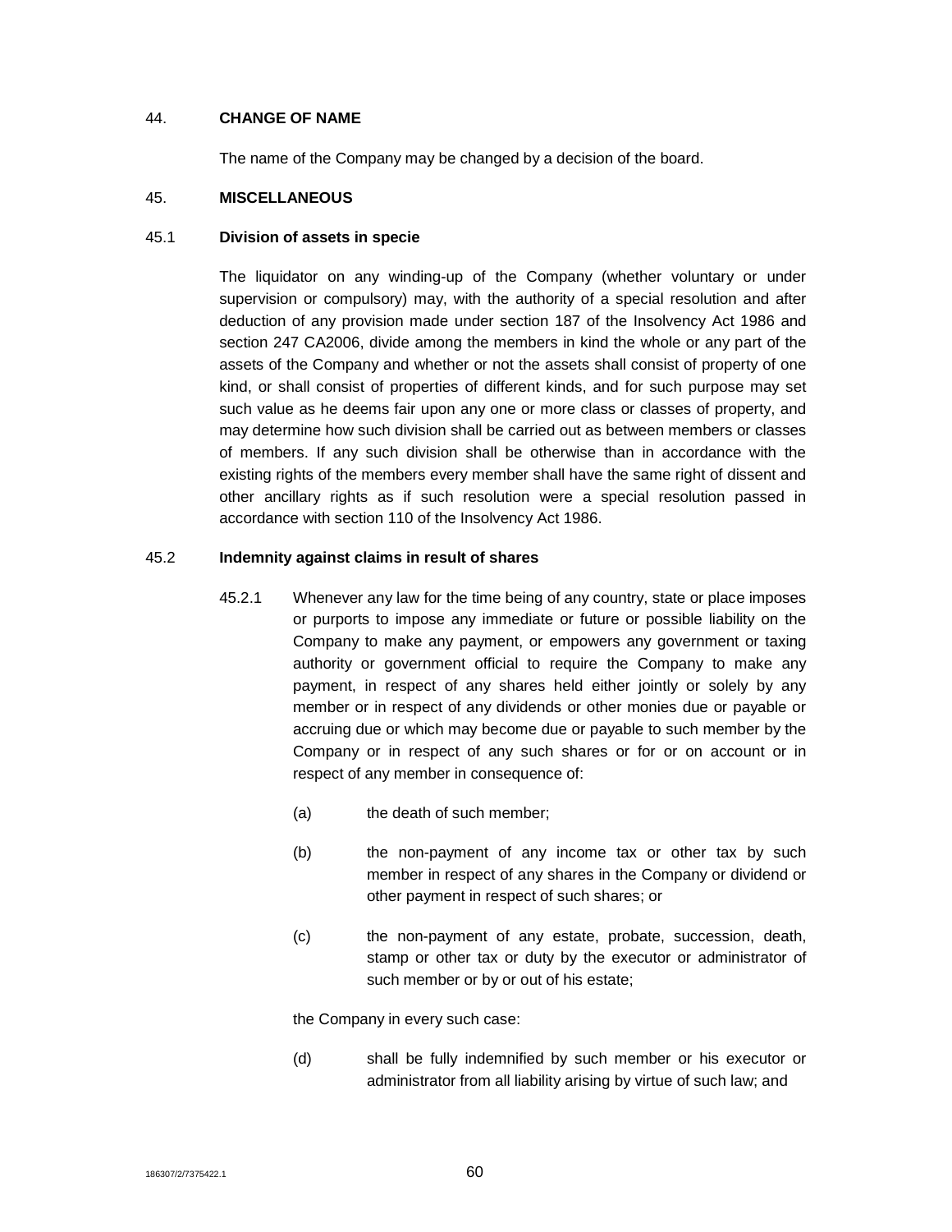## 44. CHANGE OF NAME

The name of the Company may be changed by a decision of the board.

## 45. MISCELLANEOUS

### 45.1 Division of assets in specie

The liquidator on any winding-up of the Company (whether voluntary or under supervision or compulsory) may, with the authority of a special resolution and after deduction of any provision made under section 187 of the Insolvency Act 1986 and section 247 CA2006, divide among the members in kind the whole or any part of the assets of the Company and whether or not the assets shall consist of property of one kind, or shall consist of properties of different kinds, and for such purpose may set such value as he deems fair upon any one or more class or classes of property, and may determine how such division shall be carried out as between members or classes of members. If any such division shall be otherwise than in accordance with the existing rights of the members every member shall have the same right of dissent and other ancillary rights as if such resolution were a special resolution passed in accordance with section 110 of the Insolvency Act 1986.

### 45.2 Indemnity against claims in result of shares

45.2.1 Whenever any law for the time being of any country, state or place imposes or purports to impose any immediate or future or possible liability on the Company to make any payment, or empowers any government or taxing authority or government official to require the Company to make any payment, in respect of any shares held either jointly or solely by any member or in respect of any dividends or other monies due or payable or accruing due or which may become due or payable to such member by the Company or in respect of any such shares or for or on account or in respect of any member in consequence of:

(a) the death of such member;

(b) the non-payment of any income tax or other tax by such member in respect of any shares in the Company or dividend or other payment in respect of such shares; or

(c) the non-payment of any estate, probate, succession, death, stamp or other tax or duty by the executor or administrator of such member or by or out of his estate;

the Company in every such case:

(d) shall be fully indemnified by such member or his executor or administrator from all liability arising by virtue of such law; and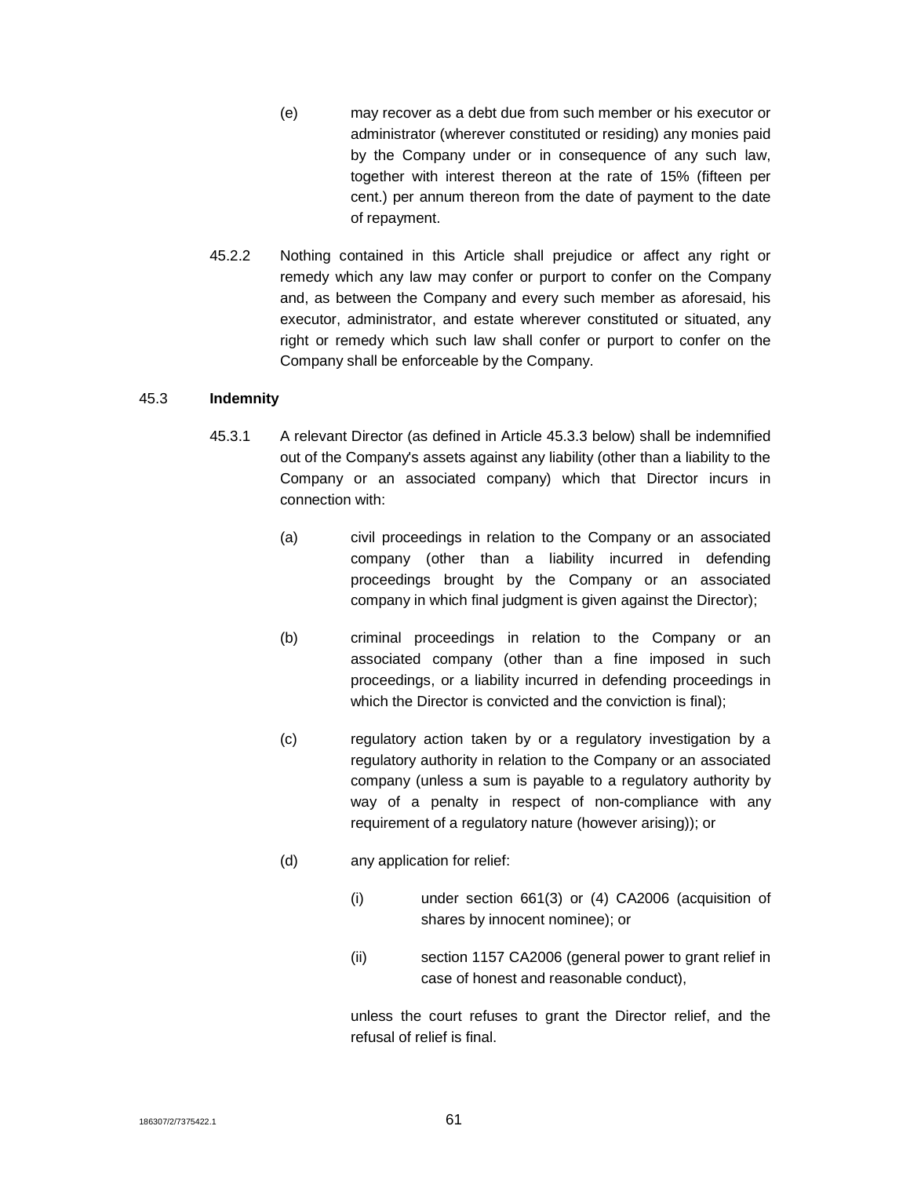(e) may recover as a debt due from such member or his executor or administrator (wherever constituted or residing) any monies paid by the Company under or in consequence of any such law, together with interest thereon at the rate of 15% (fifteen per cent.) per annum thereon from the date of payment to the date of repayment.

45.2.2 Nothing contained in this Article shall prejudice or affect any right or remedy which any law may confer or purport to confer on the Company and, as between the Company and every such member as aforesaid, his executor, administrator, and estate wherever constituted or situated, any right or remedy which such law shall confer or purport to confer on the Company shall be enforceable by the Company.

45.3 **Indemnity**

45.3.1 A relevant Director (as defined in Article 45.3.3 below) shall be indemnified out of the Company's assets against any liability (other than a liability to the Company or an associated company) which that Director incurs in connection with:

(a) civil proceedings in relation to the Company or an associated company (other than a liability incurred in defending proceedings brought by the Company or an associated company in which final judgment is given against the Director);

(b) criminal proceedings in relation to the Company or an associated company (other than a fine imposed in such proceedings, or a liability incurred in defending proceedings in which the Director is convicted and the conviction is final);

(c) regulatory action taken by or a regulatory investigation by a regulatory authority in relation to the Company or an associated company (unless a sum is payable to a regulatory authority by way of a penalty in respect of non-compliance with any requirement of a regulatory nature (however arising)); or

(d) any application for relief:

(i) under section 661(3) or (4) CA2006 (acquisition of shares by innocent nominee); or

(ii) section 1157 CA2006 (general power to grant relief in case of honest and reasonable conduct),

unless the court refuses to grant the Director relief, and the refusal of relief is final.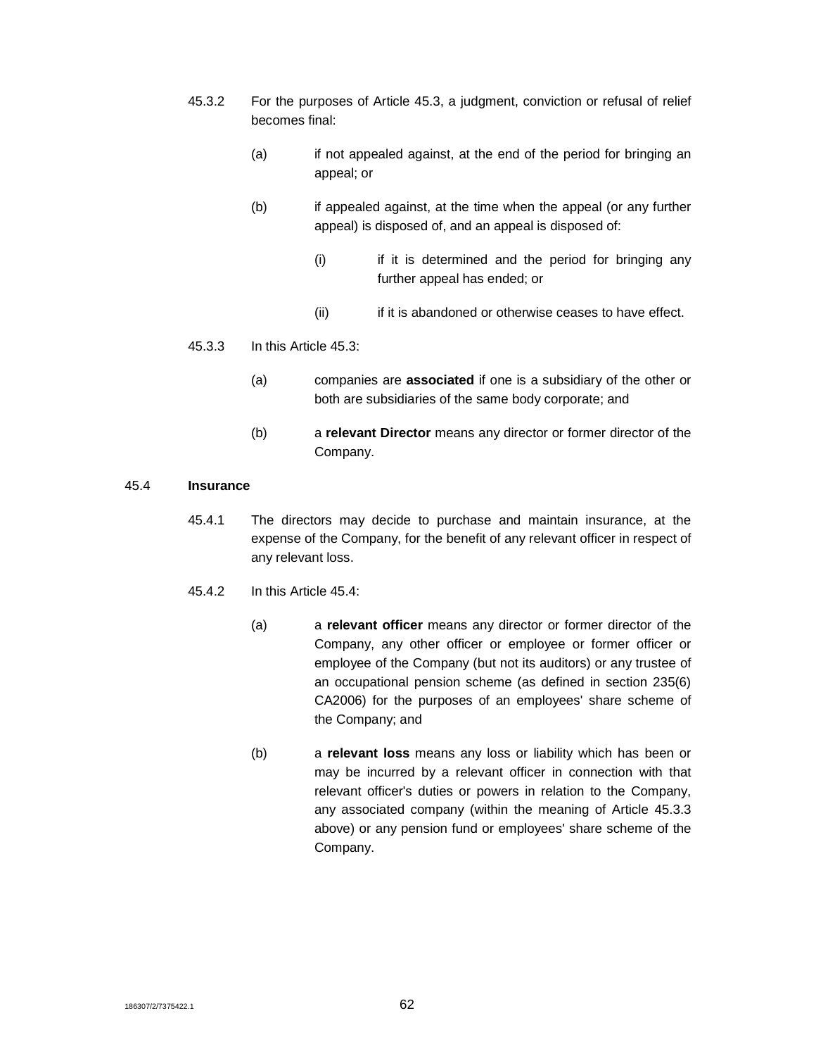45.3.2 For the purposes of Article 45.3, a judgment, conviction or refusal of relief becomes final:

(a) if not appealed against, at the end of the period for bringing an appeal; or

(b) if appealed against, at the time when the appeal (or any further appeal) is disposed of, and an appeal is disposed of:

(i) if it is determined and the period for bringing any further appeal has ended; or

(ii) if it is abandoned or otherwise ceases to have effect.

45.3.3 In this Article 45.3:

(a) companies are **associated** if one is a subsidiary of the other or both are subsidiaries of the same body corporate; and

(b) a **relevant Director** means any director or former director of the Company.

45.4 **Insurance**

45.4.1 The directors may decide to purchase and maintain insurance, at the expense of the Company, for the benefit of any relevant officer in respect of any relevant loss.

45.4.2 In this Article 45.4:

(a) a **relevant officer** means any director or former director of the Company, any other officer or employee or former officer or employee of the Company (but not its auditors) or any trustee of an occupational pension scheme (as defined in section 235(6) CA2006) for the purposes of an employees' share scheme of the Company; and

(b) a **relevant loss** means any loss or liability which has been or may be incurred by a relevant officer in connection with that relevant officer's duties or powers in relation to the Company, any associated company (within the meaning of Article 45.3.3 above) or any pension fund or employees' share scheme of the Company.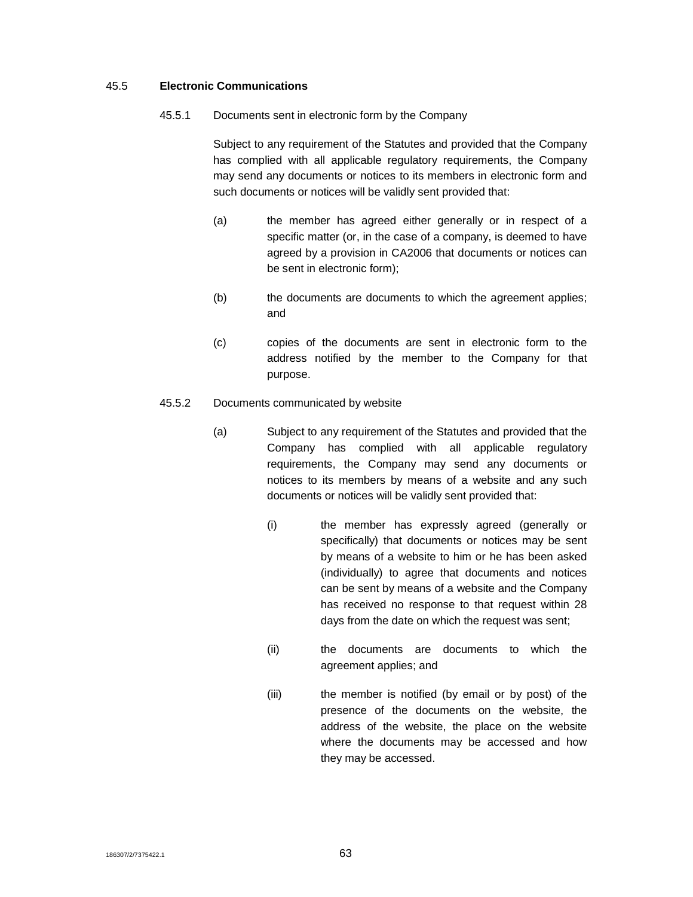45.5 **Electronic Communications**

45.5.1 Documents sent in electronic form by the Company

Subject to any requirement of the Statutes and provided that the Company has complied with all applicable regulatory requirements, the Company may send any documents or notices to its members in electronic form and such documents or notices will be validly sent provided that:

(a) the member has agreed either generally or in respect of a specific matter (or, in the case of a company, is deemed to have agreed by a provision in CA2006 that documents or notices can be sent in electronic form);

(b) the documents are documents to which the agreement applies; and

(c) copies of the documents are sent in electronic form to the address notified by the member to the Company for that purpose.

45.5.2 Documents communicated by website

(a) Subject to any requirement of the Statutes and provided that the Company has complied with all applicable regulatory requirements, the Company may send any documents or notices to its members by means of a website and any such documents or notices will be validly sent provided that:

(i) the member has expressly agreed (generally or specifically) that documents or notices may be sent by means of a website to him or he has been asked (individually) to agree that documents and notices can be sent by means of a website and the Company has received no response to that request within 28 days from the date on which the request was sent;

(ii) the documents are documents to which the agreement applies; and

(iii) the member is notified (by email or by post) of the presence of the documents on the website, the address of the website, the place on the website where the documents may be accessed and how they may be accessed.

186307/2/7375422.1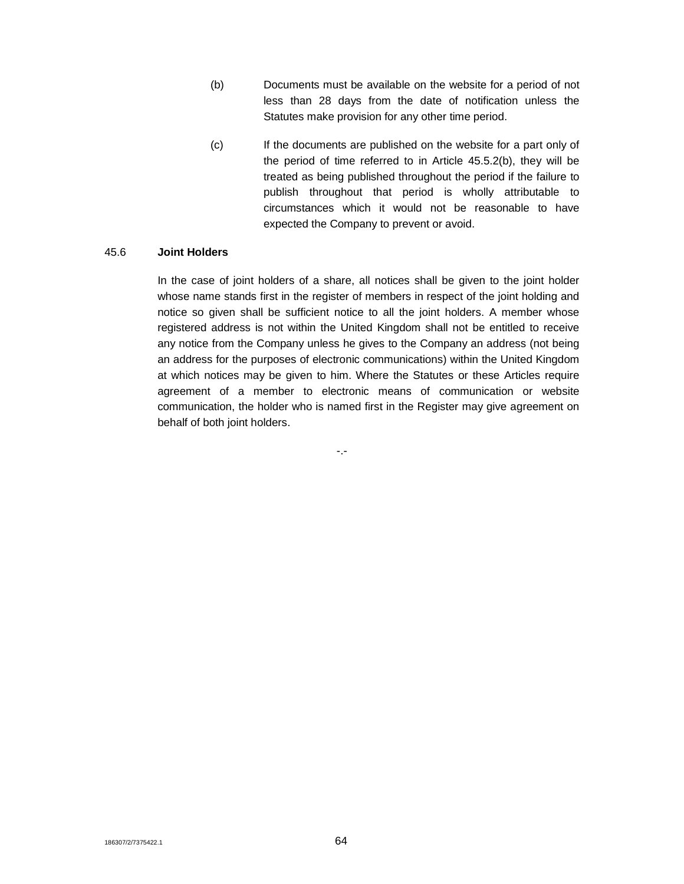(b) Documents must be available on the website for a period of not less than 28 days from the date of notification unless the Statutes make provision for any other time period.

(c) If the documents are published on the website for a part only of the period of time referred to in Article 45.5.2(b), they will be treated as being published throughout the period if the failure to publish throughout that period is wholly attributable to circumstances which it would not be reasonable to have expected the Company to prevent or avoid.

45.6 **Joint Holders**

In the case of joint holders of a share, all notices shall be given to the joint holder whose name stands first in the register of members in respect of the joint holding and notice so given shall be sufficient notice to all the joint holders. A member whose registered address is not within the United Kingdom shall not be entitled to receive any notice from the Company unless he gives to the Company an address (not being an address for the purposes of electronic communications) within the United Kingdom at which notices may be given to him. Where the Statutes or these Articles require agreement of a member to electronic means of communication or website communication, the holder who is named first in the Register may give agreement on behalf of both joint holders.

-.-